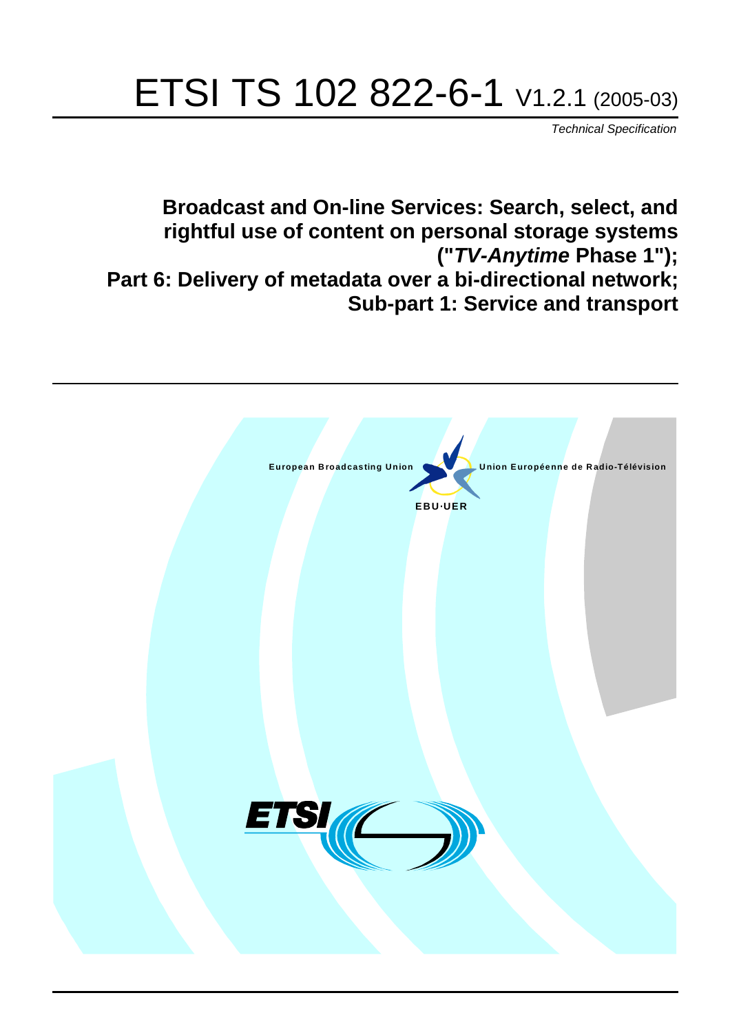# ETSI TS 102 822-6-1 V1.2.1 (2005-03)

*Technical Specification*

**Broadcast and On-line Services: Search, select, and rightful use of content on personal storage systems ("*TV-Anytime* Phase 1"); Part 6: Delivery of metadata over a bi-directional network; Sub-part 1: Service and transport**

European Broadcasting Union Union Européenne de Radio-Télévision

EBU·UER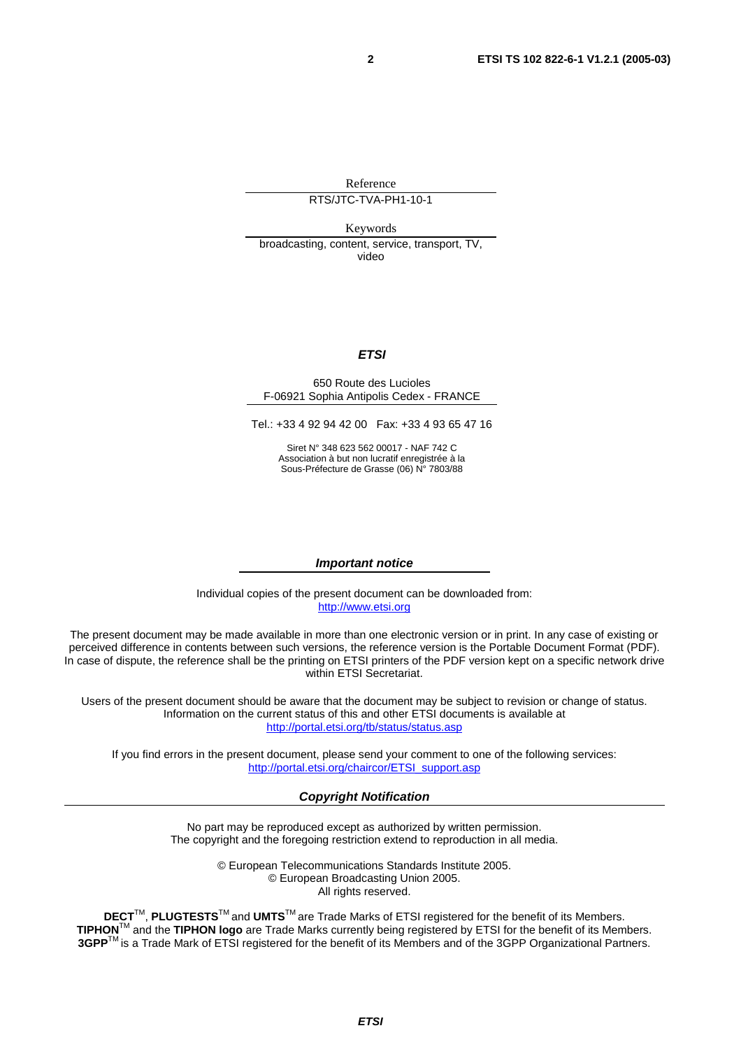Reference

RTS/JTC-TVA-PH1-10-1

Keywords

broadcasting, content, service, transport, TV, video

***ETSI***

650 Route des Lucioles
F-06921 Sophia Antipolis Cedex - FRANCE

Tel.: +33 4 92 94 42 00 Fax: +33 4 93 65 47 16

Siret N° 348 623 562 00017 - NAF 742 C
Association à but non lucratif enregistrée à la
Sous-Préfecture de Grasse (06) N° 7803/88

***Important notice***

Individual copies of the present document can be downloaded from:
http://www.etsi.org

The present document may be made available in more than one electronic version or in print. In any case of existing or perceived difference in contents between such versions, the reference version is the Portable Document Format (PDF). In case of dispute, the reference shall be the printing on ETSI printers of the PDF version kept on a specific network drive within ETSI Secretariat.

Users of the present document should be aware that the document may be subject to revision or change of status. Information on the current status of this and other ETSI documents is available at
http://portal.etsi.org/tb/status/status.asp

If you find errors in the present document, please send your comment to one of the following services:
http://portal.etsi.org/chaircor/ETSI_support.asp

***Copyright Notification***

No part may be reproduced except as authorized by written permission.
The copyright and the foregoing restriction extend to reproduction in all media.

© European Telecommunications Standards Institute 2005.
© European Broadcasting Union 2005.
All rights reserved.

**DECT**™, **PLUGTESTS**™ and **UMTS**™ are Trade Marks of ETSI registered for the benefit of its Members.
**TIPHON**™ and the **TIPHON logo** are Trade Marks currently being registered by ETSI for the benefit of its Members.
**3GPP**™ is a Trade Mark of ETSI registered for the benefit of its Members and of the 3GPP Organizational Partners.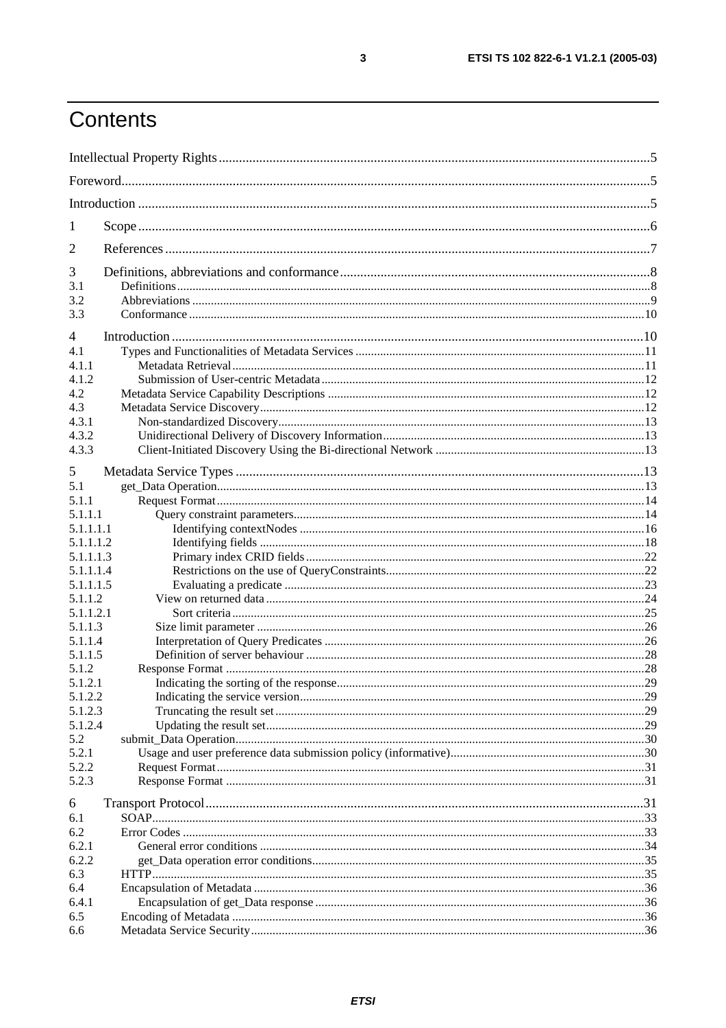# Contents

Intellectual Property Rights .......... 5

Foreword .......... 5

Introduction .......... 5

1 Scope .......... 6

2 References .......... 7

3 Definitions, abbreviations and conformance .......... 8
- 3.1 Definitions .......... 8
- 3.2 Abbreviations .......... 9
- 3.3 Conformance .......... 10

4 Introduction .......... 10
- 4.1 Types and Functionalities of Metadata Services .......... 11
  - 4.1.1 Metadata Retrieval .......... 11
  - 4.1.2 Submission of User-centric Metadata .......... 12
- 4.2 Metadata Service Capability Descriptions .......... 12
- 4.3 Metadata Service Discovery .......... 12
  - 4.3.1 Non-standardized Discovery .......... 13
  - 4.3.2 Unidirectional Delivery of Discovery Information .......... 13
  - 4.3.3 Client-Initiated Discovery Using the Bi-directional Network .......... 13

5 Metadata Service Types .......... 13
- 5.1 get_Data Operation .......... 13
  - 5.1.1 Request Format .......... 14
    - 5.1.1.1 Query constraint parameters .......... 14
      - 5.1.1.1.1 Identifying contextNodes .......... 16
      - 5.1.1.1.2 Identifying fields .......... 18
      - 5.1.1.1.3 Primary index CRID fields .......... 22
      - 5.1.1.1.4 Restrictions on the use of QueryConstraints .......... 22
      - 5.1.1.1.5 Evaluating a predicate .......... 23
    - 5.1.1.2 View on returned data .......... 24
      - 5.1.1.2.1 Sort criteria .......... 25
    - 5.1.1.3 Size limit parameter .......... 26
    - 5.1.1.4 Interpretation of Query Predicates .......... 26
    - 5.1.1.5 Definition of server behaviour .......... 28
  - 5.1.2 Response Format .......... 28
    - 5.1.2.1 Indicating the sorting of the response .......... 29
    - 5.1.2.2 Indicating the service version .......... 29
    - 5.1.2.3 Truncating the result set .......... 29
    - 5.1.2.4 Updating the result set .......... 29
- 5.2 submit_Data Operation .......... 30
  - 5.2.1 Usage and user preference data submission policy (informative) .......... 30
  - 5.2.2 Request Format .......... 31
  - 5.2.3 Response Format .......... 31

6 Transport Protocol .......... 31
- 6.1 SOAP .......... 33
- 6.2 Error Codes .......... 33
  - 6.2.1 General error conditions .......... 34
  - 6.2.2 get_Data operation error conditions .......... 35
- 6.3 HTTP .......... 35
- 6.4 Encapsulation of Metadata .......... 36
  - 6.4.1 Encapsulation of get_Data response .......... 36
- 6.5 Encoding of Metadata .......... 36
- 6.6 Metadata Service Security .......... 36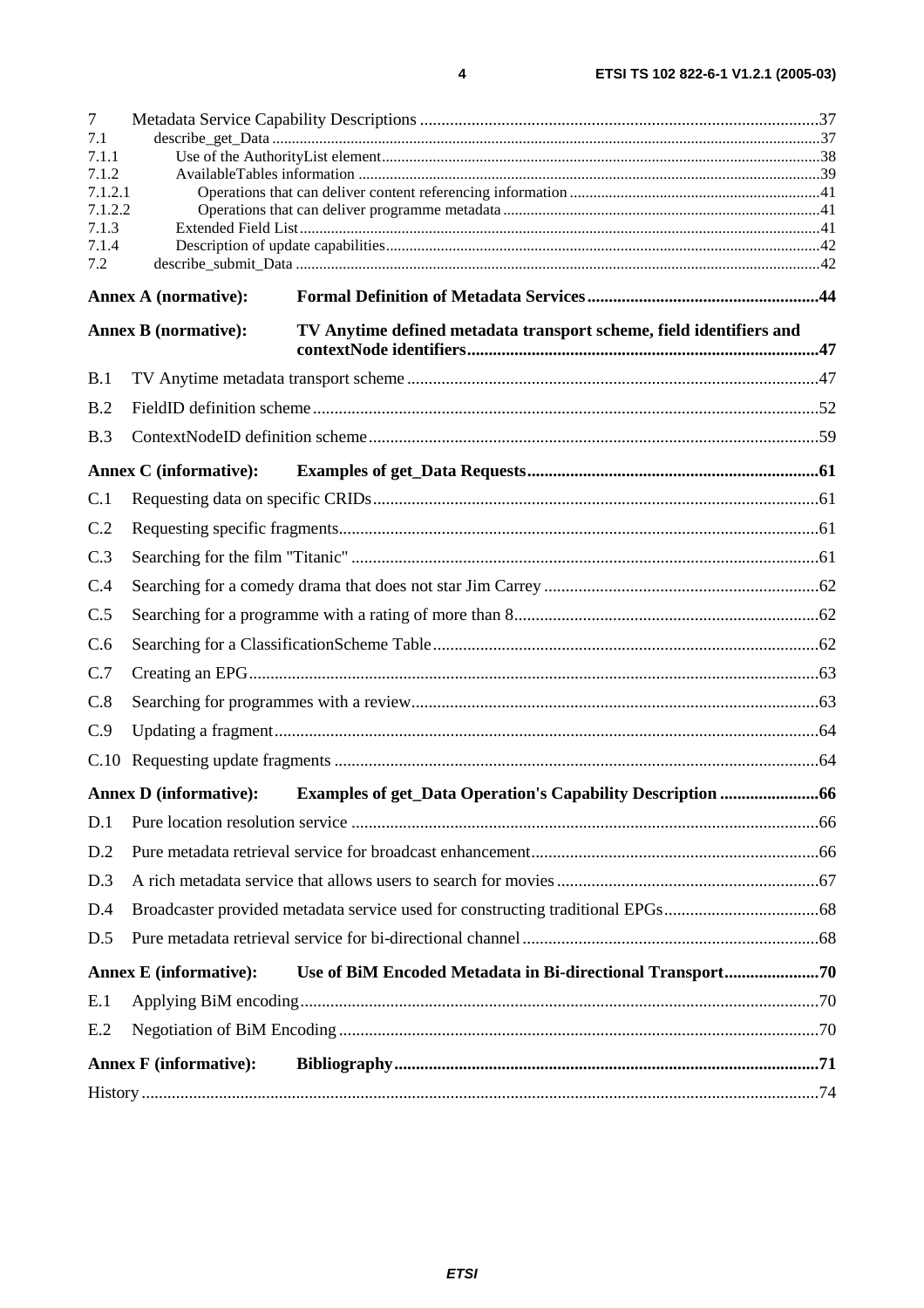7 Metadata Service Capability Descriptions ....................................................................................37
7.1 describe_get_Data ....................................................................................................................37
7.1.1 Use of the AuthorityList element.......................................................................................38
7.1.2 AvailableTables information ............................................................................................39
7.1.2.1 Operations that can deliver content referencing information ..............................................41
7.1.2.2 Operations that can deliver programme metadata ...............................................................41
7.1.3 Extended Field List...........................................................................................................41
7.1.4 Description of update capabilities.....................................................................................42
7.2 describe_submit_Data ..............................................................................................................42

**Annex A (normative): Formal Definition of Metadata Services.....................................................44**

**Annex B (normative): TV Anytime defined metadata transport scheme, field identifiers and contextNode identifiers..................................................................................47**

B.1 TV Anytime metadata transport scheme ...............................................................................47

B.2 FieldID definition scheme.....................................................................................................52

B.3 ContextNodeID definition scheme........................................................................................59

**Annex C (informative): Examples of get_Data Requests...................................................................61**

C.1 Requesting data on specific CRIDs.......................................................................................61

C.2 Requesting specific fragments...............................................................................................61

C.3 Searching for the film "Titanic" ............................................................................................61

C.4 Searching for a comedy drama that does not star Jim Carrey ................................................62

C.5 Searching for a programme with a rating of more than 8.......................................................62

C.6 Searching for a ClassificationScheme Table.........................................................................62

C.7 Creating an EPG...................................................................................................................63

C.8 Searching for programmes with a review..............................................................................63

C.9 Updating a fragment.............................................................................................................64

C.10 Requesting update fragments ..............................................................................................64

**Annex D (informative): Examples of get_Data Operation's Capability Description .......................66**

D.1 Pure location resolution service ............................................................................................66

D.2 Pure metadata retrieval service for broadcast enhancement..................................................66

D.3 A rich metadata service that allows users to search for movies .............................................67

D.4 Broadcaster provided metadata service used for constructing traditional EPGs....................68

D.5 Pure metadata retrieval service for bi-directional channel.....................................................68

**Annex E (informative): Use of BiM Encoded Metadata in Bi-directional Transport......................70**

E.1 Applying BiM encoding........................................................................................................70

E.2 Negotiation of BiM Encoding ...............................................................................................70

**Annex F (informative): Bibliography.................................................................................................71**

History .........................................................................................................................................74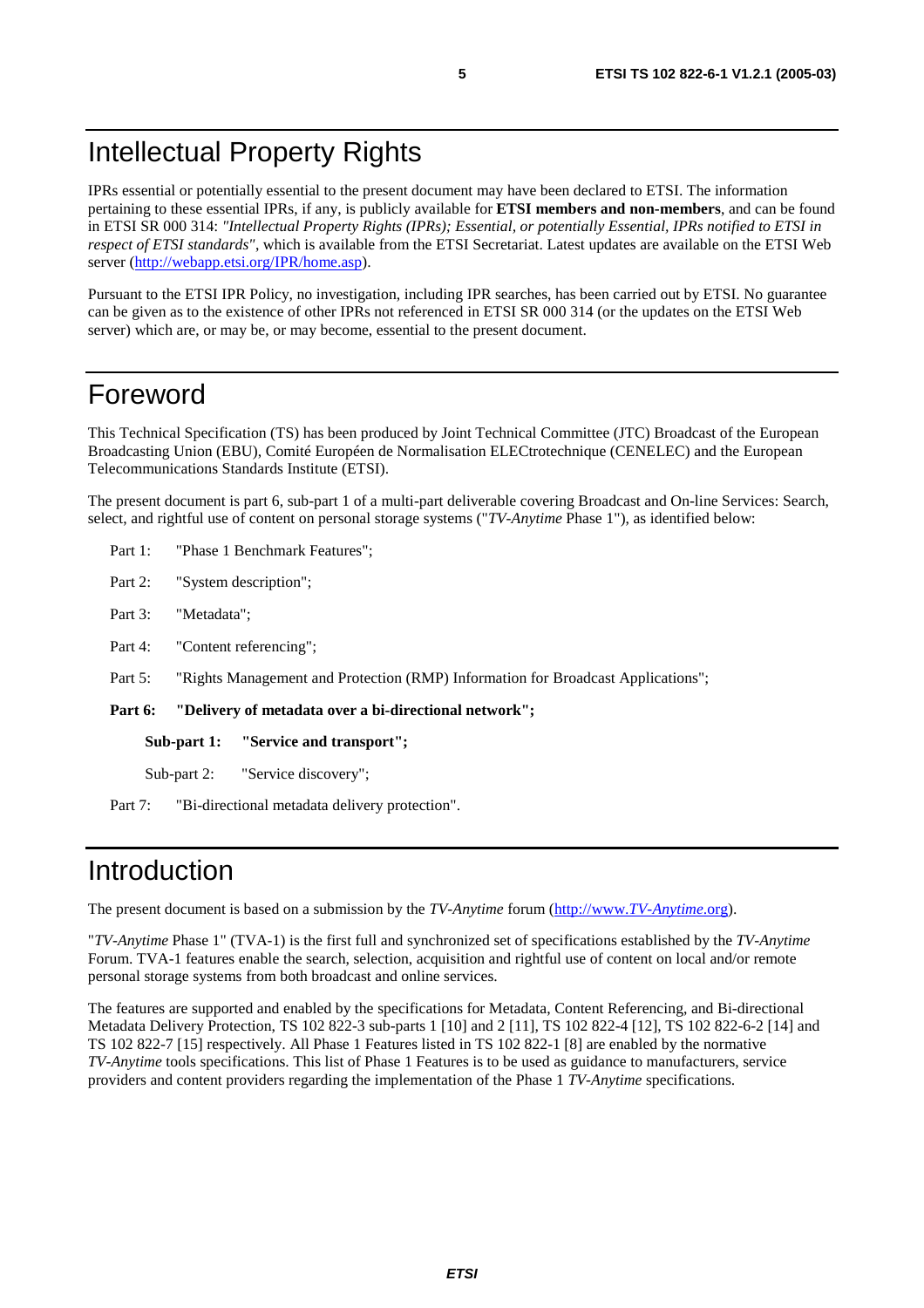# Intellectual Property Rights

IPRs essential or potentially essential to the present document may have been declared to ETSI. The information pertaining to these essential IPRs, if any, is publicly available for **ETSI members and non-members**, and can be found in ETSI SR 000 314: *"Intellectual Property Rights (IPRs); Essential, or potentially Essential, IPRs notified to ETSI in respect of ETSI standards"*, which is available from the ETSI Secretariat. Latest updates are available on the ETSI Web server (http://webapp.etsi.org/IPR/home.asp).

Pursuant to the ETSI IPR Policy, no investigation, including IPR searches, has been carried out by ETSI. No guarantee can be given as to the existence of other IPRs not referenced in ETSI SR 000 314 (or the updates on the ETSI Web server) which are, or may be, or may become, essential to the present document.

# Foreword

This Technical Specification (TS) has been produced by Joint Technical Committee (JTC) Broadcast of the European Broadcasting Union (EBU), Comité Européen de Normalisation ELECtrotechnique (CENELEC) and the European Telecommunications Standards Institute (ETSI).

The present document is part 6, sub-part 1 of a multi-part deliverable covering Broadcast and On-line Services: Search, select, and rightful use of content on personal storage systems ("*TV-Anytime* Phase 1"), as identified below:

Part 1: "Phase 1 Benchmark Features";

Part 2: "System description";

Part 3: "Metadata";

Part 4: "Content referencing";

Part 5: "Rights Management and Protection (RMP) Information for Broadcast Applications";

**Part 6: "Delivery of metadata over a bi-directional network";**

**Sub-part 1: "Service and transport";**

Sub-part 2: "Service discovery";

Part 7: "Bi-directional metadata delivery protection".

# Introduction

The present document is based on a submission by the *TV-Anytime* forum (http://www.*TV-Anytime*.org).

"*TV-Anytime* Phase 1" (TVA-1) is the first full and synchronized set of specifications established by the *TV-Anytime* Forum. TVA-1 features enable the search, selection, acquisition and rightful use of content on local and/or remote personal storage systems from both broadcast and online services.

The features are supported and enabled by the specifications for Metadata, Content Referencing, and Bi-directional Metadata Delivery Protection, TS 102 822-3 sub-parts 1 [10] and 2 [11], TS 102 822-4 [12], TS 102 822-6-2 [14] and TS 102 822-7 [15] respectively. All Phase 1 Features listed in TS 102 822-1 [8] are enabled by the normative *TV-Anytime* tools specifications. This list of Phase 1 Features is to be used as guidance to manufacturers, service providers and content providers regarding the implementation of the Phase 1 *TV-Anytime* specifications.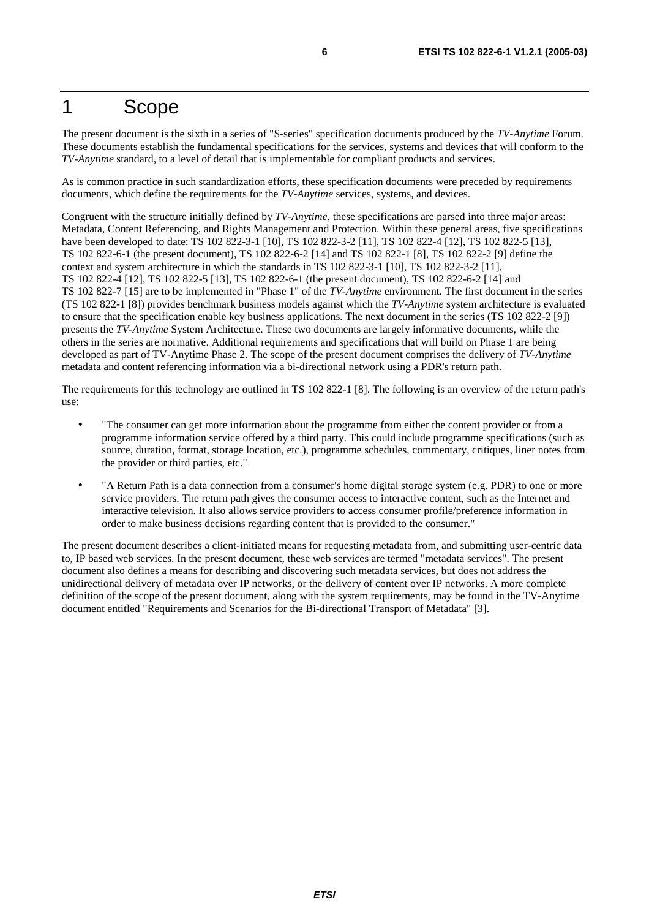# 1 Scope

The present document is the sixth in a series of "S-series" specification documents produced by the *TV-Anytime* Forum. These documents establish the fundamental specifications for the services, systems and devices that will conform to the *TV-Anytime* standard, to a level of detail that is implementable for compliant products and services.

As is common practice in such standardization efforts, these specification documents were preceded by requirements documents, which define the requirements for the *TV-Anytime* services, systems, and devices.

Congruent with the structure initially defined by *TV-Anytime*, these specifications are parsed into three major areas: Metadata, Content Referencing, and Rights Management and Protection. Within these general areas, five specifications have been developed to date: TS 102 822-3-1 [10], TS 102 822-3-2 [11], TS 102 822-4 [12], TS 102 822-5 [13], TS 102 822-6-1 (the present document), TS 102 822-6-2 [14] and TS 102 822-1 [8], TS 102 822-2 [9] define the context and system architecture in which the standards in TS 102 822-3-1 [10], TS 102 822-3-2 [11], TS 102 822-4 [12], TS 102 822-5 [13], TS 102 822-6-1 (the present document), TS 102 822-6-2 [14] and TS 102 822-7 [15] are to be implemented in "Phase 1" of the *TV-Anytime* environment. The first document in the series (TS 102 822-1 [8]) provides benchmark business models against which the *TV-Anytime* system architecture is evaluated to ensure that the specification enable key business applications. The next document in the series (TS 102 822-2 [9]) presents the *TV-Anytime* System Architecture. These two documents are largely informative documents, while the others in the series are normative. Additional requirements and specifications that will build on Phase 1 are being developed as part of TV-Anytime Phase 2. The scope of the present document comprises the delivery of *TV-Anytime* metadata and content referencing information via a bi-directional network using a PDR's return path.

The requirements for this technology are outlined in TS 102 822-1 [8]. The following is an overview of the return path's use:

- "The consumer can get more information about the programme from either the content provider or from a programme information service offered by a third party. This could include programme specifications (such as source, duration, format, storage location, etc.), programme schedules, commentary, critiques, liner notes from the provider or third parties, etc."
- "A Return Path is a data connection from a consumer's home digital storage system (e.g. PDR) to one or more service providers. The return path gives the consumer access to interactive content, such as the Internet and interactive television. It also allows service providers to access consumer profile/preference information in order to make business decisions regarding content that is provided to the consumer."

The present document describes a client-initiated means for requesting metadata from, and submitting user-centric data to, IP based web services. In the present document, these web services are termed "metadata services". The present document also defines a means for describing and discovering such metadata services, but does not address the unidirectional delivery of metadata over IP networks, or the delivery of content over IP networks. A more complete definition of the scope of the present document, along with the system requirements, may be found in the TV-Anytime document entitled "Requirements and Scenarios for the Bi-directional Transport of Metadata" [3].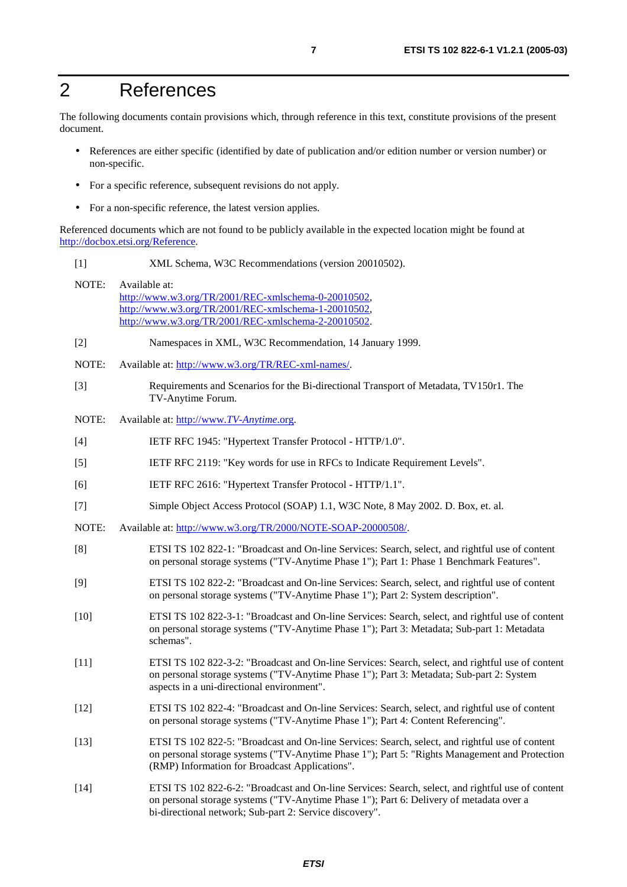# 2 References

The following documents contain provisions which, through reference in this text, constitute provisions of the present document.

- References are either specific (identified by date of publication and/or edition number or version number) or non-specific.
- For a specific reference, subsequent revisions do not apply.
- For a non-specific reference, the latest version applies.

Referenced documents which are not found to be publicly available in the expected location might be found at http://docbox.etsi.org/Reference.

[1] XML Schema, W3C Recommendations (version 20010502).

NOTE: Available at:
http://www.w3.org/TR/2001/REC-xmlschema-0-20010502,
http://www.w3.org/TR/2001/REC-xmlschema-1-20010502,
http://www.w3.org/TR/2001/REC-xmlschema-2-20010502.

[2] Namespaces in XML, W3C Recommendation, 14 January 1999.

NOTE: Available at: http://www.w3.org/TR/REC-xml-names/.

[3] Requirements and Scenarios for the Bi-directional Transport of Metadata, TV150r1. The TV-Anytime Forum.

NOTE: Available at: http://www.*TV-Anytime*.org.

[4] IETF RFC 1945: "Hypertext Transfer Protocol - HTTP/1.0".

[5] IETF RFC 2119: "Key words for use in RFCs to Indicate Requirement Levels".

[6] IETF RFC 2616: "Hypertext Transfer Protocol - HTTP/1.1".

[7] Simple Object Access Protocol (SOAP) 1.1, W3C Note, 8 May 2002. D. Box, et. al.

NOTE: Available at: http://www.w3.org/TR/2000/NOTE-SOAP-20000508/.

[8] ETSI TS 102 822-1: "Broadcast and On-line Services: Search, select, and rightful use of content on personal storage systems ("TV-Anytime Phase 1"); Part 1: Phase 1 Benchmark Features".

[9] ETSI TS 102 822-2: "Broadcast and On-line Services: Search, select, and rightful use of content on personal storage systems ("TV-Anytime Phase 1"); Part 2: System description".

[10] ETSI TS 102 822-3-1: "Broadcast and On-line Services: Search, select, and rightful use of content on personal storage systems ("TV-Anytime Phase 1"); Part 3: Metadata; Sub-part 1: Metadata schemas".

[11] ETSI TS 102 822-3-2: "Broadcast and On-line Services: Search, select, and rightful use of content on personal storage systems ("TV-Anytime Phase 1"); Part 3: Metadata; Sub-part 2: System aspects in a uni-directional environment".

[12] ETSI TS 102 822-4: "Broadcast and On-line Services: Search, select, and rightful use of content on personal storage systems ("TV-Anytime Phase 1"); Part 4: Content Referencing".

[13] ETSI TS 102 822-5: "Broadcast and On-line Services: Search, select, and rightful use of content on personal storage systems ("TV-Anytime Phase 1"); Part 5: "Rights Management and Protection (RMP) Information for Broadcast Applications".

[14] ETSI TS 102 822-6-2: "Broadcast and On-line Services: Search, select, and rightful use of content on personal storage systems ("TV-Anytime Phase 1"); Part 6: Delivery of metadata over a bi-directional network; Sub-part 2: Service discovery".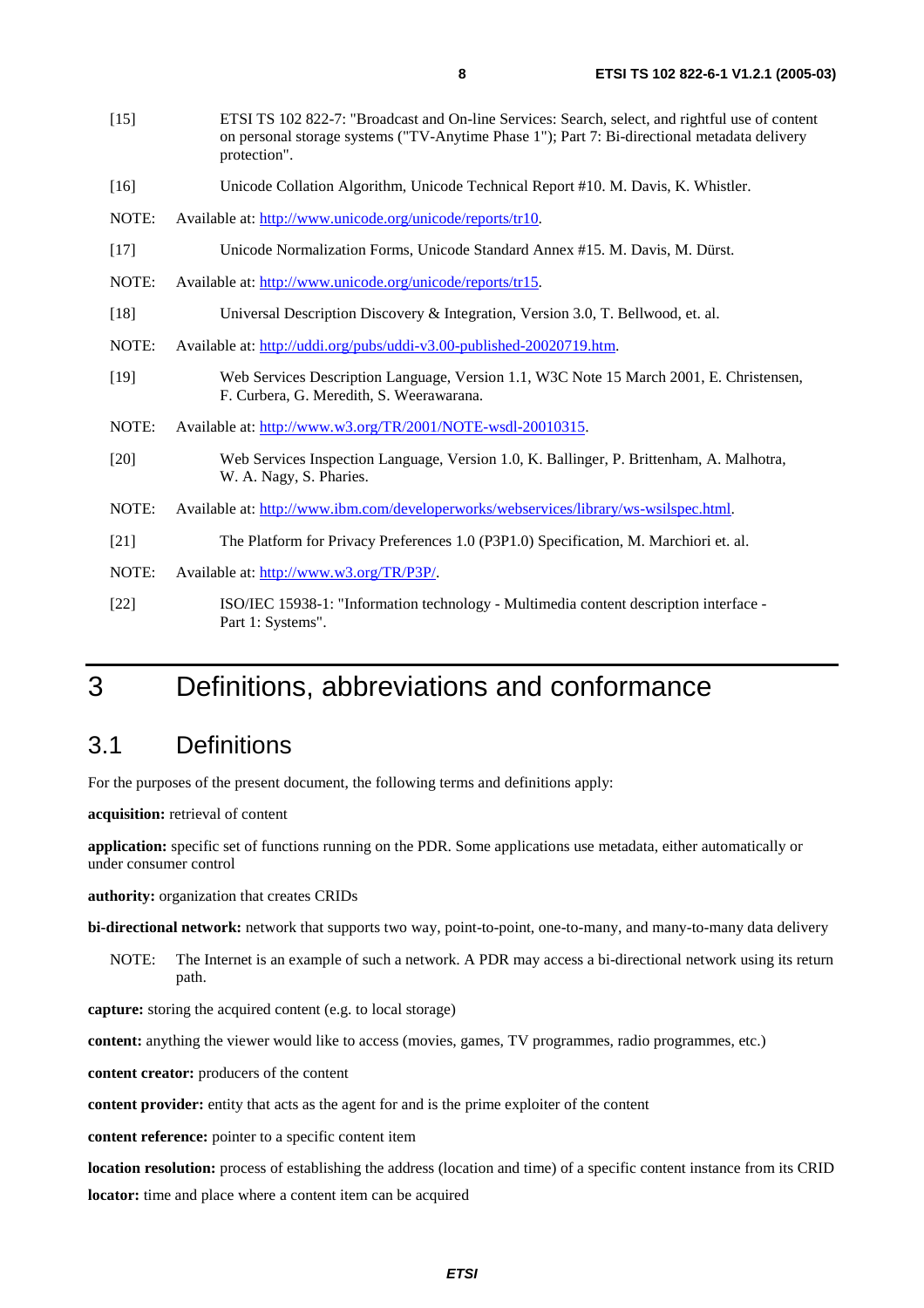[15] ETSI TS 102 822-7: "Broadcast and On-line Services: Search, select, and rightful use of content on personal storage systems ("TV-Anytime Phase 1"); Part 7: Bi-directional metadata delivery protection".

[16] Unicode Collation Algorithm, Unicode Technical Report #10. M. Davis, K. Whistler.

NOTE: Available at: http://www.unicode.org/unicode/reports/tr10.

[17] Unicode Normalization Forms, Unicode Standard Annex #15. M. Davis, M. Dürst.

NOTE: Available at: http://www.unicode.org/unicode/reports/tr15.

[18] Universal Description Discovery & Integration, Version 3.0, T. Bellwood, et. al.

NOTE: Available at: http://uddi.org/pubs/uddi-v3.00-published-20020719.htm.

[19] Web Services Description Language, Version 1.1, W3C Note 15 March 2001, E. Christensen, F. Curbera, G. Meredith, S. Weerawarana.

NOTE: Available at: http://www.w3.org/TR/2001/NOTE-wsdl-20010315.

[20] Web Services Inspection Language, Version 1.0, K. Ballinger, P. Brittenham, A. Malhotra, W. A. Nagy, S. Pharies.

NOTE: Available at: http://www.ibm.com/developerworks/webservices/library/ws-wsilspec.html.

[21] The Platform for Privacy Preferences 1.0 (P3P1.0) Specification, M. Marchiori et. al.

NOTE: Available at: http://www.w3.org/TR/P3P/.

[22] ISO/IEC 15938-1: "Information technology - Multimedia content description interface - Part 1: Systems".

# 3 Definitions, abbreviations and conformance

## 3.1 Definitions

For the purposes of the present document, the following terms and definitions apply:

**acquisition:** retrieval of content

**application:** specific set of functions running on the PDR. Some applications use metadata, either automatically or under consumer control

**authority:** organization that creates CRIDs

**bi-directional network:** network that supports two way, point-to-point, one-to-many, and many-to-many data delivery

NOTE: The Internet is an example of such a network. A PDR may access a bi-directional network using its return path.

**capture:** storing the acquired content (e.g. to local storage)

**content:** anything the viewer would like to access (movies, games, TV programmes, radio programmes, etc.)

**content creator:** producers of the content

**content provider:** entity that acts as the agent for and is the prime exploiter of the content

**content reference:** pointer to a specific content item

**location resolution:** process of establishing the address (location and time) of a specific content instance from its CRID

**locator:** time and place where a content item can be acquired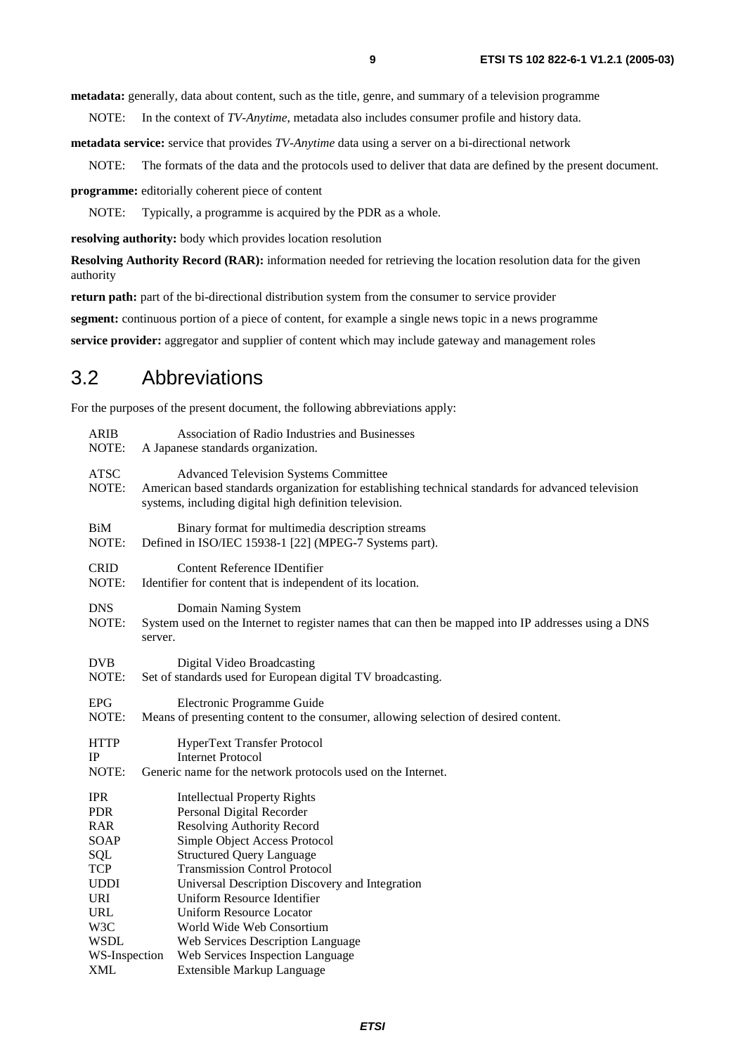**metadata:** generally, data about content, such as the title, genre, and summary of a television programme

NOTE: In the context of *TV-Anytime*, metadata also includes consumer profile and history data.

**metadata service:** service that provides *TV-Anytime* data using a server on a bi-directional network

NOTE: The formats of the data and the protocols used to deliver that data are defined by the present document.

**programme:** editorially coherent piece of content

NOTE: Typically, a programme is acquired by the PDR as a whole.

**resolving authority:** body which provides location resolution

**Resolving Authority Record (RAR):** information needed for retrieving the location resolution data for the given authority

**return path:** part of the bi-directional distribution system from the consumer to service provider

**segment:** continuous portion of a piece of content, for example a single news topic in a news programme

**service provider:** aggregator and supplier of content which may include gateway and management roles

## 3.2 Abbreviations

For the purposes of the present document, the following abbreviations apply:

ARIB Association of Radio Industries and Businesses
NOTE: A Japanese standards organization.

ATSC Advanced Television Systems Committee
NOTE: American based standards organization for establishing technical standards for advanced television systems, including digital high definition television.

BiM Binary format for multimedia description streams
NOTE: Defined in ISO/IEC 15938-1 [22] (MPEG-7 Systems part).

CRID Content Reference IDentifier
NOTE: Identifier for content that is independent of its location.

DNS Domain Naming System
NOTE: System used on the Internet to register names that can then be mapped into IP addresses using a DNS server.

DVB Digital Video Broadcasting
NOTE: Set of standards used for European digital TV broadcasting.

EPG Electronic Programme Guide
NOTE: Means of presenting content to the consumer, allowing selection of desired content.

HTTP HyperText Transfer Protocol
IP Internet Protocol
NOTE: Generic name for the network protocols used on the Internet.

IPR Intellectual Property Rights
PDR Personal Digital Recorder
RAR Resolving Authority Record
SOAP Simple Object Access Protocol
SQL Structured Query Language
TCP Transmission Control Protocol
UDDI Universal Description Discovery and Integration
URI Uniform Resource Identifier
URL Uniform Resource Locator
W3C World Wide Web Consortium
WSDL Web Services Description Language
WS-Inspection Web Services Inspection Language
XML Extensible Markup Language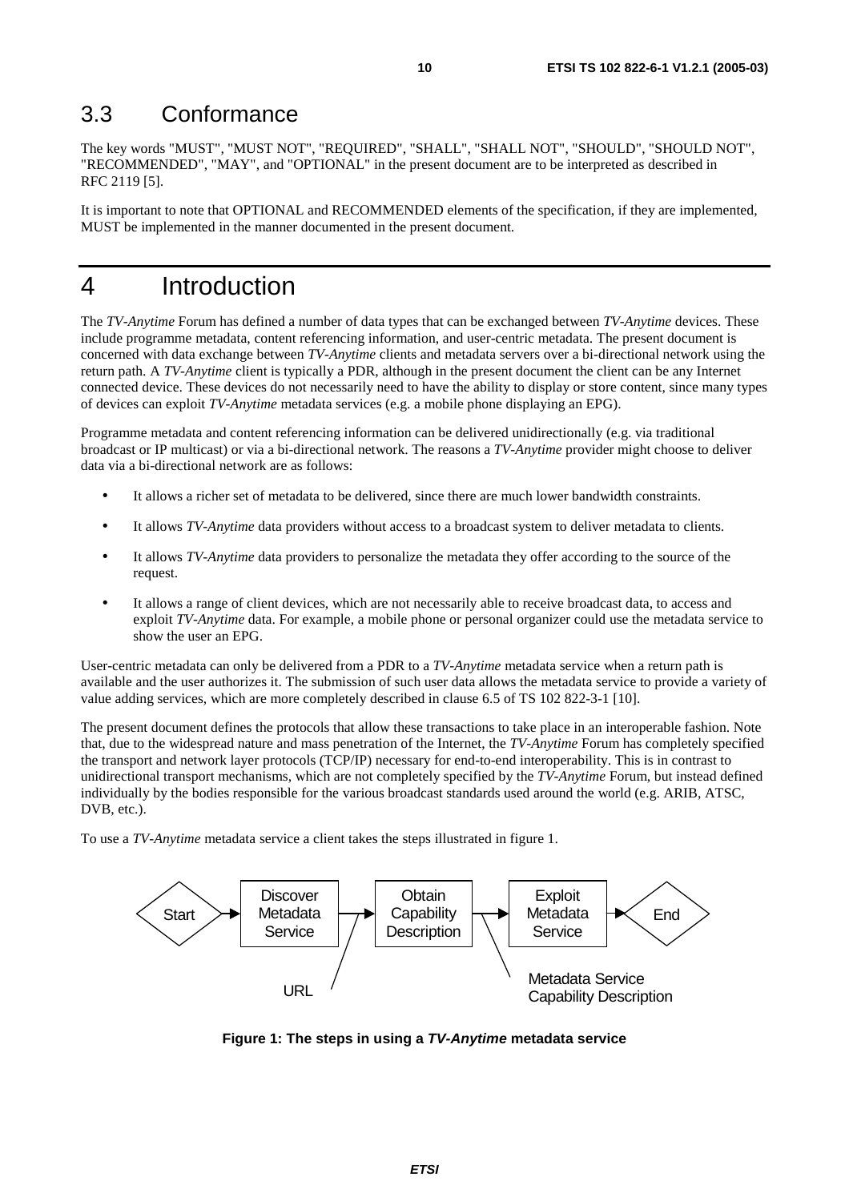## 3.3 Conformance

The key words "MUST", "MUST NOT", "REQUIRED", "SHALL", "SHALL NOT", "SHOULD", "SHOULD NOT", "RECOMMENDED", "MAY", and "OPTIONAL" in the present document are to be interpreted as described in RFC 2119 [5].

It is important to note that OPTIONAL and RECOMMENDED elements of the specification, if they are implemented, MUST be implemented in the manner documented in the present document.

# 4 Introduction

The *TV-Anytime* Forum has defined a number of data types that can be exchanged between *TV-Anytime* devices. These include programme metadata, content referencing information, and user-centric metadata. The present document is concerned with data exchange between *TV-Anytime* clients and metadata servers over a bi-directional network using the return path. A *TV-Anytime* client is typically a PDR, although in the present document the client can be any Internet connected device. These devices do not necessarily need to have the ability to display or store content, since many types of devices can exploit *TV-Anytime* metadata services (e.g. a mobile phone displaying an EPG).

Programme metadata and content referencing information can be delivered unidirectionally (e.g. via traditional broadcast or IP multicast) or via a bi-directional network. The reasons a *TV-Anytime* provider might choose to deliver data via a bi-directional network are as follows:

- It allows a richer set of metadata to be delivered, since there are much lower bandwidth constraints.
- It allows *TV-Anytime* data providers without access to a broadcast system to deliver metadata to clients.
- It allows *TV-Anytime* data providers to personalize the metadata they offer according to the source of the request.
- It allows a range of client devices, which are not necessarily able to receive broadcast data, to access and exploit *TV-Anytime* data. For example, a mobile phone or personal organizer could use the metadata service to show the user an EPG.

User-centric metadata can only be delivered from a PDR to a *TV-Anytime* metadata service when a return path is available and the user authorizes it. The submission of such user data allows the metadata service to provide a variety of value adding services, which are more completely described in clause 6.5 of TS 102 822-3-1 [10].

The present document defines the protocols that allow these transactions to take place in an interoperable fashion. Note that, due to the widespread nature and mass penetration of the Internet, the *TV-Anytime* Forum has completely specified the transport and network layer protocols (TCP/IP) necessary for end-to-end interoperability. This is in contrast to unidirectional transport mechanisms, which are not completely specified by the *TV-Anytime* Forum, but instead defined individually by the bodies responsible for the various broadcast standards used around the world (e.g. ARIB, ATSC, DVB, etc.).

To use a *TV-Anytime* metadata service a client takes the steps illustrated in figure 1.

Start → Discover Metadata Service → Obtain Capability Description → Exploit Metadata Service → End

URL; Metadata Service Capability Description

**Figure 1: The steps in using a *TV-Anytime* metadata service**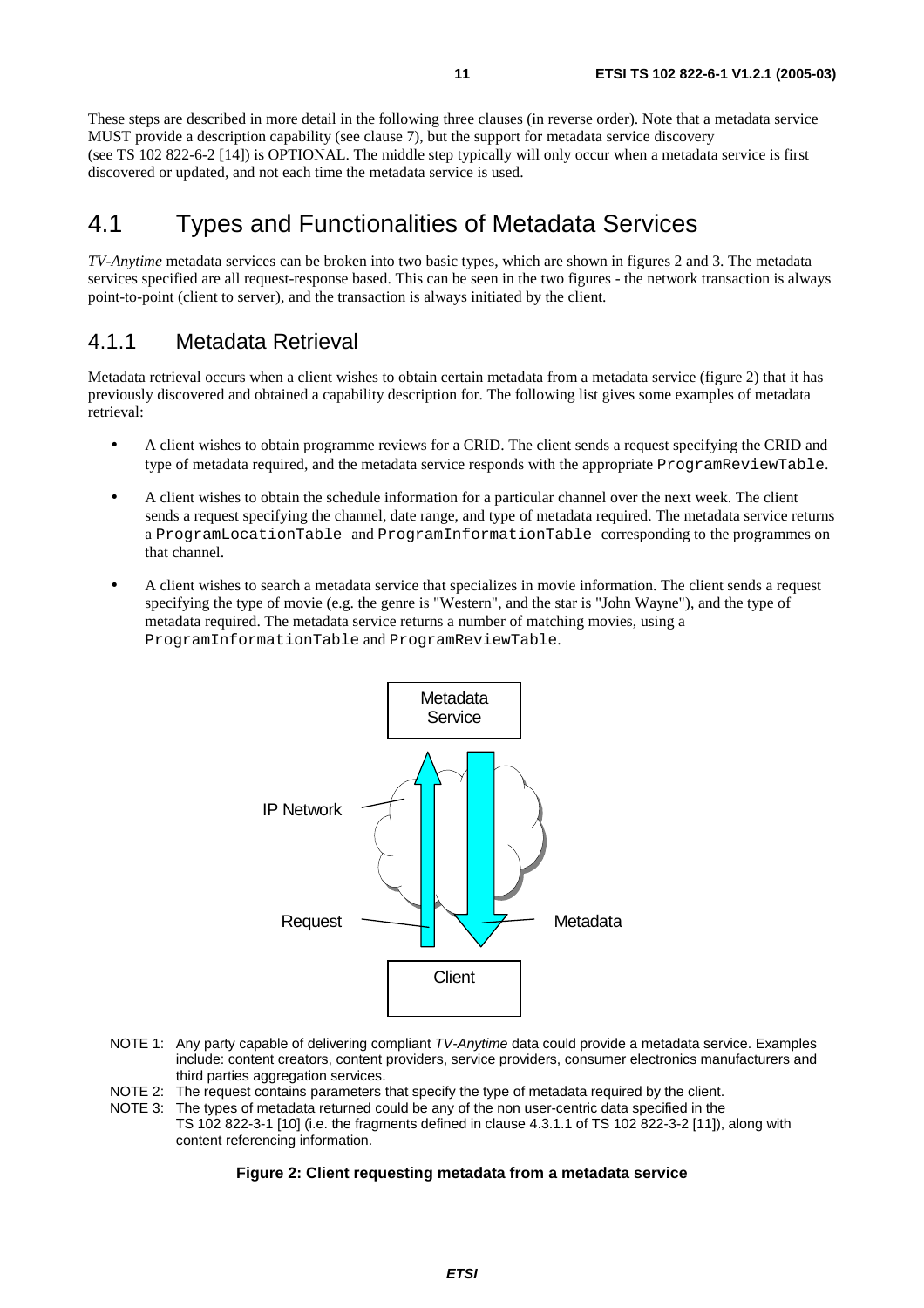These steps are described in more detail in the following three clauses (in reverse order). Note that a metadata service MUST provide a description capability (see clause 7), but the support for metadata service discovery (see TS 102 822-6-2 [14]) is OPTIONAL. The middle step typically will only occur when a metadata service is first discovered or updated, and not each time the metadata service is used.

## 4.1 Types and Functionalities of Metadata Services

*TV-Anytime* metadata services can be broken into two basic types, which are shown in figures 2 and 3. The metadata services specified are all request-response based. This can be seen in the two figures - the network transaction is always point-to-point (client to server), and the transaction is always initiated by the client.

### 4.1.1 Metadata Retrieval

Metadata retrieval occurs when a client wishes to obtain certain metadata from a metadata service (figure 2) that it has previously discovered and obtained a capability description for. The following list gives some examples of metadata retrieval:

- A client wishes to obtain programme reviews for a CRID. The client sends a request specifying the CRID and type of metadata required, and the metadata service responds with the appropriate `ProgramReviewTable`.
- A client wishes to obtain the schedule information for a particular channel over the next week. The client sends a request specifying the channel, date range, and type of metadata required. The metadata service returns a `ProgramLocationTable` and `ProgramInformationTable` corresponding to the programmes on that channel.
- A client wishes to search a metadata service that specializes in movie information. The client sends a request specifying the type of movie (e.g. the genre is "Western", and the star is "John Wayne"), and the type of metadata required. The metadata service returns a number of matching movies, using a `ProgramInformationTable` and `ProgramReviewTable`.

Metadata Service

IP Network

Request

Metadata

Client

NOTE 1: Any party capable of delivering compliant *TV-Anytime* data could provide a metadata service. Examples include: content creators, content providers, service providers, consumer electronics manufacturers and third parties aggregation services.

NOTE 2: The request contains parameters that specify the type of metadata required by the client.

NOTE 3: The types of metadata returned could be any of the non user-centric data specified in the TS 102 822-3-1 [10] (i.e. the fragments defined in clause 4.3.1.1 of TS 102 822-3-2 [11]), along with content referencing information.

**Figure 2: Client requesting metadata from a metadata service**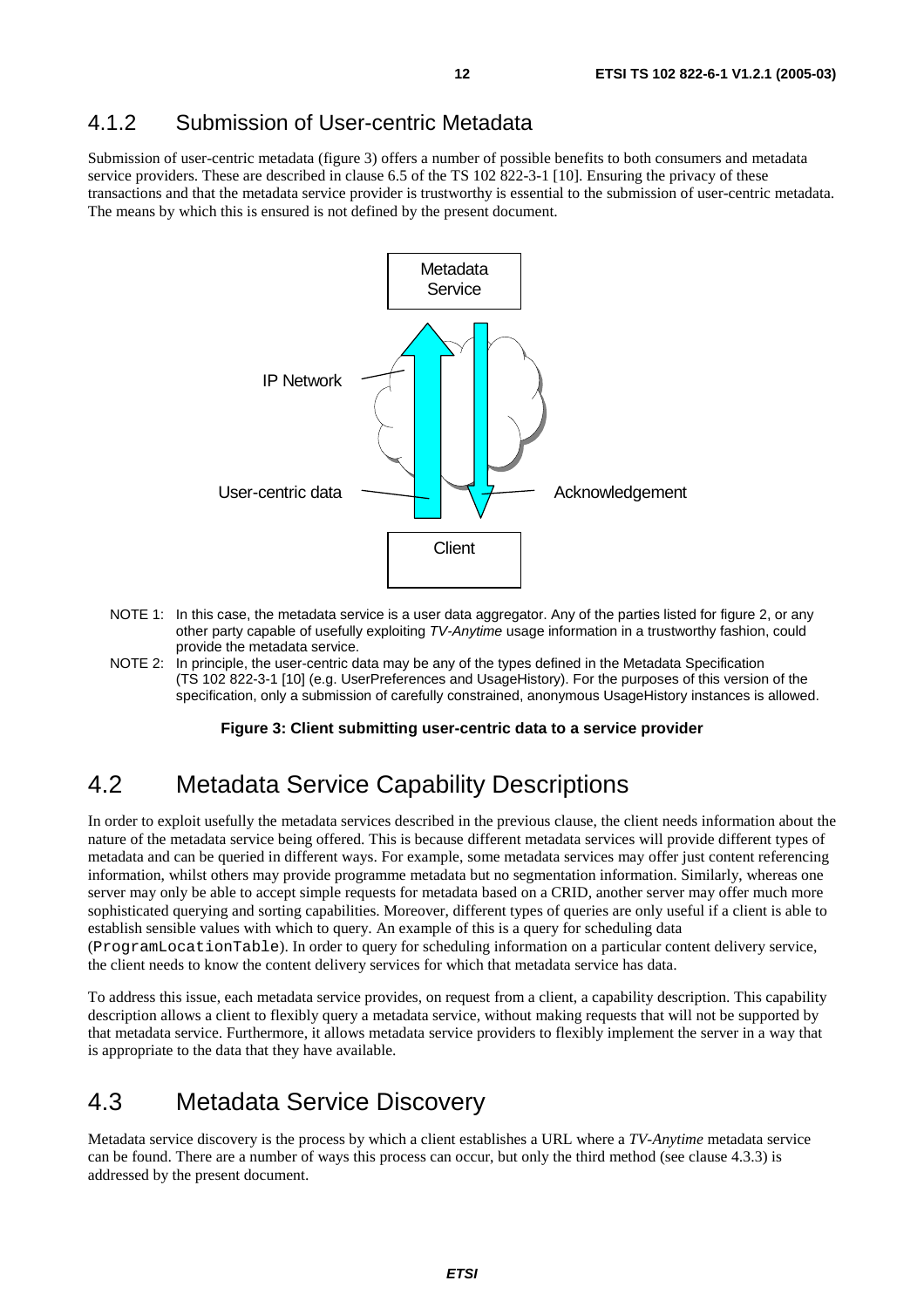### 4.1.2 Submission of User-centric Metadata

Submission of user-centric metadata (figure 3) offers a number of possible benefits to both consumers and metadata service providers. These are described in clause 6.5 of the TS 102 822-3-1 [10]. Ensuring the privacy of these transactions and that the metadata service provider is trustworthy is essential to the submission of user-centric metadata. The means by which this is ensured is not defined by the present document.

Metadata Service

IP Network

User-centric data

Acknowledgement

Client

NOTE 1: In this case, the metadata service is a user data aggregator. Any of the parties listed for figure 2, or any other party capable of usefully exploiting *TV-Anytime* usage information in a trustworthy fashion, could provide the metadata service.

NOTE 2: In principle, the user-centric data may be any of the types defined in the Metadata Specification (TS 102 822-3-1 [10] (e.g. UserPreferences and UsageHistory). For the purposes of this version of the specification, only a submission of carefully constrained, anonymous UsageHistory instances is allowed.

**Figure 3: Client submitting user-centric data to a service provider**

## 4.2 Metadata Service Capability Descriptions

In order to exploit usefully the metadata services described in the previous clause, the client needs information about the nature of the metadata service being offered. This is because different metadata services will provide different types of metadata and can be queried in different ways. For example, some metadata services may offer just content referencing information, whilst others may provide programme metadata but no segmentation information. Similarly, whereas one server may only be able to accept simple requests for metadata based on a CRID, another server may offer much more sophisticated querying and sorting capabilities. Moreover, different types of queries are only useful if a client is able to establish sensible values with which to query. An example of this is a query for scheduling data (`ProgramLocationTable`). In order to query for scheduling information on a particular content delivery service, the client needs to know the content delivery services for which that metadata service has data.

To address this issue, each metadata service provides, on request from a client, a capability description. This capability description allows a client to flexibly query a metadata service, without making requests that will not be supported by that metadata service. Furthermore, it allows metadata service providers to flexibly implement the server in a way that is appropriate to the data that they have available.

## 4.3 Metadata Service Discovery

Metadata service discovery is the process by which a client establishes a URL where a *TV-Anytime* metadata service can be found. There are a number of ways this process can occur, but only the third method (see clause 4.3.3) is addressed by the present document.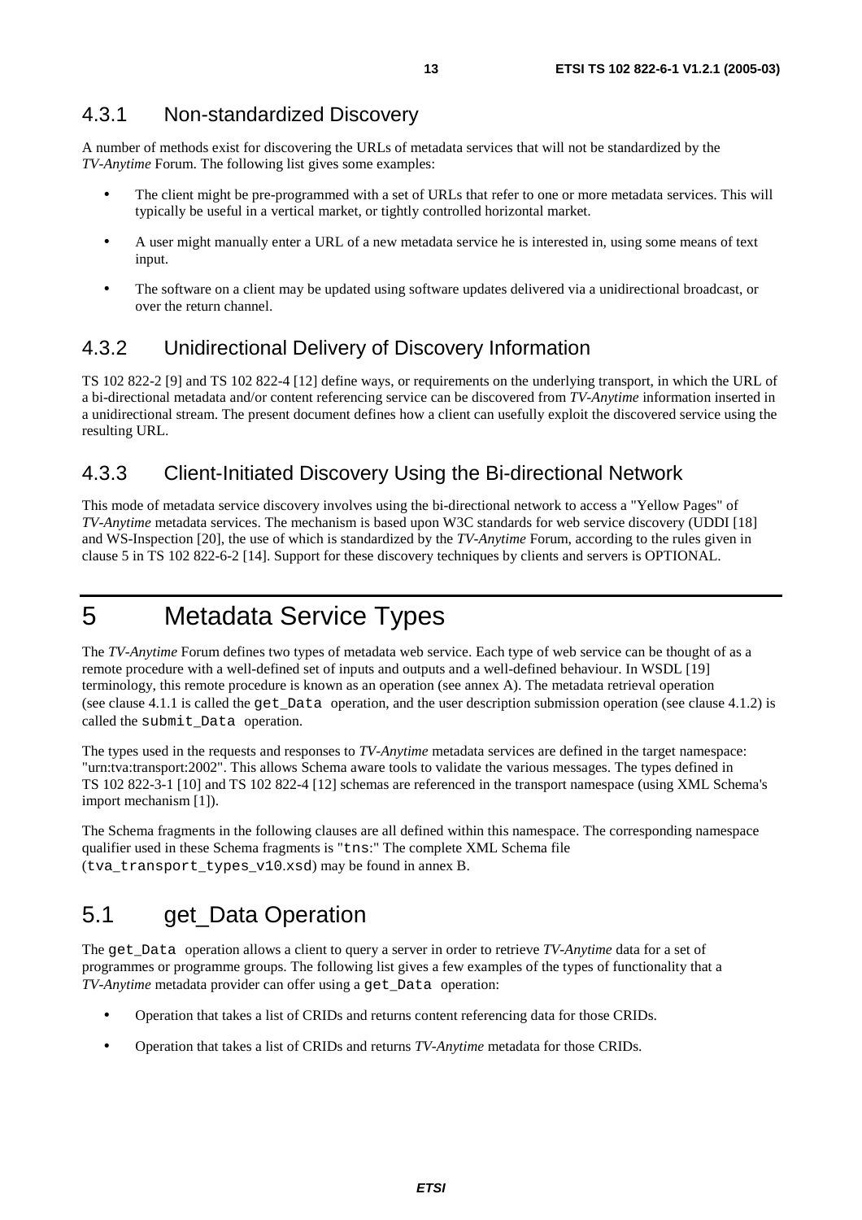### 4.3.1 Non-standardized Discovery

A number of methods exist for discovering the URLs of metadata services that will not be standardized by the *TV-Anytime* Forum. The following list gives some examples:

- The client might be pre-programmed with a set of URLs that refer to one or more metadata services. This will typically be useful in a vertical market, or tightly controlled horizontal market.
- A user might manually enter a URL of a new metadata service he is interested in, using some means of text input.
- The software on a client may be updated using software updates delivered via a unidirectional broadcast, or over the return channel.

### 4.3.2 Unidirectional Delivery of Discovery Information

TS 102 822-2 [9] and TS 102 822-4 [12] define ways, or requirements on the underlying transport, in which the URL of a bi-directional metadata and/or content referencing service can be discovered from *TV-Anytime* information inserted in a unidirectional stream. The present document defines how a client can usefully exploit the discovered service using the resulting URL.

### 4.3.3 Client-Initiated Discovery Using the Bi-directional Network

This mode of metadata service discovery involves using the bi-directional network to access a "Yellow Pages" of *TV-Anytime* metadata services. The mechanism is based upon W3C standards for web service discovery (UDDI [18] and WS-Inspection [20], the use of which is standardized by the *TV-Anytime* Forum, according to the rules given in clause 5 in TS 102 822-6-2 [14]. Support for these discovery techniques by clients and servers is OPTIONAL.

# 5 Metadata Service Types

The *TV-Anytime* Forum defines two types of metadata web service. Each type of web service can be thought of as a remote procedure with a well-defined set of inputs and outputs and a well-defined behaviour. In WSDL [19] terminology, this remote procedure is known as an operation (see annex A). The metadata retrieval operation (see clause 4.1.1 is called the `get_Data` operation, and the user description submission operation (see clause 4.1.2) is called the `submit_Data` operation.

The types used in the requests and responses to *TV-Anytime* metadata services are defined in the target namespace: "urn:tva:transport:2002". This allows Schema aware tools to validate the various messages. The types defined in TS 102 822-3-1 [10] and TS 102 822-4 [12] schemas are referenced in the transport namespace (using XML Schema's import mechanism [1]).

The Schema fragments in the following clauses are all defined within this namespace. The corresponding namespace qualifier used in these Schema fragments is "`tns`:" The complete XML Schema file (`tva_transport_types_v10.xsd`) may be found in annex B.

## 5.1 get_Data Operation

The `get_Data` operation allows a client to query a server in order to retrieve *TV-Anytime* data for a set of programmes or programme groups. The following list gives a few examples of the types of functionality that a *TV-Anytime* metadata provider can offer using a `get_Data` operation:

- Operation that takes a list of CRIDs and returns content referencing data for those CRIDs.
- Operation that takes a list of CRIDs and returns *TV-Anytime* metadata for those CRIDs.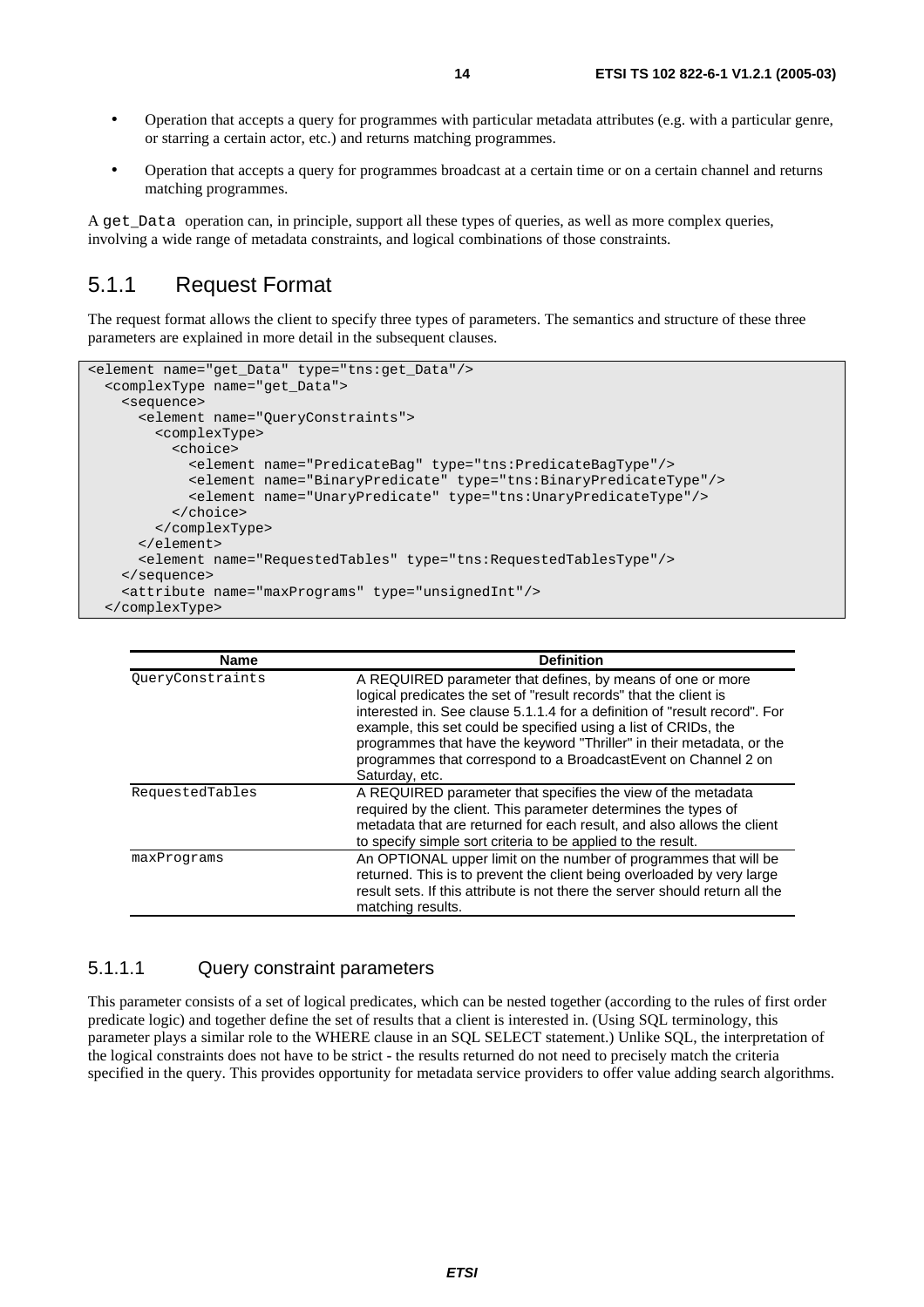- Operation that accepts a query for programmes with particular metadata attributes (e.g. with a particular genre, or starring a certain actor, etc.) and returns matching programmes.
- Operation that accepts a query for programmes broadcast at a certain time or on a certain channel and returns matching programmes.

A `get_Data` operation can, in principle, support all these types of queries, as well as more complex queries, involving a wide range of metadata constraints, and logical combinations of those constraints.

## 5.1.1 Request Format

The request format allows the client to specify three types of parameters. The semantics and structure of these three parameters are explained in more detail in the subsequent clauses.

```
<element name="get_Data" type="tns:get_Data"/>
  <complexType name="get_Data">
    <sequence>
      <element name="QueryConstraints">
        <complexType>
          <choice>
            <element name="PredicateBag" type="tns:PredicateBagType"/>
            <element name="BinaryPredicate" type="tns:BinaryPredicateType"/>
            <element name="UnaryPredicate" type="tns:UnaryPredicateType"/>
          </choice>
        </complexType>
      </element>
      <element name="RequestedTables" type="tns:RequestedTablesType"/>
    </sequence>
    <attribute name="maxPrograms" type="unsignedInt"/>
  </complexType>
```

| Name | Definition |
|---|---|
| `QueryConstraints` | A REQUIRED parameter that defines, by means of one or more logical predicates the set of "result records" that the client is interested in. See clause 5.1.1.4 for a definition of "result record". For example, this set could be specified using a list of CRIDs, the programmes that have the keyword "Thriller" in their metadata, or the programmes that correspond to a BroadcastEvent on Channel 2 on Saturday, etc. |
| `RequestedTables` | A REQUIRED parameter that specifies the view of the metadata required by the client. This parameter determines the types of metadata that are returned for each result, and also allows the client to specify simple sort criteria to be applied to the result. |
| `maxPrograms` | An OPTIONAL upper limit on the number of programmes that will be returned. This is to prevent the client being overloaded by very large result sets. If this attribute is not there the server should return all the matching results. |

### 5.1.1.1 Query constraint parameters

This parameter consists of a set of logical predicates, which can be nested together (according to the rules of first order predicate logic) and together define the set of results that a client is interested in. (Using SQL terminology, this parameter plays a similar role to the WHERE clause in an SQL SELECT statement.) Unlike SQL, the interpretation of the logical constraints does not have to be strict - the results returned do not need to precisely match the criteria specified in the query. This provides opportunity for metadata service providers to offer value adding search algorithms.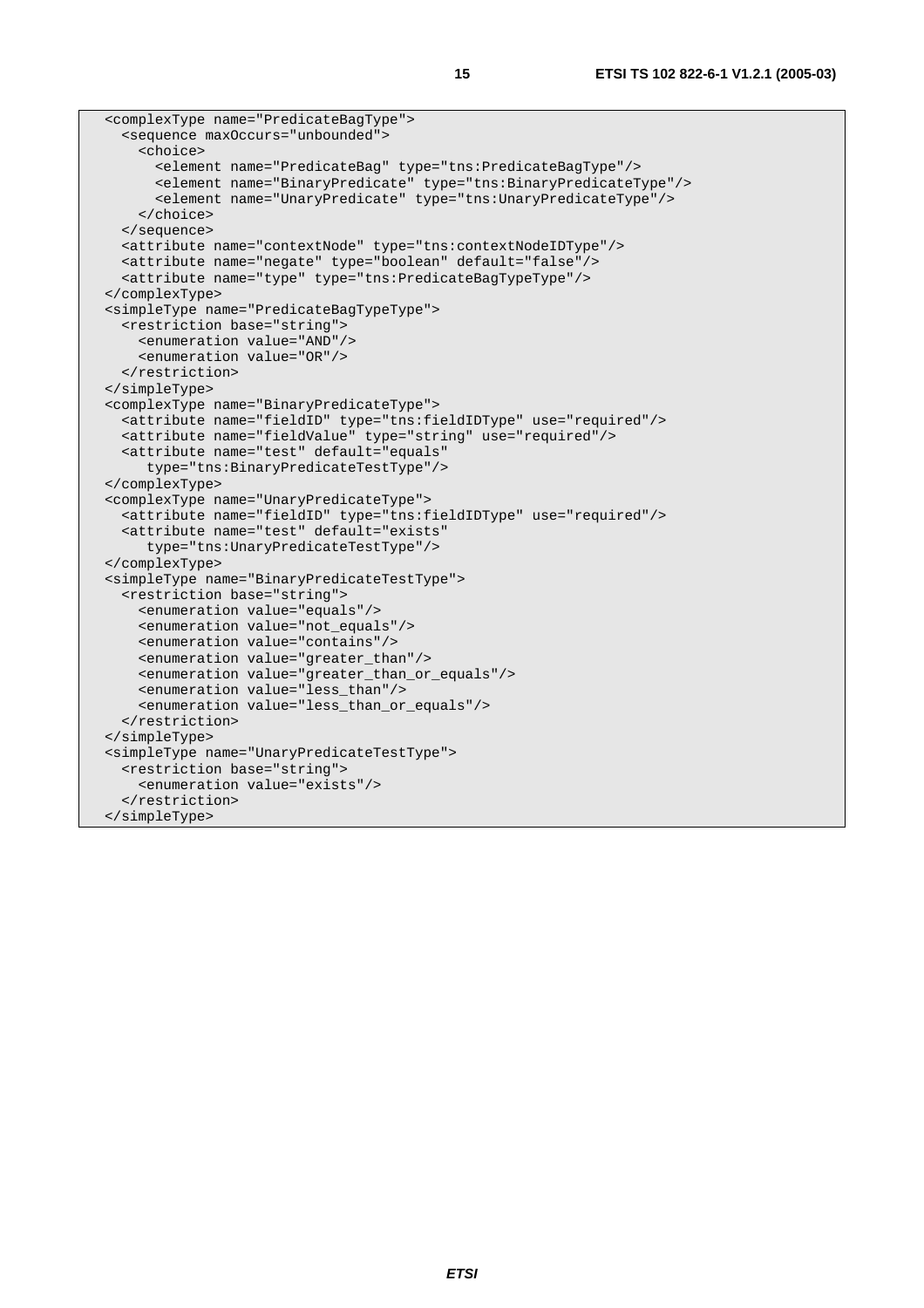```
<complexType name="PredicateBagType">
  <sequence maxOccurs="unbounded">
    <choice>
      <element name="PredicateBag" type="tns:PredicateBagType"/>
      <element name="BinaryPredicate" type="tns:BinaryPredicateType"/>
      <element name="UnaryPredicate" type="tns:UnaryPredicateType"/>
    </choice>
  </sequence>
  <attribute name="contextNode" type="tns:contextNodeIDType"/>
  <attribute name="negate" type="boolean" default="false"/>
  <attribute name="type" type="tns:PredicateBagTypeType"/>
</complexType>
<simpleType name="PredicateBagTypeType">
  <restriction base="string">
    <enumeration value="AND"/>
    <enumeration value="OR"/>
  </restriction>
</simpleType>
<complexType name="BinaryPredicateType">
  <attribute name="fieldID" type="tns:fieldIDType" use="required"/>
  <attribute name="fieldValue" type="string" use="required"/>
  <attribute name="test" default="equals"
     type="tns:BinaryPredicateTestType"/>
</complexType>
<complexType name="UnaryPredicateType">
  <attribute name="fieldID" type="tns:fieldIDType" use="required"/>
  <attribute name="test" default="exists"
     type="tns:UnaryPredicateTestType"/>
</complexType>
<simpleType name="BinaryPredicateTestType">
  <restriction base="string">
    <enumeration value="equals"/>
    <enumeration value="not_equals"/>
    <enumeration value="contains"/>
    <enumeration value="greater_than"/>
    <enumeration value="greater_than_or_equals"/>
    <enumeration value="less_than"/>
    <enumeration value="less_than_or_equals"/>
  </restriction>
</simpleType>
<simpleType name="UnaryPredicateTestType">
  <restriction base="string">
    <enumeration value="exists"/>
  </restriction>
</simpleType>
```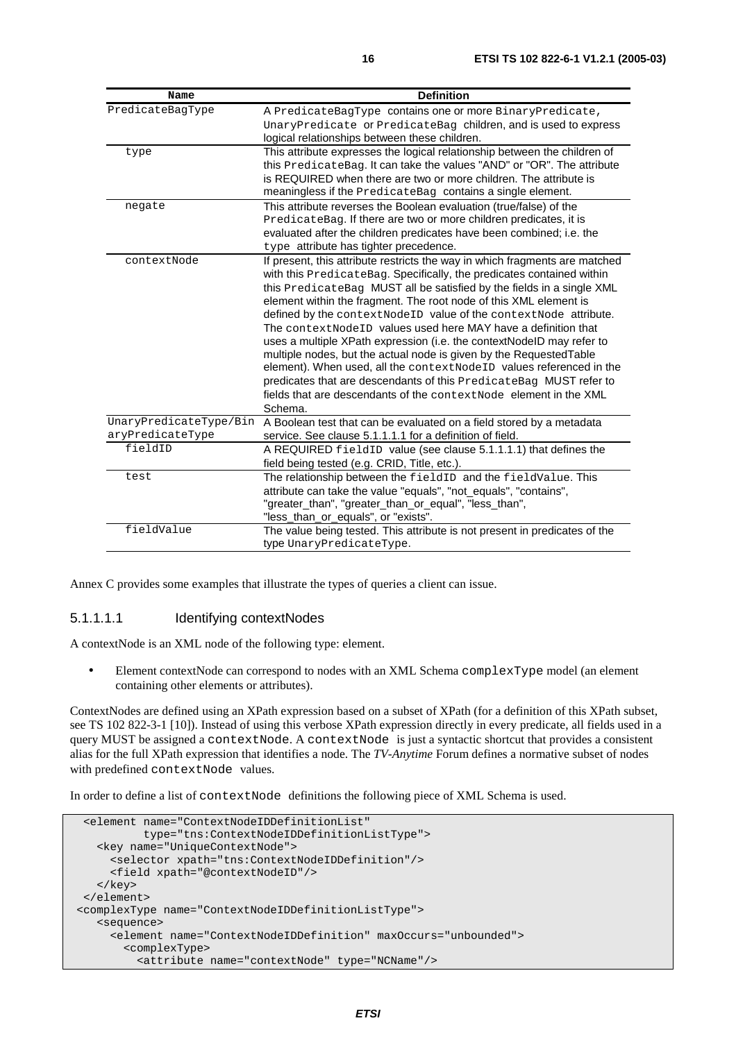| Name | Definition |
|---|---|
| PredicateBagType | A PredicateBagType contains one or more BinaryPredicate, UnaryPredicate or PredicateBag children, and is used to express logical relationships between these children. |
| type | This attribute expresses the logical relationship between the children of this PredicateBag. It can take the values "AND" or "OR". The attribute is REQUIRED when there are two or more children. The attribute is meaningless if the PredicateBag contains a single element. |
| negate | This attribute reverses the Boolean evaluation (true/false) of the PredicateBag. If there are two or more children predicates, it is evaluated after the children predicates have been combined; i.e. the type attribute has tighter precedence. |
| contextNode | If present, this attribute restricts the way in which fragments are matched with this PredicateBag. Specifically, the predicates contained within this PredicateBag MUST all be satisfied by the fields in a single XML element within the fragment. The root node of this XML element is defined by the contextNodeID value of the contextNode attribute. The contextNodeID values used here MAY have a definition that uses a multiple XPath expression (i.e. the contextNodeID may refer to multiple nodes, but the actual node is given by the RequestedTable element). When used, all the contextNodeID values referenced in the predicates that are descendants of this PredicateBag MUST refer to fields that are descendants of the contextNode element in the XML Schema. |
| UnaryPredicateType/BinaryPredicateType | A Boolean test that can be evaluated on a field stored by a metadata service. See clause 5.1.1.1.1 for a definition of field. |
| fieldID | A REQUIRED fieldID value (see clause 5.1.1.1.1) that defines the field being tested (e.g. CRID, Title, etc.). |
| test | The relationship between the fieldID and the fieldValue. This attribute can take the value "equals", "not_equals", "contains", "greater_than", "greater_than_or_equal", "less_than", "less_than_or_equals", or "exists". |
| fieldValue | The value being tested. This attribute is not present in predicates of the type UnaryPredicateType. |

Annex C provides some examples that illustrate the types of queries a client can issue.

#### 5.1.1.1.1 Identifying contextNodes

A contextNode is an XML node of the following type: element.

- Element contextNode can correspond to nodes with an XML Schema complexType model (an element containing other elements or attributes).

ContextNodes are defined using an XPath expression based on a subset of XPath (for a definition of this XPath subset, see TS 102 822-3-1 [10]). Instead of using this verbose XPath expression directly in every predicate, all fields used in a query MUST be assigned a contextNode. A contextNode is just a syntactic shortcut that provides a consistent alias for the full XPath expression that identifies a node. The *TV-Anytime* Forum defines a normative subset of nodes with predefined contextNode values.

In order to define a list of contextNode definitions the following piece of XML Schema is used.

```
  <element name="ContextNodeIDDefinitionList"
          type="tns:ContextNodeIDDefinitionListType">
    <key name="UniqueContextNode">
      <selector xpath="tns:ContextNodeIDDefinition"/>
      <field xpath="@contextNodeID"/>
    </key>
  </element>
 <complexType name="ContextNodeIDDefinitionListType">
    <sequence>
      <element name="ContextNodeIDDefinition" maxOccurs="unbounded">
        <complexType>
          <attribute name="contextNode" type="NCName"/>
```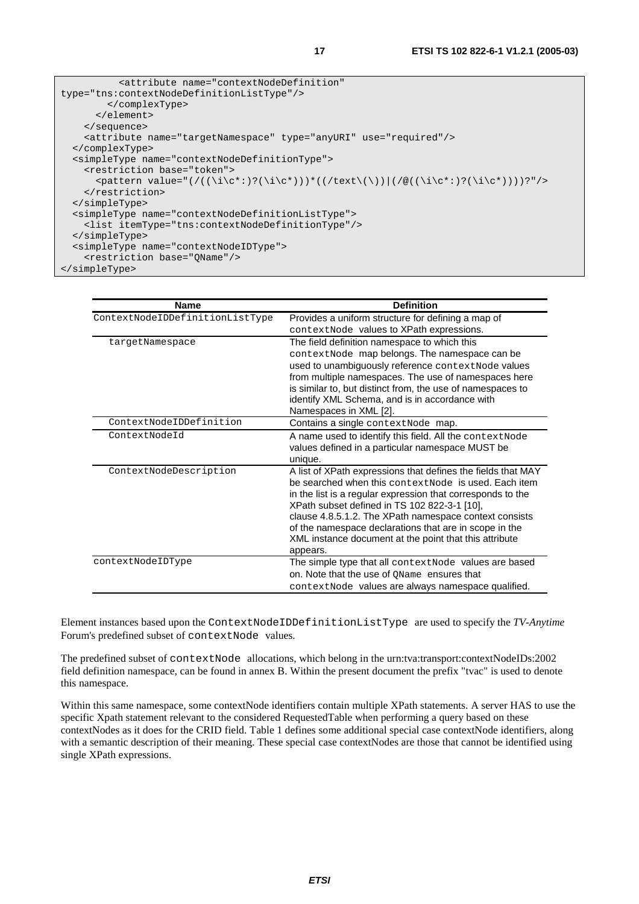```
        <attribute name="contextNodeDefinition" 
type="tns:contextNodeDefinitionListType"/>
        </complexType>
      </element>
    </sequence>
    <attribute name="targetNamespace" type="anyURI" use="required"/>
  </complexType>
  <simpleType name="contextNodeDefinitionType">
    <restriction base="token">
      <pattern value="(/(((\i\c*:)?(\i\c*)))*((/text\(\))|(/@((\i\c*:)?(\i\c*))))?"/>
    </restriction>
  </simpleType>
  <simpleType name="contextNodeDefinitionListType">
    <list itemType="tns:contextNodeDefinitionType"/>
  </simpleType>
  <simpleType name="contextNodeIDType">
    <restriction base="QName"/>
</simpleType>
```

| Name | Definition |
|---|---|
| ContextNodeIDDefinitionListType | Provides a uniform structure for defining a map of contextNode values to XPath expressions. |
| targetNamespace | The field definition namespace to which this contextNode map belongs. The namespace can be used to unambiguously reference contextNode values from multiple namespaces. The use of namespaces here is similar to, but distinct from, the use of namespaces to identify XML Schema, and is in accordance with Namespaces in XML [2]. |
| ContextNodeIDDefinition | Contains a single contextNode map. |
| ContextNodeId | A name used to identify this field. All the contextNode values defined in a particular namespace MUST be unique. |
| ContextNodeDescription | A list of XPath expressions that defines the fields that MAY be searched when this contextNode is used. Each item in the list is a regular expression that corresponds to the XPath subset defined in TS 102 822-3-1 [10], clause 4.8.5.1.2. The XPath namespace context consists of the namespace declarations that are in scope in the XML instance document at the point that this attribute appears. |
| contextNodeIDType | The simple type that all contextNode values are based on. Note that the use of QName ensures that contextNode values are always namespace qualified. |

Element instances based upon the ContextNodeIDDefinitionListType are used to specify the *TV-Anytime* Forum's predefined subset of contextNode values.

The predefined subset of contextNode allocations, which belong in the urn:tva:transport:contextNodeIDs:2002 field definition namespace, can be found in annex B. Within the present document the prefix "tvac" is used to denote this namespace.

Within this same namespace, some contextNode identifiers contain multiple XPath statements. A server HAS to use the specific Xpath statement relevant to the considered RequestedTable when performing a query based on these contextNodes as it does for the CRID field. Table 1 defines some additional special case contextNode identifiers, along with a semantic description of their meaning. These special case contextNodes are those that cannot be identified using single XPath expressions.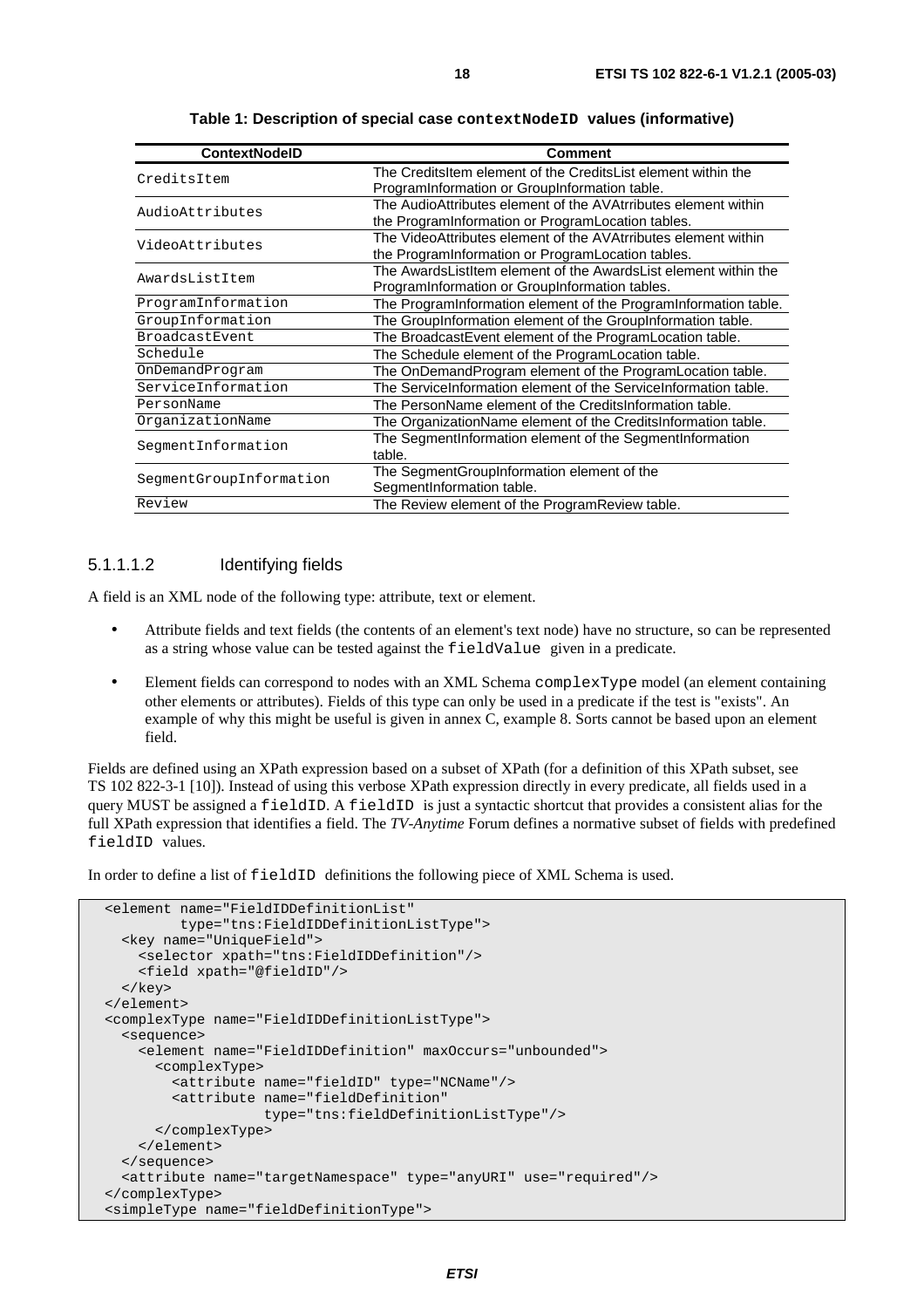**Table 1: Description of special case `contextNodeID` values (informative)**

| ContextNodeID | Comment |
|---|---|
| `CreditsItem` | The CreditsItem element of the CreditsList element within the ProgramInformation or GroupInformation table. |
| `AudioAttributes` | The AudioAttributes element of the AVAtrributes element within the ProgramInformation or ProgramLocation tables. |
| `VideoAttributes` | The VideoAttributes element of the AVAtrributes element within the ProgramInformation or ProgramLocation tables. |
| `AwardsListItem` | The AwardsListItem element of the AwardsList element within the ProgramInformation or GroupInformation tables. |
| `ProgramInformation` | The ProgramInformation element of the ProgramInformation table. |
| `GroupInformation` | The GroupInformation element of the GroupInformation table. |
| `BroadcastEvent` | The BroadcastEvent element of the ProgramLocation table. |
| `Schedule` | The Schedule element of the ProgramLocation table. |
| `OnDemandProgram` | The OnDemandProgram element of the ProgramLocation table. |
| `ServiceInformation` | The ServiceInformation element of the ServiceInformation table. |
| `PersonName` | The PersonName element of the CreditsInformation table. |
| `OrganizationName` | The OrganizationName element of the CreditsInformation table. |
| `SegmentInformation` | The SegmentInformation element of the SegmentInformation table. |
| `SegmentGroupInformation` | The SegmentGroupInformation element of the SegmentInformation table. |
| `Review` | The Review element of the ProgramReview table. |

#### 5.1.1.1.2 Identifying fields

A field is an XML node of the following type: attribute, text or element.

- Attribute fields and text fields (the contents of an element's text node) have no structure, so can be represented as a string whose value can be tested against the `fieldValue` given in a predicate.
- Element fields can correspond to nodes with an XML Schema `complexType` model (an element containing other elements or attributes). Fields of this type can only be used in a predicate if the test is "exists". An example of why this might be useful is given in annex C, example 8. Sorts cannot be based upon an element field.

Fields are defined using an XPath expression based on a subset of XPath (for a definition of this XPath subset, see TS 102 822-3-1 [10]). Instead of using this verbose XPath expression directly in every predicate, all fields used in a query MUST be assigned a `fieldID`. A `fieldID` is just a syntactic shortcut that provides a consistent alias for the full XPath expression that identifies a field. The *TV-Anytime* Forum defines a normative subset of fields with predefined `fieldID` values.

In order to define a list of `fieldID` definitions the following piece of XML Schema is used.

```
<element name="FieldIDDefinitionList"
         type="tns:FieldIDDefinitionListType">
  <key name="UniqueField">
    <selector xpath="tns:FieldIDDefinition"/>
    <field xpath="@fieldID"/>
  </key>
</element>
<complexType name="FieldIDDefinitionListType">
  <sequence>
    <element name="FieldIDDefinition" maxOccurs="unbounded">
      <complexType>
        <attribute name="fieldID" type="NCName"/>
        <attribute name="fieldDefinition"
                   type="tns:fieldDefinitionListType"/>
      </complexType>
    </element>
  </sequence>
  <attribute name="targetNamespace" type="anyURI" use="required"/>
</complexType>
<simpleType name="fieldDefinitionType">
```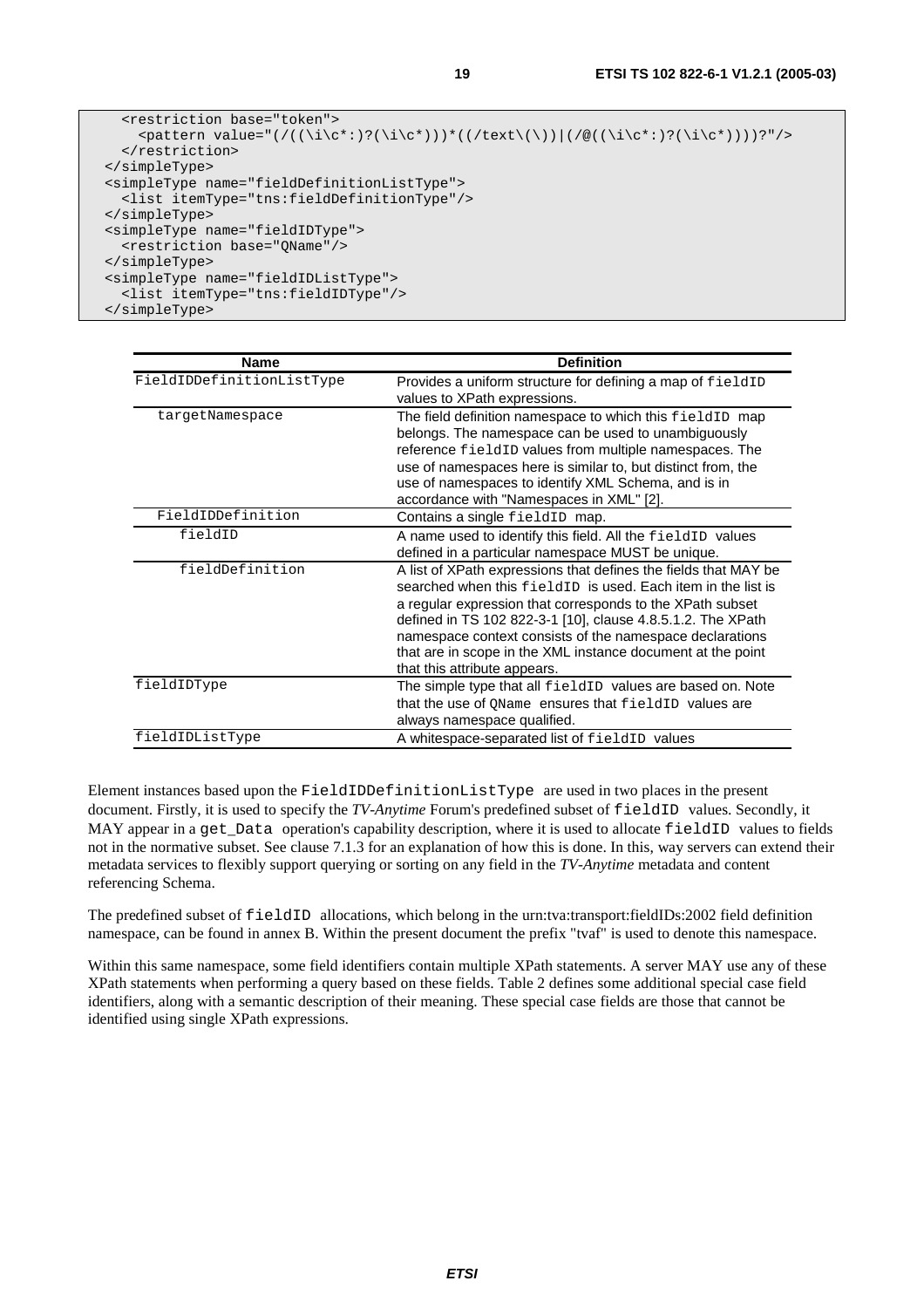```
    <restriction base="token">
      <pattern value="(/((\i\c*:)?(\i\c*)))*((/text\(\))|(/@((\i\c*:)?(\i\c*))))?"/>
    </restriction>
  </simpleType>
  <simpleType name="fieldDefinitionListType">
    <list itemType="tns:fieldDefinitionType"/>
  </simpleType>
  <simpleType name="fieldIDType">
    <restriction base="QName"/>
  </simpleType>
  <simpleType name="fieldIDListType">
    <list itemType="tns:fieldIDType"/>
  </simpleType>
```

| Name | Definition |
|---|---|
| `FieldIDDefinitionListType` | Provides a uniform structure for defining a map of `fieldID` values to XPath expressions. |
| `targetNamespace` | The field definition namespace to which this `fieldID` map belongs. The namespace can be used to unambiguously reference `fieldID` values from multiple namespaces. The use of namespaces here is similar to, but distinct from, the use of namespaces to identify XML Schema, and is in accordance with "Namespaces in XML" [2]. |
| `FieldIDDefinition` | Contains a single `fieldID` map. |
| `fieldID` | A name used to identify this field. All the `fieldID` values defined in a particular namespace MUST be unique. |
| `fieldDefinition` | A list of XPath expressions that defines the fields that MAY be searched when this `fieldID` is used. Each item in the list is a regular expression that corresponds to the XPath subset defined in TS 102 822-3-1 [10], clause 4.8.5.1.2. The XPath namespace context consists of the namespace declarations that are in scope in the XML instance document at the point that this attribute appears. |
| `fieldIDType` | The simple type that all `fieldID` values are based on. Note that the use of `QName` ensures that `fieldID` values are always namespace qualified. |
| `fieldIDListType` | A whitespace-separated list of `fieldID` values |

Element instances based upon the `FieldIDDefinitionListType` are used in two places in the present document. Firstly, it is used to specify the *TV-Anytime* Forum's predefined subset of `fieldID` values. Secondly, it MAY appear in a `get_Data` operation's capability description, where it is used to allocate `fieldID` values to fields not in the normative subset. See clause 7.1.3 for an explanation of how this is done. In this, way servers can extend their metadata services to flexibly support querying or sorting on any field in the *TV-Anytime* metadata and content referencing Schema.

The predefined subset of `fieldID` allocations, which belong in the urn:tva:transport:fieldIDs:2002 field definition namespace, can be found in annex B. Within the present document the prefix "tvaf" is used to denote this namespace.

Within this same namespace, some field identifiers contain multiple XPath statements. A server MAY use any of these XPath statements when performing a query based on these fields. Table 2 defines some additional special case field identifiers, along with a semantic description of their meaning. These special case fields are those that cannot be identified using single XPath expressions.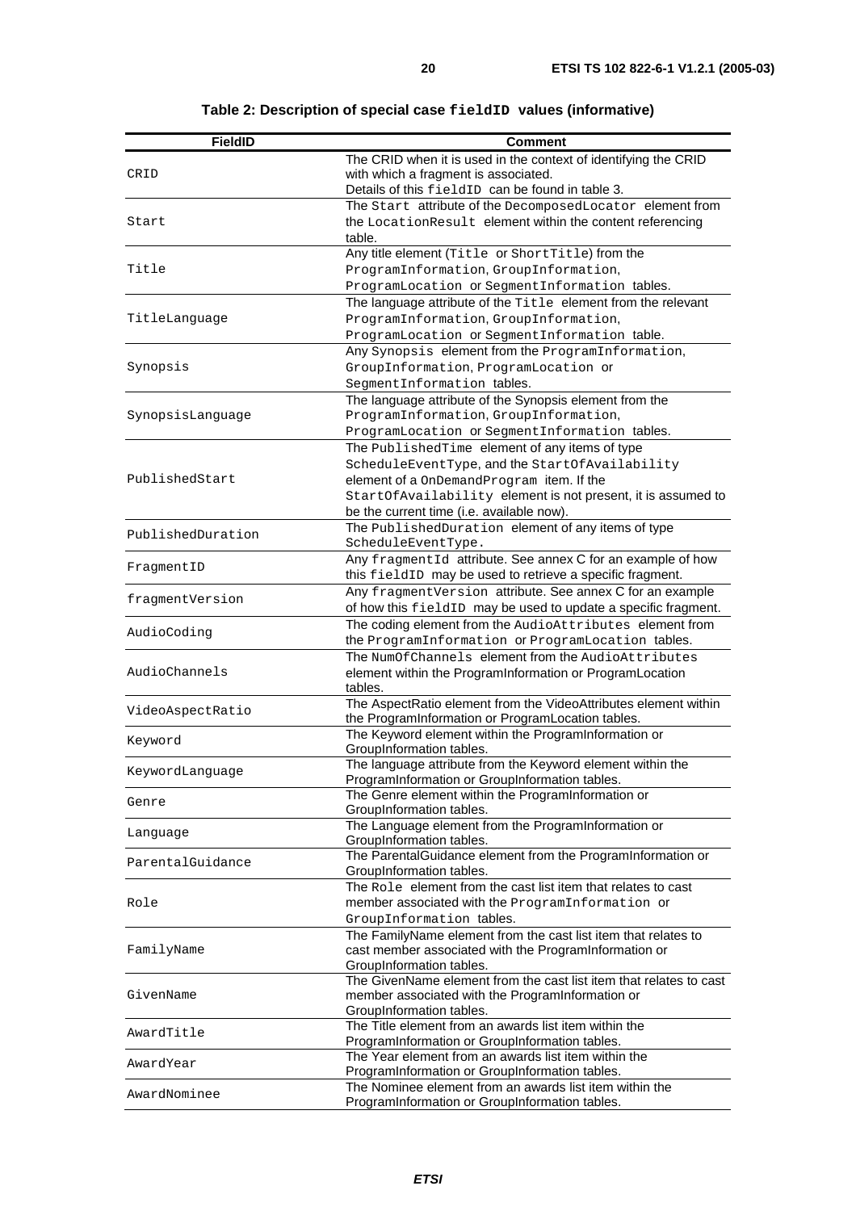**Table 2: Description of special case fieldID values (informative)**

| FieldID | Comment |
|---|---|
| CRID | The CRID when it is used in the context of identifying the CRID with which a fragment is associated. Details of this fieldID can be found in table 3. |
| Start | The Start attribute of the DecomposedLocator element from the LocationResult element within the content referencing table. |
| Title | Any title element (Title or ShortTitle) from the ProgramInformation, GroupInformation, ProgramLocation or SegmentInformation tables. |
| TitleLanguage | The language attribute of the Title element from the relevant ProgramInformation, GroupInformation, ProgramLocation or SegmentInformation table. |
| Synopsis | Any Synopsis element from the ProgramInformation, GroupInformation, ProgramLocation or SegmentInformation tables. |
| SynopsisLanguage | The language attribute of the Synopsis element from the ProgramInformation, GroupInformation, ProgramLocation or SegmentInformation tables. |
| PublishedStart | The PublishedTime element of any items of type ScheduleEventType, and the StartOfAvailability element of a OnDemandProgram item. If the StartOfAvailability element is not present, it is assumed to be the current time (i.e. available now). |
| PublishedDuration | The PublishedDuration element of any items of type ScheduleEventType. |
| FragmentID | Any fragmentId attribute. See annex C for an example of how this fieldID may be used to retrieve a specific fragment. |
| fragmentVersion | Any fragmentVersion attribute. See annex C for an example of how this fieldID may be used to update a specific fragment. |
| AudioCoding | The coding element from the AudioAttributes element from the ProgramInformation or ProgramLocation tables. |
| AudioChannels | The NumOfChannels element from the AudioAttributes element within the ProgramInformation or ProgramLocation tables. |
| VideoAspectRatio | The AspectRatio element from the VideoAttributes element within the ProgramInformation or ProgramLocation tables. |
| Keyword | The Keyword element within the ProgramInformation or GroupInformation tables. |
| KeywordLanguage | The language attribute from the Keyword element within the ProgramInformation or GroupInformation tables. |
| Genre | The Genre element within the ProgramInformation or GroupInformation tables. |
| Language | The Language element from the ProgramInformation or GroupInformation tables. |
| ParentalGuidance | The ParentalGuidance element from the ProgramInformation or GroupInformation tables. |
| Role | The Role element from the cast list item that relates to cast member associated with the ProgramInformation or GroupInformation tables. |
| FamilyName | The FamilyName element from the cast list item that relates to cast member associated with the ProgramInformation or GroupInformation tables. |
| GivenName | The GivenName element from the cast list item that relates to cast member associated with the ProgramInformation or GroupInformation tables. |
| AwardTitle | The Title element from an awards list item within the ProgramInformation or GroupInformation tables. |
| AwardYear | The Year element from an awards list item within the ProgramInformation or GroupInformation tables. |
| AwardNominee | The Nominee element from an awards list item within the ProgramInformation or GroupInformation tables. |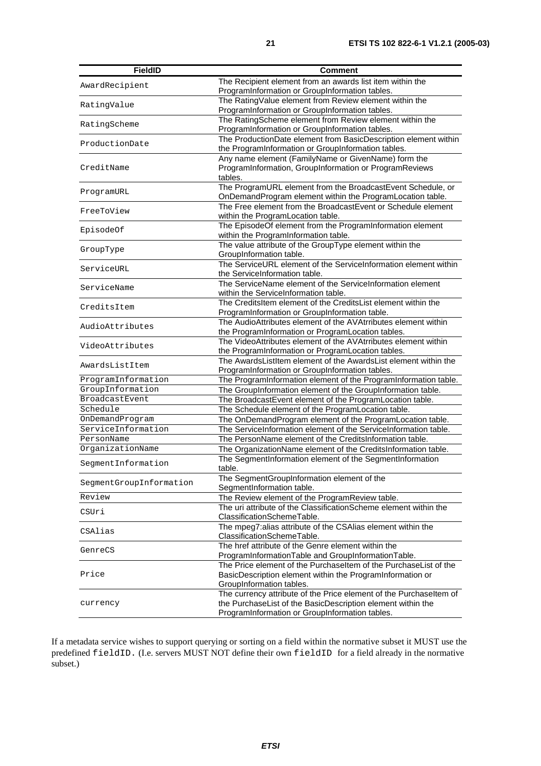| FieldID | Comment |
| --- | --- |
| AwardRecipient | The Recipient element from an awards list item within the ProgramInformation or GroupInformation tables. |
| RatingValue | The RatingValue element from Review element within the ProgramInformation or GroupInformation tables. |
| RatingScheme | The RatingScheme element from Review element within the ProgramInformation or GroupInformation tables. |
| ProductionDate | The ProductionDate element from BasicDescription element within the ProgramInformation or GroupInformation tables. |
| CreditName | Any name element (FamilyName or GivenName) form the ProgramInformation, GroupInformation or ProgramReviews tables. |
| ProgramURL | The ProgramURL element from the BroadcastEvent Schedule, or OnDemandProgram element within the ProgramLocation table. |
| FreeToView | The Free element from the BroadcastEvent or Schedule element within the ProgramLocation table. |
| EpisodeOf | The EpisodeOf element from the ProgramInformation element within the ProgramInformation table. |
| GroupType | The value attribute of the GroupType element within the GroupInformation table. |
| ServiceURL | The ServiceURL element of the ServiceInformation element within the ServiceInformation table. |
| ServiceName | The ServiceName element of the ServiceInformation element within the ServiceInformation table. |
| CreditsItem | The CreditsItem element of the CreditsList element within the ProgramInformation or GroupInformation table. |
| AudioAttributes | The AudioAttributes element of the AVAtrributes element within the ProgramInformation or ProgramLocation tables. |
| VideoAttributes | The VideoAttributes element of the AVAtrributes element within the ProgramInformation or ProgramLocation tables. |
| AwardsListItem | The AwardsListItem element of the AwardsList element within the ProgramInformation or GroupInformation tables. |
| ProgramInformation | The ProgramInformation element of the ProgramInformation table. |
| GroupInformation | The GroupInformation element of the GroupInformation table. |
| BroadcastEvent | The BroadcastEvent element of the ProgramLocation table. |
| Schedule | The Schedule element of the ProgramLocation table. |
| OnDemandProgram | The OnDemandProgram element of the ProgramLocation table. |
| ServiceInformation | The ServiceInformation element of the ServiceInformation table. |
| PersonName | The PersonName element of the CreditsInformation table. |
| OrganizationName | The OrganizationName element of the CreditsInformation table. |
| SegmentInformation | The SegmentInformation element of the SegmentInformation table. |
| SegmentGroupInformation | The SegmentGroupInformation element of the SegmentInformation table. |
| Review | The Review element of the ProgramReview table. |
| CSUri | The uri attribute of the ClassificationScheme element within the ClassificationSchemeTable. |
| CSAlias | The mpeg7:alias attribute of the CSAlias element within the ClassificationSchemeTable. |
| GenreCS | The href attribute of the Genre element within the ProgramInformationTable and GroupInformationTable. |
| Price | The Price element of the PurchaseItem of the PurchaseList of the BasicDescription element within the ProgramInformation or GroupInformation tables. |
| currency | The currency attribute of the Price element of the PurchaseItem of the PurchaseList of the BasicDescription element within the ProgramInformation or GroupInformation tables. |

If a metadata service wishes to support querying or sorting on a field within the normative subset it MUST use the predefined `fieldID`. (I.e. servers MUST NOT define their own `fieldID` for a field already in the normative subset.)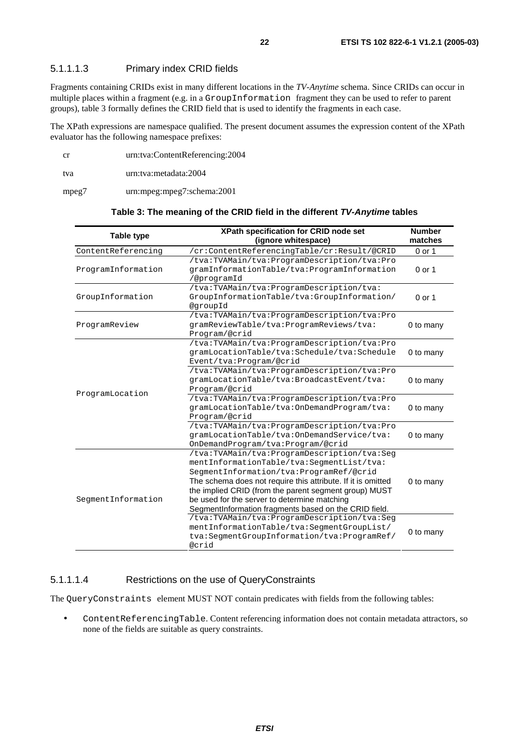#### 5.1.1.1.3 Primary index CRID fields

Fragments containing CRIDs exist in many different locations in the *TV-Anytime* schema. Since CRIDs can occur in multiple places within a fragment (e.g. in a GroupInformation fragment they can be used to refer to parent groups), table 3 formally defines the CRID field that is used to identify the fragments in each case.

The XPath expressions are namespace qualified. The present document assumes the expression content of the XPath evaluator has the following namespace prefixes:

cr urn:tva:ContentReferencing:2004

tva urn:tva:metadata:2004

mpeg7 urn:mpeg:mpeg7:schema:2001

**Table 3: The meaning of the CRID field in the different *TV-Anytime* tables**

| Table type | XPath specification for CRID node set (ignore whitespace) | Number matches |
|---|---|---|
| ContentReferencing | /cr:ContentReferencingTable/cr:Result/@CRID | 0 or 1 |
| ProgramInformation | /tva:TVAMain/tva:ProgramDescription/tva:ProgramInformationTable/tva:ProgramInformation/@programId | 0 or 1 |
| GroupInformation | /tva:TVAMain/tva:ProgramDescription/tva:GroupInformationTable/tva:GroupInformation/@groupId | 0 or 1 |
| ProgramReview | /tva:TVAMain/tva:ProgramDescription/tva:ProgramReviewTable/tva:ProgramReviews/tva:Program/@crid | 0 to many |
| ProgramLocation | /tva:TVAMain/tva:ProgramDescription/tva:ProgramLocationTable/tva:Schedule/tva:ScheduleEvent/tva:Program/@crid | 0 to many |
| | /tva:TVAMain/tva:ProgramDescription/tva:ProgramLocationTable/tva:BroadcastEvent/tva:Program/@crid | 0 to many |
| | /tva:TVAMain/tva:ProgramDescription/tva:ProgramLocationTable/tva:OnDemandProgram/tva:Program/@crid | 0 to many |
| | /tva:TVAMain/tva:ProgramDescription/tva:ProgramLocationTable/tva:OnDemandService/tva:OnDemandProgram/tva:Program/@crid | 0 to many |
| SegmentInformation | /tva:TVAMain/tva:ProgramDescription/tva:SegmentInformationTable/tva:SegmentList/tva:SegmentInformation/tva:ProgramRef/@crid The schema does not require this attribute. If it is omitted the implied CRID (from the parent segment group) MUST be used for the server to determine matching SegmentInformation fragments based on the CRID field. | 0 to many |
| | /tva:TVAMain/tva:ProgramDescription/tva:SegmentInformationTable/tva:SegmentGroupList/tva:SegmentGroupInformation/tva:ProgramRef/@crid | 0 to many |

#### 5.1.1.1.4 Restrictions on the use of QueryConstraints

The QueryConstraints element MUST NOT contain predicates with fields from the following tables:

- ContentReferencingTable. Content referencing information does not contain metadata attractors, so none of the fields are suitable as query constraints.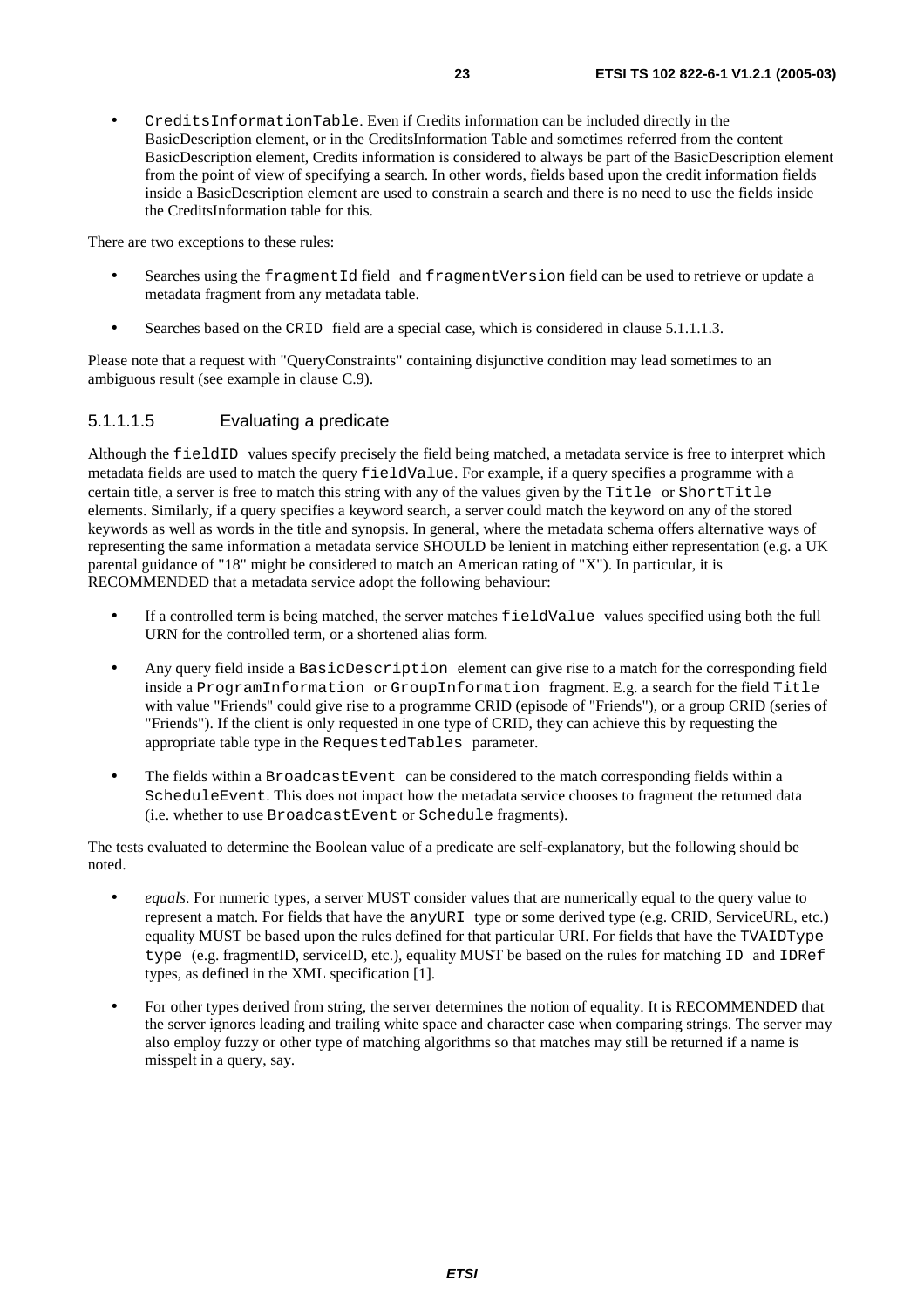- `CreditsInformationTable`. Even if Credits information can be included directly in the BasicDescription element, or in the CreditsInformation Table and sometimes referred from the content BasicDescription element, Credits information is considered to always be part of the BasicDescription element from the point of view of specifying a search. In other words, fields based upon the credit information fields inside a BasicDescription element are used to constrain a search and there is no need to use the fields inside the CreditsInformation table for this.

There are two exceptions to these rules:

- Searches using the `fragmentId` field and `fragmentVersion` field can be used to retrieve or update a metadata fragment from any metadata table.
- Searches based on the `CRID` field are a special case, which is considered in clause 5.1.1.1.3.

Please note that a request with "QueryConstraints" containing disjunctive condition may lead sometimes to an ambiguous result (see example in clause C.9).

#### 5.1.1.1.5 Evaluating a predicate

Although the `fieldID` values specify precisely the field being matched, a metadata service is free to interpret which metadata fields are used to match the query `fieldValue`. For example, if a query specifies a programme with a certain title, a server is free to match this string with any of the values given by the `Title` or `ShortTitle` elements. Similarly, if a query specifies a keyword search, a server could match the keyword on any of the stored keywords as well as words in the title and synopsis. In general, where the metadata schema offers alternative ways of representing the same information a metadata service SHOULD be lenient in matching either representation (e.g. a UK parental guidance of "18" might be considered to match an American rating of "X"). In particular, it is RECOMMENDED that a metadata service adopt the following behaviour:

- If a controlled term is being matched, the server matches `fieldValue` values specified using both the full URN for the controlled term, or a shortened alias form.
- Any query field inside a `BasicDescription` element can give rise to a match for the corresponding field inside a `ProgramInformation` or `GroupInformation` fragment. E.g. a search for the field `Title` with value "Friends" could give rise to a programme CRID (episode of "Friends"), or a group CRID (series of "Friends"). If the client is only requested in one type of CRID, they can achieve this by requesting the appropriate table type in the `RequestedTables` parameter.
- The fields within a `BroadcastEvent` can be considered to the match corresponding fields within a `ScheduleEvent`. This does not impact how the metadata service chooses to fragment the returned data (i.e. whether to use `BroadcastEvent` or `Schedule` fragments).

The tests evaluated to determine the Boolean value of a predicate are self-explanatory, but the following should be noted.

- *equals*. For numeric types, a server MUST consider values that are numerically equal to the query value to represent a match. For fields that have the `anyURI` type or some derived type (e.g. CRID, ServiceURL, etc.) equality MUST be based upon the rules defined for that particular URI. For fields that have the `TVAIDType type` (e.g. fragmentID, serviceID, etc.), equality MUST be based on the rules for matching `ID` and `IDRef` types, as defined in the XML specification [1].
- For other types derived from string, the server determines the notion of equality. It is RECOMMENDED that the server ignores leading and trailing white space and character case when comparing strings. The server may also employ fuzzy or other type of matching algorithms so that matches may still be returned if a name is misspelt in a query, say.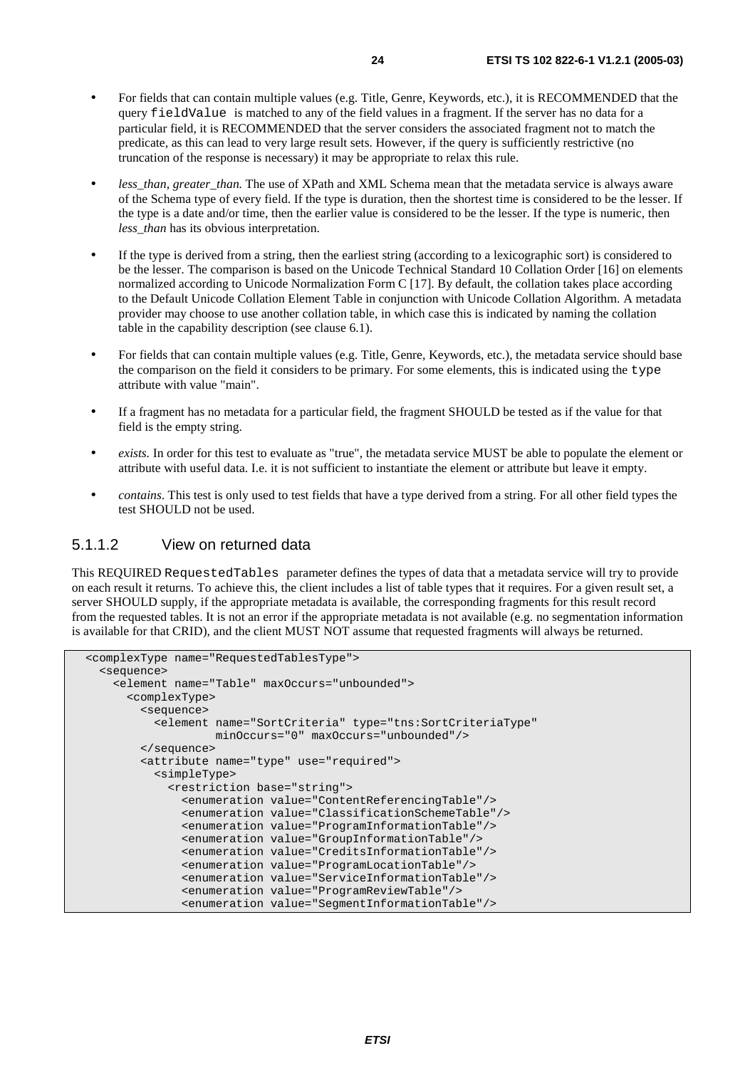- For fields that can contain multiple values (e.g. Title, Genre, Keywords, etc.), it is RECOMMENDED that the query `fieldValue` is matched to any of the field values in a fragment. If the server has no data for a particular field, it is RECOMMENDED that the server considers the associated fragment not to match the predicate, as this can lead to very large result sets. However, if the query is sufficiently restrictive (no truncation of the response is necessary) it may be appropriate to relax this rule.

- *less_than, greater_than.* The use of XPath and XML Schema mean that the metadata service is always aware of the Schema type of every field. If the type is duration, then the shortest time is considered to be the lesser. If the type is a date and/or time, then the earlier value is considered to be the lesser. If the type is numeric, then *less_than* has its obvious interpretation.

- If the type is derived from a string, then the earliest string (according to a lexicographic sort) is considered to be the lesser. The comparison is based on the Unicode Technical Standard 10 Collation Order [16] on elements normalized according to Unicode Normalization Form C [17]. By default, the collation takes place according to the Default Unicode Collation Element Table in conjunction with Unicode Collation Algorithm. A metadata provider may choose to use another collation table, in which case this is indicated by naming the collation table in the capability description (see clause 6.1).

- For fields that can contain multiple values (e.g. Title, Genre, Keywords, etc.), the metadata service should base the comparison on the field it considers to be primary. For some elements, this is indicated using the `type` attribute with value "main".

- If a fragment has no metadata for a particular field, the fragment SHOULD be tested as if the value for that field is the empty string.

- *exists.* In order for this test to evaluate as "true", the metadata service MUST be able to populate the element or attribute with useful data. I.e. it is not sufficient to instantiate the element or attribute but leave it empty.

- *contains*. This test is only used to test fields that have a type derived from a string. For all other field types the test SHOULD not be used.

#### 5.1.1.2 View on returned data

This REQUIRED `RequestedTables` parameter defines the types of data that a metadata service will try to provide on each result it returns. To achieve this, the client includes a list of table types that it requires. For a given result set, a server SHOULD supply, if the appropriate metadata is available, the corresponding fragments for this result record from the requested tables. It is not an error if the appropriate metadata is not available (e.g. no segmentation information is available for that CRID), and the client MUST NOT assume that requested fragments will always be returned.

```
<complexType name="RequestedTablesType">
  <sequence>
    <element name="Table" maxOccurs="unbounded">
      <complexType>
        <sequence>
          <element name="SortCriteria" type="tns:SortCriteriaType"
                   minOccurs="0" maxOccurs="unbounded"/>
        </sequence>
        <attribute name="type" use="required">
          <simpleType>
            <restriction base="string">
              <enumeration value="ContentReferencingTable"/>
              <enumeration value="ClassificationSchemeTable"/>
              <enumeration value="ProgramInformationTable"/>
              <enumeration value="GroupInformationTable"/>
              <enumeration value="CreditsInformationTable"/>
              <enumeration value="ProgramLocationTable"/>
              <enumeration value="ServiceInformationTable"/>
              <enumeration value="ProgramReviewTable"/>
              <enumeration value="SegmentInformationTable"/>
```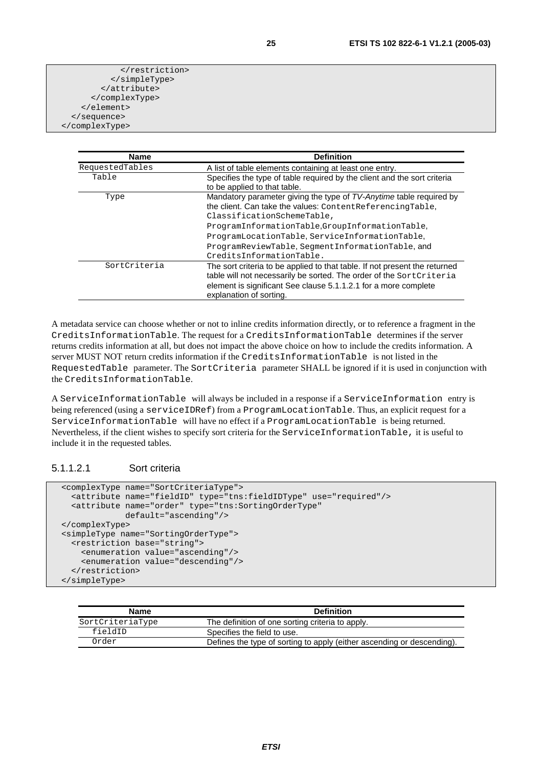```
            </restriction>
          </simpleType>
        </attribute>
      </complexType>
    </element>
  </sequence>
</complexType>
```

| Name | Definition |
|---|---|
| RequestedTables | A list of table elements containing at least one entry. |
| Table | Specifies the type of table required by the client and the sort criteria to be applied to that table. |
| Type | Mandatory parameter giving the type of *TV-Anytime* table required by the client. Can take the values: ContentReferencingTable, ClassificationSchemeTable, ProgramInformationTable,GroupInformationTable, ProgramLocationTable, ServiceInformationTable, ProgramReviewTable, SegmentInformationTable, and CreditsInformationTable. |
| SortCriteria | The sort criteria to be applied to that table. If not present the returned table will not necessarily be sorted. The order of the SortCriteria element is significant See clause 5.1.1.2.1 for a more complete explanation of sorting. |

A metadata service can choose whether or not to inline credits information directly, or to reference a fragment in the CreditsInformationTable. The request for a CreditsInformationTable determines if the server returns credits information at all, but does not impact the above choice on how to include the credits information. A server MUST NOT return credits information if the CreditsInformationTable is not listed in the RequestedTable parameter. The SortCriteria parameter SHALL be ignored if it is used in conjunction with the CreditsInformationTable.

A ServiceInformationTable will always be included in a response if a ServiceInformation entry is being referenced (using a serviceIDRef) from a ProgramLocationTable. Thus, an explicit request for a ServiceInformationTable will have no effect if a ProgramLocationTable is being returned. Nevertheless, if the client wishes to specify sort criteria for the ServiceInformationTable, it is useful to include it in the requested tables.

#### 5.1.1.2.1 Sort criteria

```
<complexType name="SortCriteriaType">
  <attribute name="fieldID" type="tns:fieldIDType" use="required"/>
  <attribute name="order" type="tns:SortingOrderType"
             default="ascending"/>
</complexType>
<simpleType name="SortingOrderType">
  <restriction base="string">
    <enumeration value="ascending"/>
    <enumeration value="descending"/>
  </restriction>
</simpleType>
```

| Name | Definition |
|---|---|
| SortCriteriaType | The definition of one sorting criteria to apply. |
| fieldID | Specifies the field to use. |
| Order | Defines the type of sorting to apply (either ascending or descending). |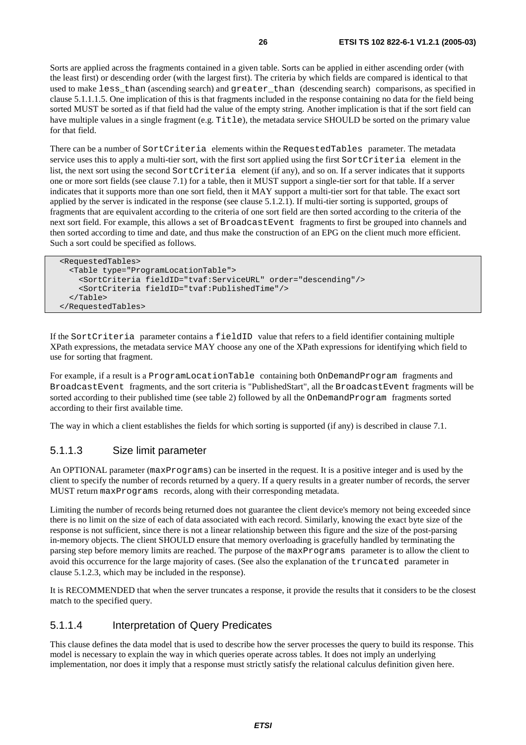Sorts are applied across the fragments contained in a given table. Sorts can be applied in either ascending order (with the least first) or descending order (with the largest first). The criteria by which fields are compared is identical to that used to make `less_than` (ascending search) and `greater_than` (descending search) comparisons, as specified in clause 5.1.1.1.5. One implication of this is that fragments included in the response containing no data for the field being sorted MUST be sorted as if that field had the value of the empty string. Another implication is that if the sort field can have multiple values in a single fragment (e.g. `Title`), the metadata service SHOULD be sorted on the primary value for that field.

There can be a number of `SortCriteria` elements within the `RequestedTables` parameter. The metadata service uses this to apply a multi-tier sort, with the first sort applied using the first `SortCriteria` element in the list, the next sort using the second `SortCriteria` element (if any), and so on. If a server indicates that it supports one or more sort fields (see clause 7.1) for a table, then it MUST support a single-tier sort for that table. If a server indicates that it supports more than one sort field, then it MAY support a multi-tier sort for that table. The exact sort applied by the server is indicated in the response (see clause 5.1.2.1). If multi-tier sorting is supported, groups of fragments that are equivalent according to the criteria of one sort field are then sorted according to the criteria of the next sort field. For example, this allows a set of `BroadcastEvent` fragments to first be grouped into channels and then sorted according to time and date, and thus make the construction of an EPG on the client much more efficient. Such a sort could be specified as follows.

```
<RequestedTables>
  <Table type="ProgramLocationTable">
    <SortCriteria fieldID="tvaf:ServiceURL" order="descending"/>
    <SortCriteria fieldID="tvaf:PublishedTime"/>
  </Table>
</RequestedTables>
```

If the `SortCriteria` parameter contains a `fieldID` value that refers to a field identifier containing multiple XPath expressions, the metadata service MAY choose any one of the XPath expressions for identifying which field to use for sorting that fragment.

For example, if a result is a `ProgramLocationTable` containing both `OnDemandProgram` fragments and `BroadcastEvent` fragments, and the sort criteria is "PublishedStart", all the `BroadcastEvent` fragments will be sorted according to their published time (see table 2) followed by all the `OnDemandProgram` fragments sorted according to their first available time.

The way in which a client establishes the fields for which sorting is supported (if any) is described in clause 7.1.

### 5.1.1.3 Size limit parameter

An OPTIONAL parameter (`maxPrograms`) can be inserted in the request. It is a positive integer and is used by the client to specify the number of records returned by a query. If a query results in a greater number of records, the server MUST return `maxPrograms` records, along with their corresponding metadata.

Limiting the number of records being returned does not guarantee the client device's memory not being exceeded since there is no limit on the size of each of data associated with each record. Similarly, knowing the exact byte size of the response is not sufficient, since there is not a linear relationship between this figure and the size of the post-parsing in-memory objects. The client SHOULD ensure that memory overloading is gracefully handled by terminating the parsing step before memory limits are reached. The purpose of the `maxPrograms` parameter is to allow the client to avoid this occurrence for the large majority of cases. (See also the explanation of the `truncated` parameter in clause 5.1.2.3, which may be included in the response).

It is RECOMMENDED that when the server truncates a response, it provide the results that it considers to be the closest match to the specified query.

### 5.1.1.4 Interpretation of Query Predicates

This clause defines the data model that is used to describe how the server processes the query to build its response. This model is necessary to explain the way in which queries operate across tables. It does not imply an underlying implementation, nor does it imply that a response must strictly satisfy the relational calculus definition given here.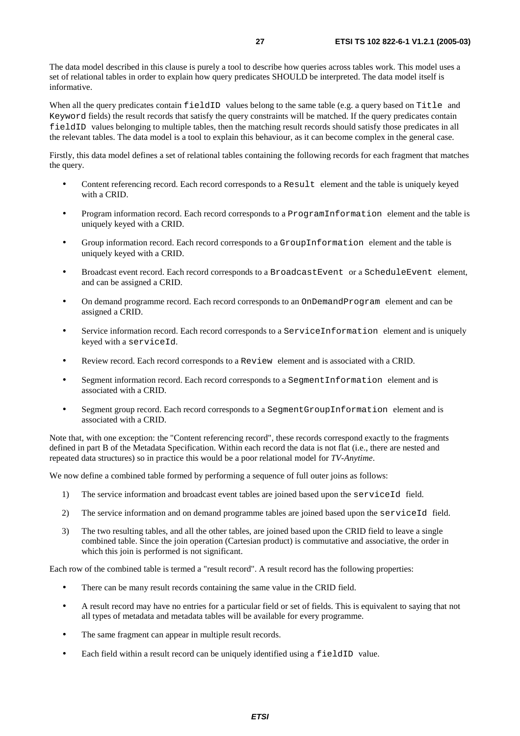The data model described in this clause is purely a tool to describe how queries across tables work. This model uses a set of relational tables in order to explain how query predicates SHOULD be interpreted. The data model itself is informative.

When all the query predicates contain `fieldID` values belong to the same table (e.g. a query based on `Title` and `Keyword` fields) the result records that satisfy the query constraints will be matched. If the query predicates contain `fieldID` values belonging to multiple tables, then the matching result records should satisfy those predicates in all the relevant tables. The data model is a tool to explain this behaviour, as it can become complex in the general case.

Firstly, this data model defines a set of relational tables containing the following records for each fragment that matches the query.

- Content referencing record. Each record corresponds to a `Result` element and the table is uniquely keyed with a CRID.
- Program information record. Each record corresponds to a `ProgramInformation` element and the table is uniquely keyed with a CRID.
- Group information record. Each record corresponds to a `GroupInformation` element and the table is uniquely keyed with a CRID.
- Broadcast event record. Each record corresponds to a `BroadcastEvent` or a `ScheduleEvent` element, and can be assigned a CRID.
- On demand programme record. Each record corresponds to an `OnDemandProgram` element and can be assigned a CRID.
- Service information record. Each record corresponds to a `ServiceInformation` element and is uniquely keyed with a `serviceId`.
- Review record. Each record corresponds to a `Review` element and is associated with a CRID.
- Segment information record. Each record corresponds to a `SegmentInformation` element and is associated with a CRID.
- Segment group record. Each record corresponds to a `SegmentGroupInformation` element and is associated with a CRID.

Note that, with one exception: the "Content referencing record", these records correspond exactly to the fragments defined in part B of the Metadata Specification. Within each record the data is not flat (i.e., there are nested and repeated data structures) so in practice this would be a poor relational model for *TV-Anytime*.

We now define a combined table formed by performing a sequence of full outer joins as follows:

1) The service information and broadcast event tables are joined based upon the `serviceId` field.
2) The service information and on demand programme tables are joined based upon the `serviceId` field.
3) The two resulting tables, and all the other tables, are joined based upon the CRID field to leave a single combined table. Since the join operation (Cartesian product) is commutative and associative, the order in which this join is performed is not significant.

Each row of the combined table is termed a "result record". A result record has the following properties:

- There can be many result records containing the same value in the CRID field.
- A result record may have no entries for a particular field or set of fields. This is equivalent to saying that not all types of metadata and metadata tables will be available for every programme.
- The same fragment can appear in multiple result records.
- Each field within a result record can be uniquely identified using a `fieldID` value.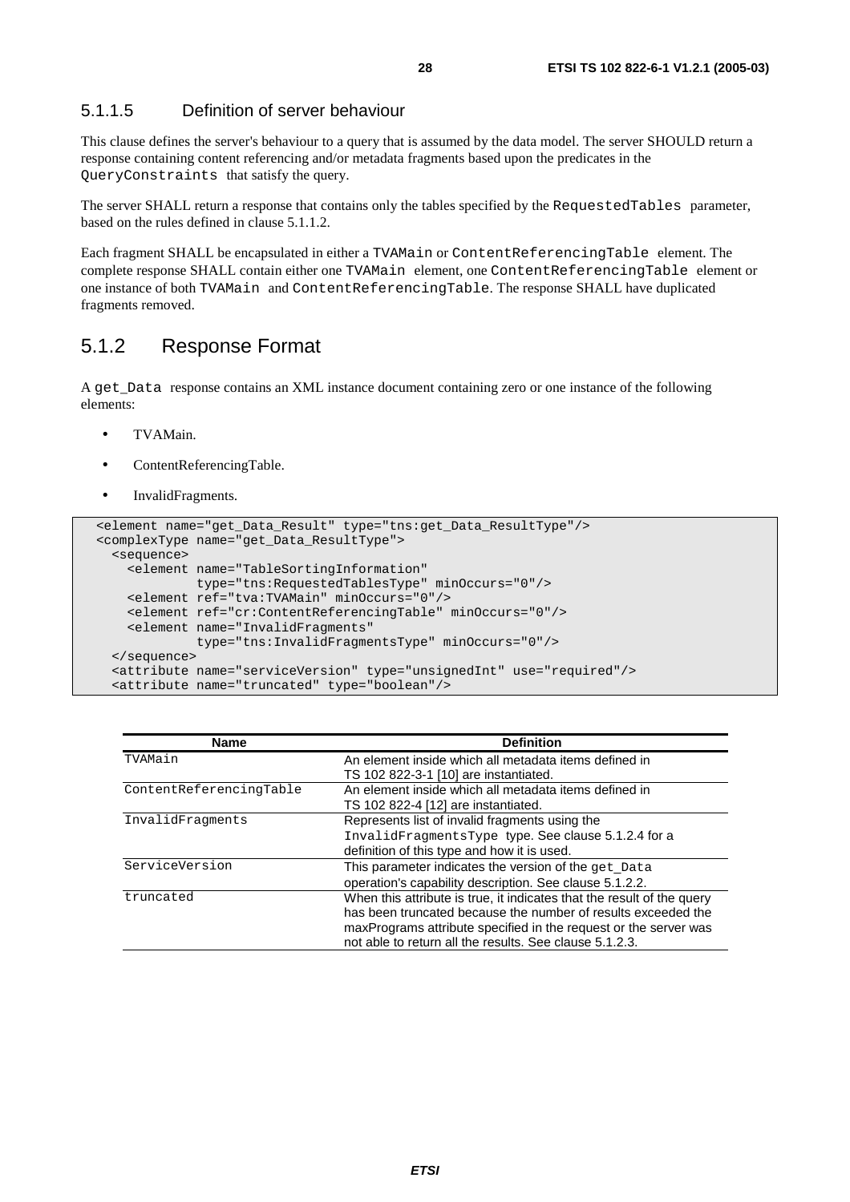#### 5.1.1.5 Definition of server behaviour

This clause defines the server's behaviour to a query that is assumed by the data model. The server SHOULD return a response containing content referencing and/or metadata fragments based upon the predicates in the `QueryConstraints` that satisfy the query.

The server SHALL return a response that contains only the tables specified by the `RequestedTables` parameter, based on the rules defined in clause 5.1.1.2.

Each fragment SHALL be encapsulated in either a `TVAMain` or `ContentReferencingTable` element. The complete response SHALL contain either one `TVAMain` element, one `ContentReferencingTable` element or one instance of both `TVAMain` and `ContentReferencingTable`. The response SHALL have duplicated fragments removed.

## 5.1.2 Response Format

A `get_Data` response contains an XML instance document containing zero or one instance of the following elements:

- TVAMain.
- ContentReferencingTable.
- InvalidFragments.

```
<element name="get_Data_Result" type="tns:get_Data_ResultType"/>
<complexType name="get_Data_ResultType">
  <sequence>
    <element name="TableSortingInformation"
             type="tns:RequestedTablesType" minOccurs="0"/>
    <element ref="tva:TVAMain" minOccurs="0"/>
    <element ref="cr:ContentReferencingTable" minOccurs="0"/>
    <element name="InvalidFragments"
             type="tns:InvalidFragmentsType" minOccurs="0"/>
  </sequence>
  <attribute name="serviceVersion" type="unsignedInt" use="required"/>
  <attribute name="truncated" type="boolean"/>
```

| Name | Definition |
|---|---|
| `TVAMain` | An element inside which all metadata items defined in TS 102 822-3-1 [10] are instantiated. |
| `ContentReferencingTable` | An element inside which all metadata items defined in TS 102 822-4 [12] are instantiated. |
| `InvalidFragments` | Represents list of invalid fragments using the `InvalidFragmentsType` type. See clause 5.1.2.4 for a definition of this type and how it is used. |
| `ServiceVersion` | This parameter indicates the version of the `get_Data` operation's capability description. See clause 5.1.2.2. |
| `truncated` | When this attribute is true, it indicates that the result of the query has been truncated because the number of results exceeded the maxPrograms attribute specified in the request or the server was not able to return all the results. See clause 5.1.2.3. |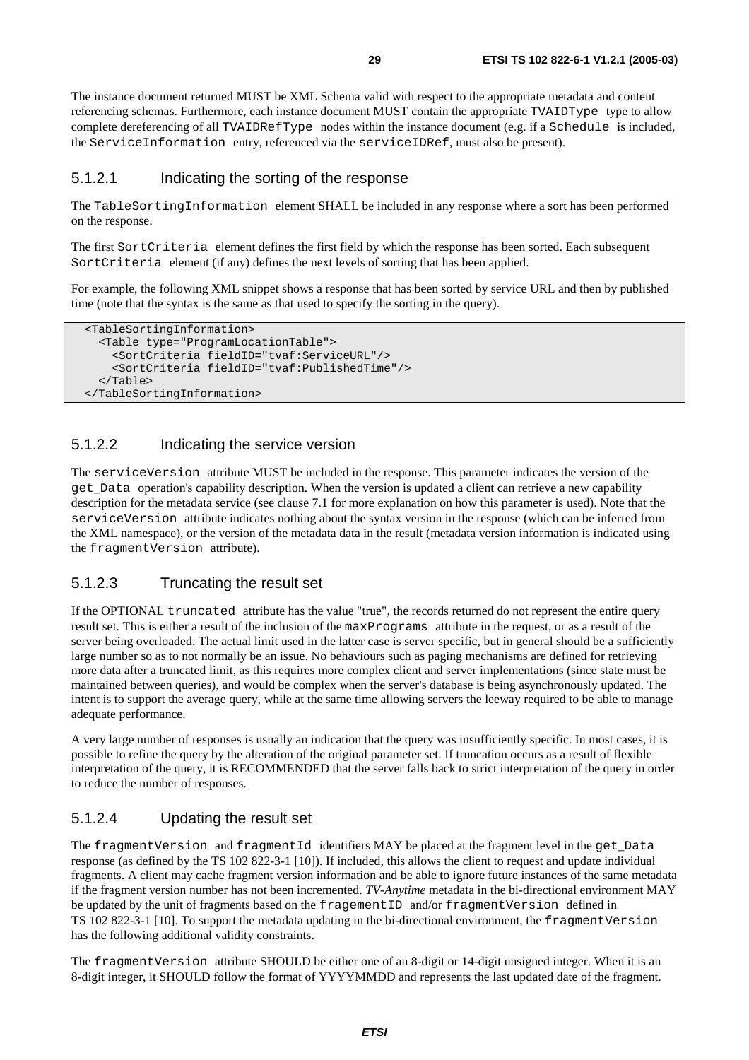The instance document returned MUST be XML Schema valid with respect to the appropriate metadata and content referencing schemas. Furthermore, each instance document MUST contain the appropriate `TVAIDType` type to allow complete dereferencing of all `TVAIDRefType` nodes within the instance document (e.g. if a `Schedule` is included, the `ServiceInformation` entry, referenced via the `serviceIDRef`, must also be present).

### 5.1.2.1 Indicating the sorting of the response

The `TableSortingInformation` element SHALL be included in any response where a sort has been performed on the response.

The first `SortCriteria` element defines the first field by which the response has been sorted. Each subsequent `SortCriteria` element (if any) defines the next levels of sorting that has been applied.

For example, the following XML snippet shows a response that has been sorted by service URL and then by published time (note that the syntax is the same as that used to specify the sorting in the query).

```
<TableSortingInformation>
  <Table type="ProgramLocationTable">
    <SortCriteria fieldID="tvaf:ServiceURL"/>
    <SortCriteria fieldID="tvaf:PublishedTime"/>
  </Table>
</TableSortingInformation>
```

### 5.1.2.2 Indicating the service version

The `serviceVersion` attribute MUST be included in the response. This parameter indicates the version of the `get_Data` operation's capability description. When the version is updated a client can retrieve a new capability description for the metadata service (see clause 7.1 for more explanation on how this parameter is used). Note that the `serviceVersion` attribute indicates nothing about the syntax version in the response (which can be inferred from the XML namespace), or the version of the metadata data in the result (metadata version information is indicated using the `fragmentVersion` attribute).

### 5.1.2.3 Truncating the result set

If the OPTIONAL `truncated` attribute has the value "true", the records returned do not represent the entire query result set. This is either a result of the inclusion of the `maxPrograms` attribute in the request, or as a result of the server being overloaded. The actual limit used in the latter case is server specific, but in general should be a sufficiently large number so as to not normally be an issue. No behaviours such as paging mechanisms are defined for retrieving more data after a truncated limit, as this requires more complex client and server implementations (since state must be maintained between queries), and would be complex when the server's database is being asynchronously updated. The intent is to support the average query, while at the same time allowing servers the leeway required to be able to manage adequate performance.

A very large number of responses is usually an indication that the query was insufficiently specific. In most cases, it is possible to refine the query by the alteration of the original parameter set. If truncation occurs as a result of flexible interpretation of the query, it is RECOMMENDED that the server falls back to strict interpretation of the query in order to reduce the number of responses.

### 5.1.2.4 Updating the result set

The `fragmentVersion` and `fragmentId` identifiers MAY be placed at the fragment level in the `get_Data` response (as defined by the TS 102 822-3-1 [10]). If included, this allows the client to request and update individual fragments. A client may cache fragment version information and be able to ignore future instances of the same metadata if the fragment version number has not been incremented. *TV-Anytime* metadata in the bi-directional environment MAY be updated by the unit of fragments based on the `fragementID` and/or `fragmentVersion` defined in TS 102 822-3-1 [10]. To support the metadata updating in the bi-directional environment, the `fragmentVersion` has the following additional validity constraints.

The `fragmentVersion` attribute SHOULD be either one of an 8-digit or 14-digit unsigned integer. When it is an 8-digit integer, it SHOULD follow the format of YYYYMMDD and represents the last updated date of the fragment.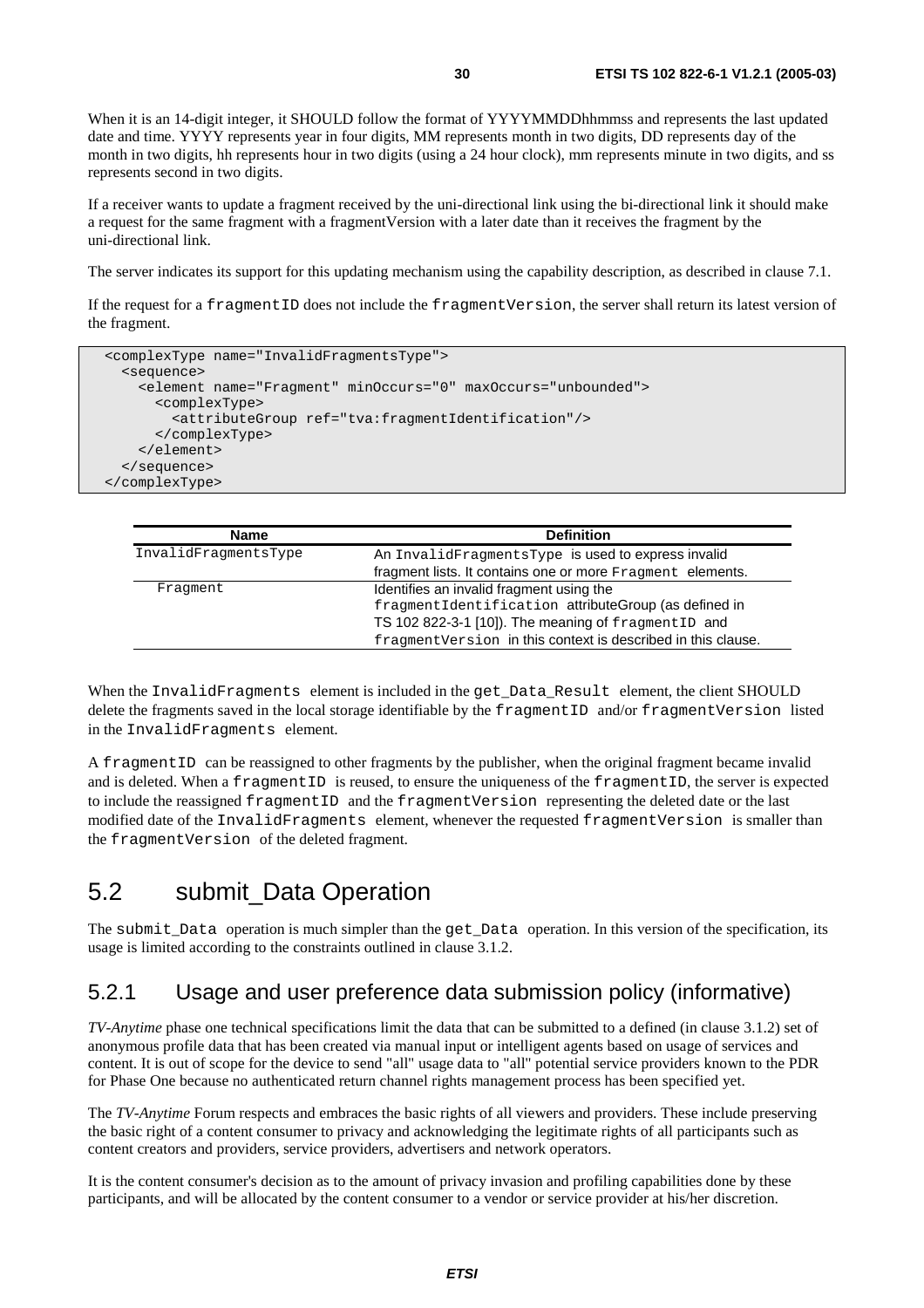When it is an 14-digit integer, it SHOULD follow the format of YYYYMMDDhhmmss and represents the last updated date and time. YYYY represents year in four digits, MM represents month in two digits, DD represents day of the month in two digits, hh represents hour in two digits (using a 24 hour clock), mm represents minute in two digits, and ss represents second in two digits.

If a receiver wants to update a fragment received by the uni-directional link using the bi-directional link it should make a request for the same fragment with a fragmentVersion with a later date than it receives the fragment by the uni-directional link.

The server indicates its support for this updating mechanism using the capability description, as described in clause 7.1.

If the request for a `fragmentID` does not include the `fragmentVersion`, the server shall return its latest version of the fragment.

```
<complexType name="InvalidFragmentsType">
  <sequence>
    <element name="Fragment" minOccurs="0" maxOccurs="unbounded">
      <complexType>
        <attributeGroup ref="tva:fragmentIdentification"/>
      </complexType>
    </element>
  </sequence>
</complexType>
```

| Name | Definition |
| --- | --- |
| `InvalidFragmentsType` | An `InvalidFragmentsType` is used to express invalid fragment lists. It contains one or more `Fragment` elements. |
| `Fragment` | Identifies an invalid fragment using the `fragmentIdentification` attributeGroup (as defined in TS 102 822-3-1 [10]). The meaning of `fragmentID` and `fragmentVersion` in this context is described in this clause. |

When the `InvalidFragments` element is included in the `get_Data_Result` element, the client SHOULD delete the fragments saved in the local storage identifiable by the `fragmentID` and/or `fragmentVersion` listed in the `InvalidFragments` element.

A `fragmentID` can be reassigned to other fragments by the publisher, when the original fragment became invalid and is deleted. When a `fragmentID` is reused, to ensure the uniqueness of the `fragmentID`, the server is expected to include the reassigned `fragmentID` and the `fragmentVersion` representing the deleted date or the last modified date of the `InvalidFragments` element, whenever the requested `fragmentVersion` is smaller than the `fragmentVersion` of the deleted fragment.

## 5.2 submit_Data Operation

The `submit_Data` operation is much simpler than the `get_Data` operation. In this version of the specification, its usage is limited according to the constraints outlined in clause 3.1.2.

### 5.2.1 Usage and user preference data submission policy (informative)

*TV-Anytime* phase one technical specifications limit the data that can be submitted to a defined (in clause 3.1.2) set of anonymous profile data that has been created via manual input or intelligent agents based on usage of services and content. It is out of scope for the device to send "all" usage data to "all" potential service providers known to the PDR for Phase One because no authenticated return channel rights management process has been specified yet.

The *TV-Anytime* Forum respects and embraces the basic rights of all viewers and providers. These include preserving the basic right of a content consumer to privacy and acknowledging the legitimate rights of all participants such as content creators and providers, service providers, advertisers and network operators.

It is the content consumer's decision as to the amount of privacy invasion and profiling capabilities done by these participants, and will be allocated by the content consumer to a vendor or service provider at his/her discretion.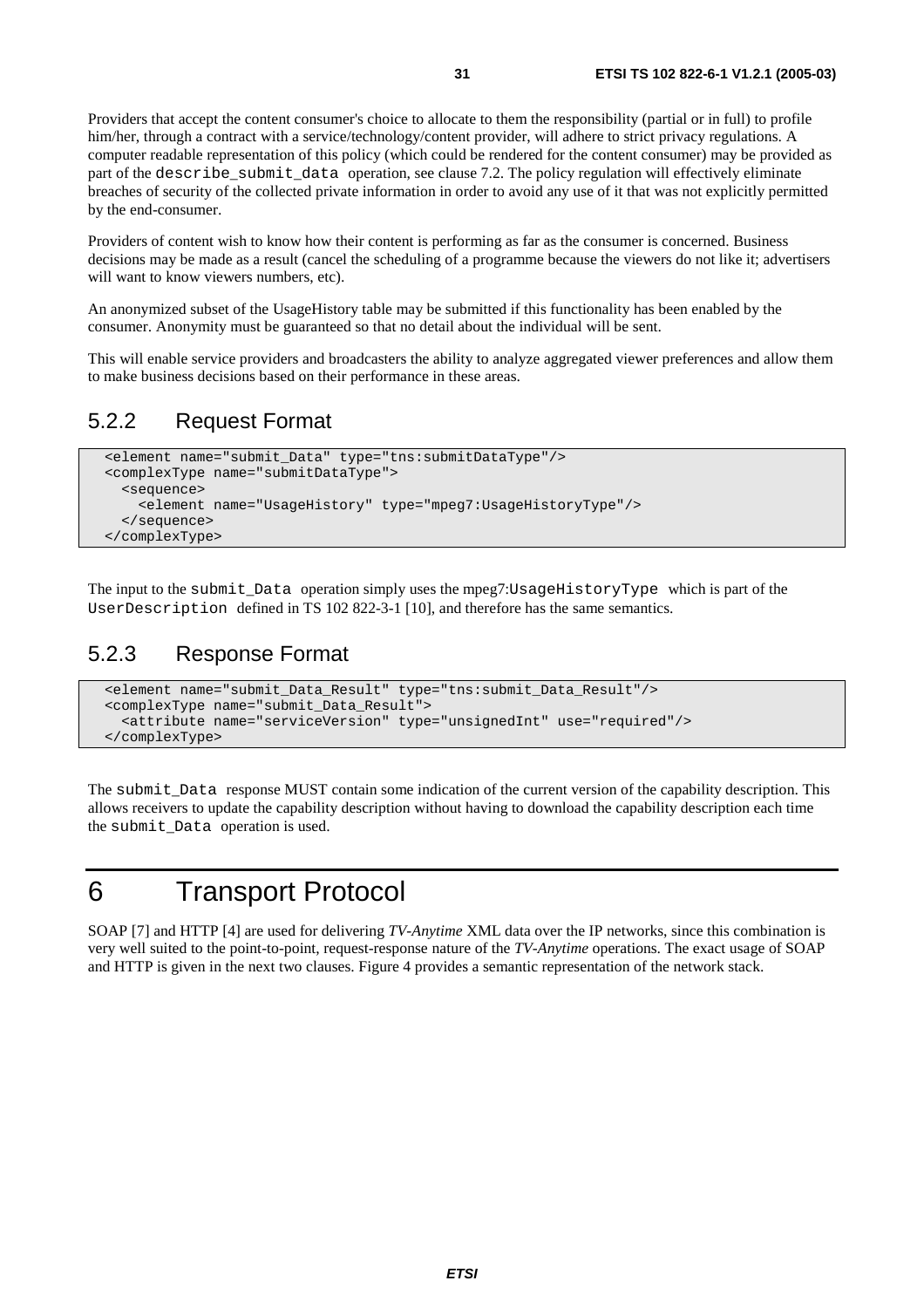Providers that accept the content consumer's choice to allocate to them the responsibility (partial or in full) to profile him/her, through a contract with a service/technology/content provider, will adhere to strict privacy regulations. A computer readable representation of this policy (which could be rendered for the content consumer) may be provided as part of the `describe_submit_data` operation, see clause 7.2. The policy regulation will effectively eliminate breaches of security of the collected private information in order to avoid any use of it that was not explicitly permitted by the end-consumer.

Providers of content wish to know how their content is performing as far as the consumer is concerned. Business decisions may be made as a result (cancel the scheduling of a programme because the viewers do not like it; advertisers will want to know viewers numbers, etc).

An anonymized subset of the UsageHistory table may be submitted if this functionality has been enabled by the consumer. Anonymity must be guaranteed so that no detail about the individual will be sent.

This will enable service providers and broadcasters the ability to analyze aggregated viewer preferences and allow them to make business decisions based on their performance in these areas.

### 5.2.2 Request Format

```
<element name="submit_Data" type="tns:submitDataType"/>
<complexType name="submitDataType">
  <sequence>
    <element name="UsageHistory" type="mpeg7:UsageHistoryType"/>
  </sequence>
</complexType>
```

The input to the `submit_Data` operation simply uses the mpeg7:`UsageHistoryType` which is part of the `UserDescription` defined in TS 102 822-3-1 [10], and therefore has the same semantics.

### 5.2.3 Response Format

```
<element name="submit_Data_Result" type="tns:submit_Data_Result"/>
<complexType name="submit_Data_Result">
  <attribute name="serviceVersion" type="unsignedInt" use="required"/>
</complexType>
```

The `submit_Data` response MUST contain some indication of the current version of the capability description. This allows receivers to update the capability description without having to download the capability description each time the `submit_Data` operation is used.

# 6 Transport Protocol

SOAP [7] and HTTP [4] are used for delivering *TV-Anytime* XML data over the IP networks, since this combination is very well suited to the point-to-point, request-response nature of the *TV-Anytime* operations. The exact usage of SOAP and HTTP is given in the next two clauses. Figure 4 provides a semantic representation of the network stack.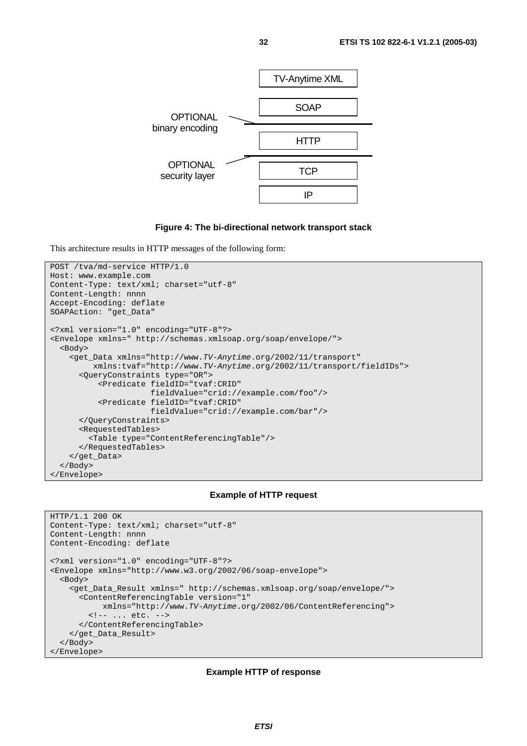**Figure 4: The bi-directional network transport stack**

This architecture results in HTTP messages of the following form:

```
POST /tva/md-service HTTP/1.0
Host: www.example.com
Content-Type: text/xml; charset="utf-8"
Content-Length: nnnn
Accept-Encoding: deflate
SOAPAction: "get_Data"

<?xml version="1.0" encoding="UTF-8"?>
<Envelope xmlns=" http://schemas.xmlsoap.org/soap/envelope/">
  <Body>
    <get_Data xmlns="http://www.TV-Anytime.org/2002/11/transport"
         xmlns:tvaf="http://www.TV-Anytime.org/2002/11/transport/fieldIDs">
      <QueryConstraints type="OR">
          <Predicate fieldID="tvaf:CRID"
                      fieldValue="crid://example.com/foo"/>
          <Predicate fieldID="tvaf:CRID"
                      fieldValue="crid://example.com/bar"/>
      </QueryConstraints>
      <RequestedTables>
        <Table type="ContentReferencingTable"/>
      </RequestedTables>
    </get_Data>
  </Body>
</Envelope>
```

**Example of HTTP request**

```
HTTP/1.1 200 OK
Content-Type: text/xml; charset="utf-8"
Content-Length: nnnn
Content-Encoding: deflate

<?xml version="1.0" encoding="UTF-8"?>
<Envelope xmlns="http://www.w3.org/2002/06/soap-envelope">
  <Body>
    <get_Data_Result xmlns=" http://schemas.xmlsoap.org/soap/envelope/">
      <ContentReferencingTable version="1"
           xmlns="http://www.TV-Anytime.org/2002/06/ContentReferencing">
        <!-- ... etc. -->
      </ContentReferencingTable>
    </get_Data_Result>
  </Body>
</Envelope>
```

**Example HTTP of response**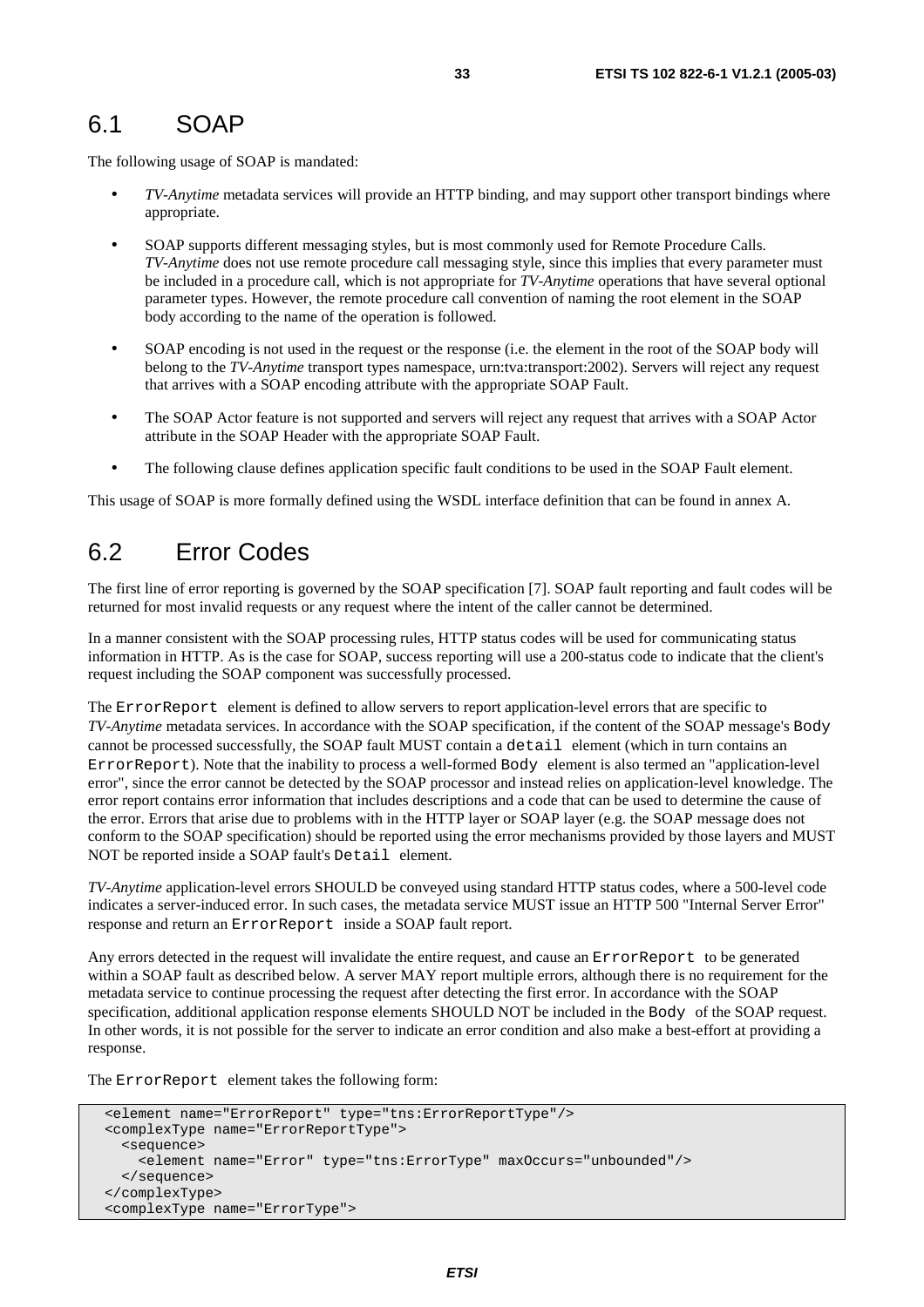## 6.1 SOAP

The following usage of SOAP is mandated:

- *TV-Anytime* metadata services will provide an HTTP binding, and may support other transport bindings where appropriate.
- SOAP supports different messaging styles, but is most commonly used for Remote Procedure Calls. *TV-Anytime* does not use remote procedure call messaging style, since this implies that every parameter must be included in a procedure call, which is not appropriate for *TV-Anytime* operations that have several optional parameter types. However, the remote procedure call convention of naming the root element in the SOAP body according to the name of the operation is followed.
- SOAP encoding is not used in the request or the response (i.e. the element in the root of the SOAP body will belong to the *TV-Anytime* transport types namespace, urn:tva:transport:2002). Servers will reject any request that arrives with a SOAP encoding attribute with the appropriate SOAP Fault.
- The SOAP Actor feature is not supported and servers will reject any request that arrives with a SOAP Actor attribute in the SOAP Header with the appropriate SOAP Fault.
- The following clause defines application specific fault conditions to be used in the SOAP Fault element.

This usage of SOAP is more formally defined using the WSDL interface definition that can be found in annex A.

## 6.2 Error Codes

The first line of error reporting is governed by the SOAP specification [7]. SOAP fault reporting and fault codes will be returned for most invalid requests or any request where the intent of the caller cannot be determined.

In a manner consistent with the SOAP processing rules, HTTP status codes will be used for communicating status information in HTTP. As is the case for SOAP, success reporting will use a 200-status code to indicate that the client's request including the SOAP component was successfully processed.

The `ErrorReport` element is defined to allow servers to report application-level errors that are specific to *TV-Anytime* metadata services. In accordance with the SOAP specification, if the content of the SOAP message's `Body` cannot be processed successfully, the SOAP fault MUST contain a `detail` element (which in turn contains an `ErrorReport`). Note that the inability to process a well-formed `Body` element is also termed an "application-level error", since the error cannot be detected by the SOAP processor and instead relies on application-level knowledge. The error report contains error information that includes descriptions and a code that can be used to determine the cause of the error. Errors that arise due to problems with in the HTTP layer or SOAP layer (e.g. the SOAP message does not conform to the SOAP specification) should be reported using the error mechanisms provided by those layers and MUST NOT be reported inside a SOAP fault's `Detail` element.

*TV-Anytime* application-level errors SHOULD be conveyed using standard HTTP status codes, where a 500-level code indicates a server-induced error. In such cases, the metadata service MUST issue an HTTP 500 "Internal Server Error" response and return an `ErrorReport` inside a SOAP fault report.

Any errors detected in the request will invalidate the entire request, and cause an `ErrorReport` to be generated within a SOAP fault as described below. A server MAY report multiple errors, although there is no requirement for the metadata service to continue processing the request after detecting the first error. In accordance with the SOAP specification, additional application response elements SHOULD NOT be included in the `Body` of the SOAP request. In other words, it is not possible for the server to indicate an error condition and also make a best-effort at providing a response.

The `ErrorReport` element takes the following form:

```
<element name="ErrorReport" type="tns:ErrorReportType"/>
<complexType name="ErrorReportType">
  <sequence>
    <element name="Error" type="tns:ErrorType" maxOccurs="unbounded"/>
  </sequence>
</complexType>
<complexType name="ErrorType">
```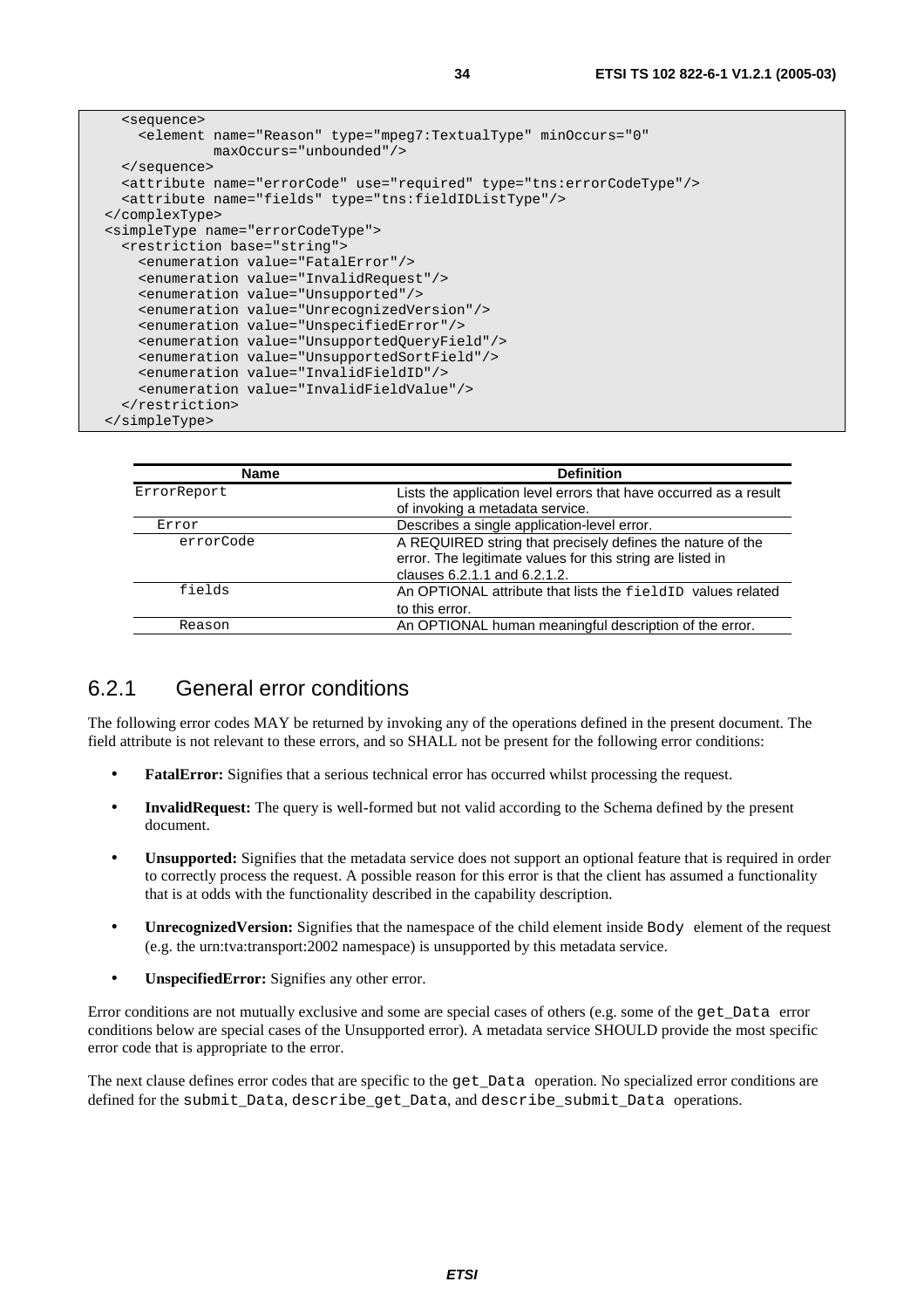```
    <sequence>
      <element name="Reason" type="mpeg7:TextualType" minOccurs="0"
               maxOccurs="unbounded"/>
    </sequence>
    <attribute name="errorCode" use="required" type="tns:errorCodeType"/>
    <attribute name="fields" type="tns:fieldIDListType"/>
  </complexType>
  <simpleType name="errorCodeType">
    <restriction base="string">
      <enumeration value="FatalError"/>
      <enumeration value="InvalidRequest"/>
      <enumeration value="Unsupported"/>
      <enumeration value="UnrecognizedVersion"/>
      <enumeration value="UnspecifiedError"/>
      <enumeration value="UnsupportedQueryField"/>
      <enumeration value="UnsupportedSortField"/>
      <enumeration value="InvalidFieldID"/>
      <enumeration value="InvalidFieldValue"/>
    </restriction>
  </simpleType>
```

| Name | Definition |
| --- | --- |
| ErrorReport | Lists the application level errors that have occurred as a result of invoking a metadata service. |
| Error | Describes a single application-level error. |
| errorCode | A REQUIRED string that precisely defines the nature of the error. The legitimate values for this string are listed in clauses 6.2.1.1 and 6.2.1.2. |
| fields | An OPTIONAL attribute that lists the fieldID values related to this error. |
| Reason | An OPTIONAL human meaningful description of the error. |

## 6.2.1 General error conditions

The following error codes MAY be returned by invoking any of the operations defined in the present document. The field attribute is not relevant to these errors, and so SHALL not be present for the following error conditions:

- **FatalError:** Signifies that a serious technical error has occurred whilst processing the request.
- **InvalidRequest:** The query is well-formed but not valid according to the Schema defined by the present document.
- **Unsupported:** Signifies that the metadata service does not support an optional feature that is required in order to correctly process the request. A possible reason for this error is that the client has assumed a functionality that is at odds with the functionality described in the capability description.
- **UnrecognizedVersion:** Signifies that the namespace of the child element inside Body element of the request (e.g. the urn:tva:transport:2002 namespace) is unsupported by this metadata service.
- **UnspecifiedError:** Signifies any other error.

Error conditions are not mutually exclusive and some are special cases of others (e.g. some of the get_Data error conditions below are special cases of the Unsupported error). A metadata service SHOULD provide the most specific error code that is appropriate to the error.

The next clause defines error codes that are specific to the get_Data operation. No specialized error conditions are defined for the submit_Data, describe_get_Data, and describe_submit_Data operations.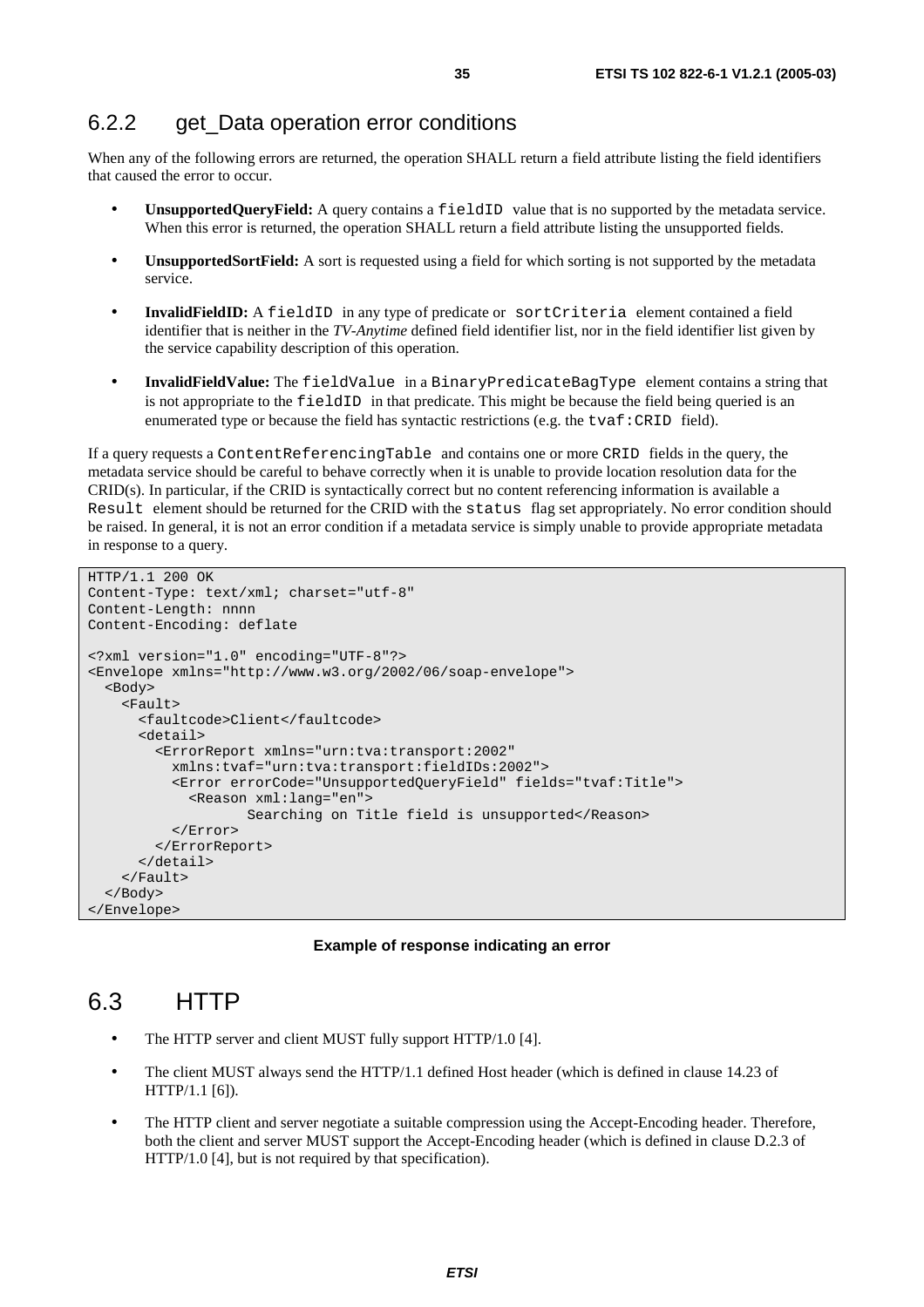## 6.2.2 get_Data operation error conditions

When any of the following errors are returned, the operation SHALL return a field attribute listing the field identifiers that caused the error to occur.

- **UnsupportedQueryField:** A query contains a `fieldID` value that is no supported by the metadata service. When this error is returned, the operation SHALL return a field attribute listing the unsupported fields.
- **UnsupportedSortField:** A sort is requested using a field for which sorting is not supported by the metadata service.
- **InvalidFieldID:** A `fieldID` in any type of predicate or `sortCriteria` element contained a field identifier that is neither in the *TV-Anytime* defined field identifier list, nor in the field identifier list given by the service capability description of this operation.
- **InvalidFieldValue:** The `fieldValue` in a `BinaryPredicateBagType` element contains a string that is not appropriate to the `fieldID` in that predicate. This might be because the field being queried is an enumerated type or because the field has syntactic restrictions (e.g. the `tvaf:CRID` field).

If a query requests a `ContentReferencingTable` and contains one or more `CRID` fields in the query, the metadata service should be careful to behave correctly when it is unable to provide location resolution data for the CRID(s). In particular, if the CRID is syntactically correct but no content referencing information is available a `Result` element should be returned for the CRID with the `status` flag set appropriately. No error condition should be raised. In general, it is not an error condition if a metadata service is simply unable to provide appropriate metadata in response to a query.

```
HTTP/1.1 200 OK
Content-Type: text/xml; charset="utf-8"
Content-Length: nnnn
Content-Encoding: deflate

<?xml version="1.0" encoding="UTF-8"?>
<Envelope xmlns="http://www.w3.org/2002/06/soap-envelope">
  <Body>
    <Fault>
      <faultcode>Client</faultcode>
      <detail>
        <ErrorReport xmlns="urn:tva:transport:2002"
          xmlns:tvaf="urn:tva:transport:fieldIDs:2002">
          <Error errorCode="UnsupportedQueryField" fields="tvaf:Title">
            <Reason xml:lang="en">
                     Searching on Title field is unsupported</Reason>
          </Error>
        </ErrorReport>
      </detail>
    </Fault>
  </Body>
</Envelope>
```

**Example of response indicating an error**

# 6.3 HTTP

- The HTTP server and client MUST fully support HTTP/1.0 [4].
- The client MUST always send the HTTP/1.1 defined Host header (which is defined in clause 14.23 of HTTP/1.1 [6]).
- The HTTP client and server negotiate a suitable compression using the Accept-Encoding header. Therefore, both the client and server MUST support the Accept-Encoding header (which is defined in clause D.2.3 of HTTP/1.0 [4], but is not required by that specification).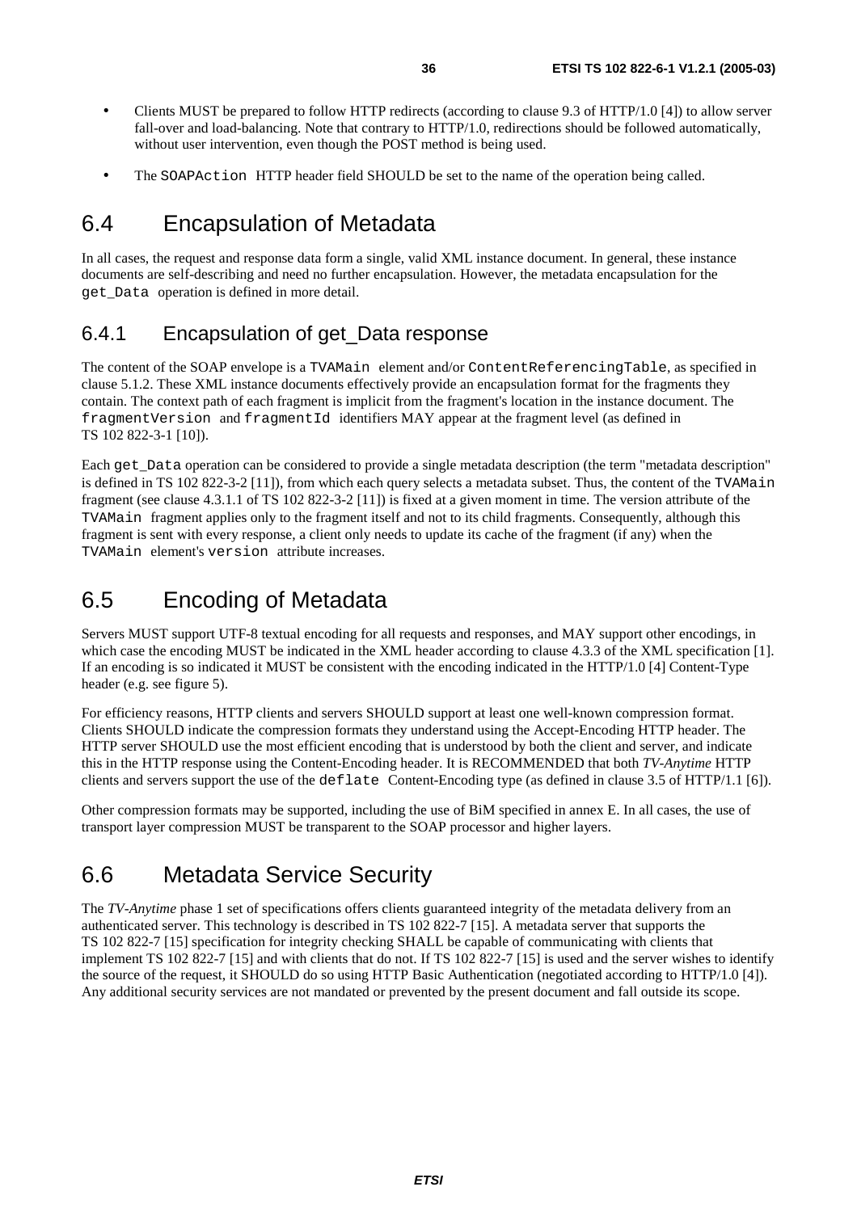- Clients MUST be prepared to follow HTTP redirects (according to clause 9.3 of HTTP/1.0 [4]) to allow server fall-over and load-balancing. Note that contrary to HTTP/1.0, redirections should be followed automatically, without user intervention, even though the POST method is being used.
- The `SOAPAction` HTTP header field SHOULD be set to the name of the operation being called.

## 6.4 Encapsulation of Metadata

In all cases, the request and response data form a single, valid XML instance document. In general, these instance documents are self-describing and need no further encapsulation. However, the metadata encapsulation for the `get_Data` operation is defined in more detail.

### 6.4.1 Encapsulation of get_Data response

The content of the SOAP envelope is a `TVAMain` element and/or `ContentReferencingTable`, as specified in clause 5.1.2. These XML instance documents effectively provide an encapsulation format for the fragments they contain. The context path of each fragment is implicit from the fragment's location in the instance document. The `fragmentVersion` and `fragmentId` identifiers MAY appear at the fragment level (as defined in TS 102 822-3-1 [10]).

Each `get_Data` operation can be considered to provide a single metadata description (the term "metadata description" is defined in TS 102 822-3-2 [11]), from which each query selects a metadata subset. Thus, the content of the `TVAMain` fragment (see clause 4.3.1.1 of TS 102 822-3-2 [11]) is fixed at a given moment in time. The version attribute of the `TVAMain` fragment applies only to the fragment itself and not to its child fragments. Consequently, although this fragment is sent with every response, a client only needs to update its cache of the fragment (if any) when the `TVAMain` element's `version` attribute increases.

## 6.5 Encoding of Metadata

Servers MUST support UTF-8 textual encoding for all requests and responses, and MAY support other encodings, in which case the encoding MUST be indicated in the XML header according to clause 4.3.3 of the XML specification [1]. If an encoding is so indicated it MUST be consistent with the encoding indicated in the HTTP/1.0 [4] Content-Type header (e.g. see figure 5).

For efficiency reasons, HTTP clients and servers SHOULD support at least one well-known compression format. Clients SHOULD indicate the compression formats they understand using the Accept-Encoding HTTP header. The HTTP server SHOULD use the most efficient encoding that is understood by both the client and server, and indicate this in the HTTP response using the Content-Encoding header. It is RECOMMENDED that both *TV-Anytime* HTTP clients and servers support the use of the `deflate` Content-Encoding type (as defined in clause 3.5 of HTTP/1.1 [6]).

Other compression formats may be supported, including the use of BiM specified in annex E. In all cases, the use of transport layer compression MUST be transparent to the SOAP processor and higher layers.

## 6.6 Metadata Service Security

The *TV-Anytime* phase 1 set of specifications offers clients guaranteed integrity of the metadata delivery from an authenticated server. This technology is described in TS 102 822-7 [15]. A metadata server that supports the TS 102 822-7 [15] specification for integrity checking SHALL be capable of communicating with clients that implement TS 102 822-7 [15] and with clients that do not. If TS 102 822-7 [15] is used and the server wishes to identify the source of the request, it SHOULD do so using HTTP Basic Authentication (negotiated according to HTTP/1.0 [4]). Any additional security services are not mandated or prevented by the present document and fall outside its scope.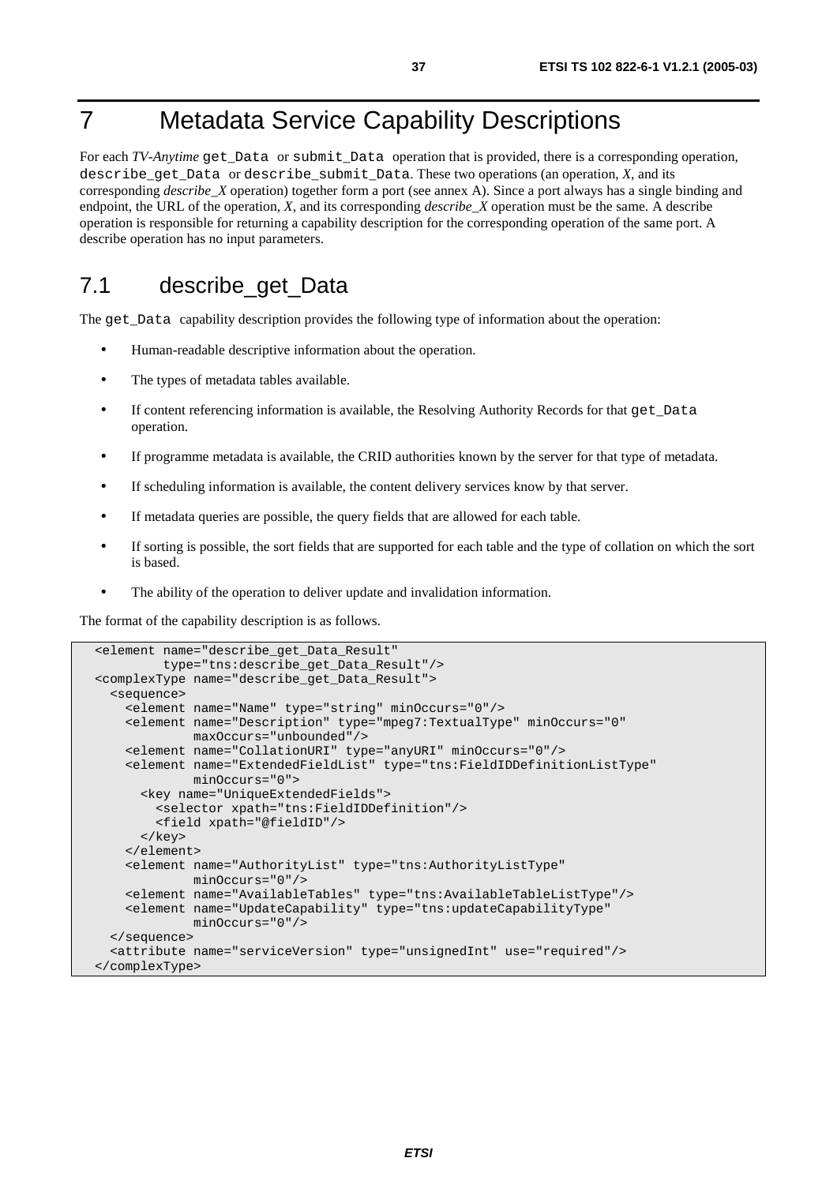# 7 Metadata Service Capability Descriptions

For each *TV-Anytime* `get_Data` or `submit_Data` operation that is provided, there is a corresponding operation, `describe_get_Data` or `describe_submit_Data`. These two operations (an operation, *X*, and its corresponding *describe_X* operation) together form a port (see annex A). Since a port always has a single binding and endpoint, the URL of the operation, *X*, and its corresponding *describe_X* operation must be the same. A describe operation is responsible for returning a capability description for the corresponding operation of the same port. A describe operation has no input parameters.

## 7.1 describe_get_Data

The `get_Data` capability description provides the following type of information about the operation:

- Human-readable descriptive information about the operation.
- The types of metadata tables available.
- If content referencing information is available, the Resolving Authority Records for that `get_Data` operation.
- If programme metadata is available, the CRID authorities known by the server for that type of metadata.
- If scheduling information is available, the content delivery services know by that server.
- If metadata queries are possible, the query fields that are allowed for each table.
- If sorting is possible, the sort fields that are supported for each table and the type of collation on which the sort is based.
- The ability of the operation to deliver update and invalidation information.

The format of the capability description is as follows.

```
<element name="describe_get_Data_Result"
         type="tns:describe_get_Data_Result"/>
<complexType name="describe_get_Data_Result">
  <sequence>
    <element name="Name" type="string" minOccurs="0"/>
    <element name="Description" type="mpeg7:TextualType" minOccurs="0"
             maxOccurs="unbounded"/>
    <element name="CollationURI" type="anyURI" minOccurs="0"/>
    <element name="ExtendedFieldList" type="tns:FieldIDDefinitionListType"
             minOccurs="0">
      <key name="UniqueExtendedFields">
        <selector xpath="tns:FieldIDDefinition"/>
        <field xpath="@fieldID"/>
      </key>
    </element>
    <element name="AuthorityList" type="tns:AuthorityListType"
             minOccurs="0"/>
    <element name="AvailableTables" type="tns:AvailableTableListType"/>
    <element name="UpdateCapability" type="tns:updateCapabilityType"
             minOccurs="0"/>
  </sequence>
  <attribute name="serviceVersion" type="unsignedInt" use="required"/>
</complexType>
```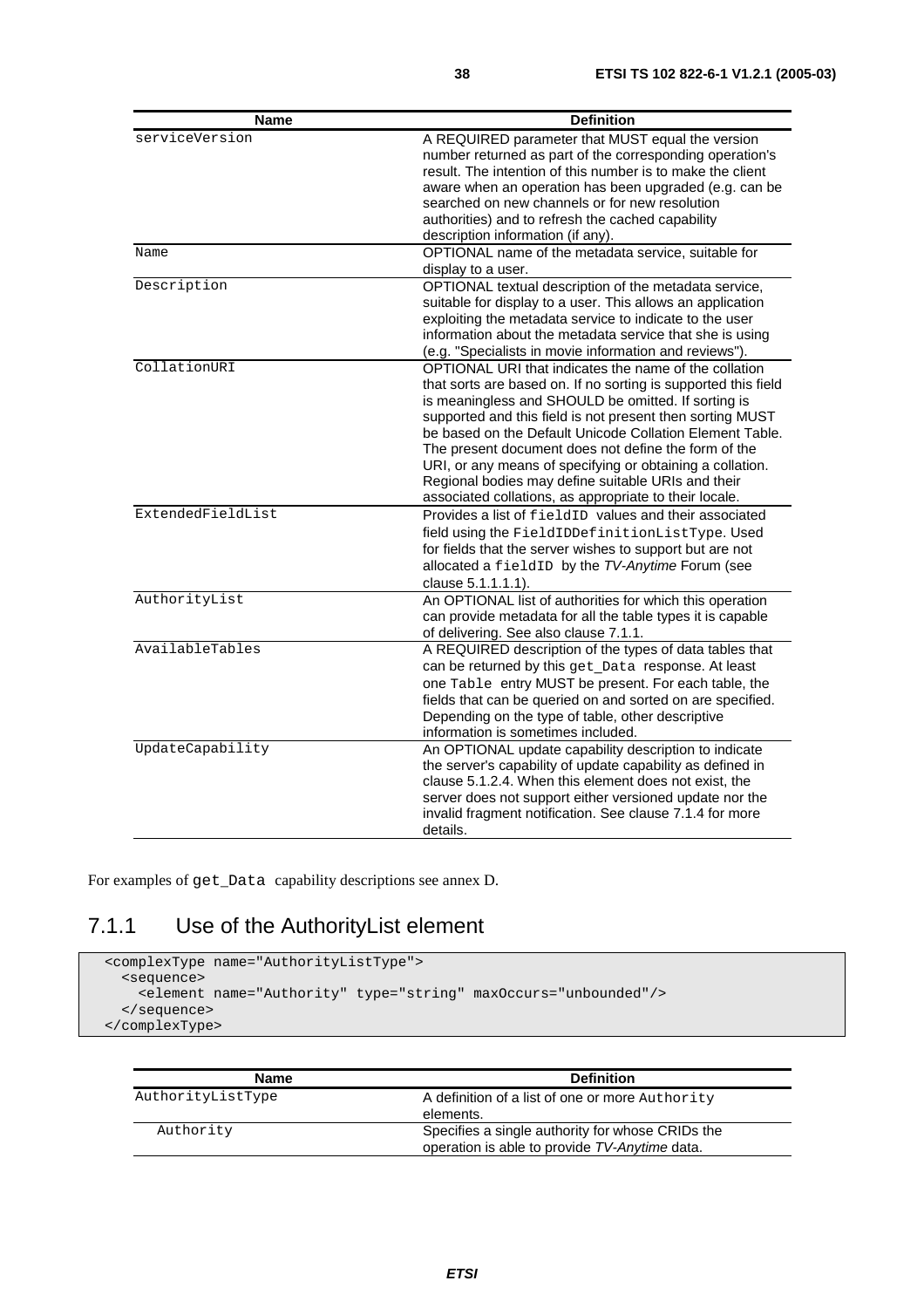| Name | Definition |
| --- | --- |
| serviceVersion | A REQUIRED parameter that MUST equal the version number returned as part of the corresponding operation's result. The intention of this number is to make the client aware when an operation has been upgraded (e.g. can be searched on new channels or for new resolution authorities) and to refresh the cached capability description information (if any). |
| Name | OPTIONAL name of the metadata service, suitable for display to a user. |
| Description | OPTIONAL textual description of the metadata service, suitable for display to a user. This allows an application exploiting the metadata service to indicate to the user information about the metadata service that she is using (e.g. "Specialists in movie information and reviews"). |
| CollationURI | OPTIONAL URI that indicates the name of the collation that sorts are based on. If no sorting is supported this field is meaningless and SHOULD be omitted. If sorting is supported and this field is not present then sorting MUST be based on the Default Unicode Collation Element Table. The present document does not define the form of the URI, or any means of specifying or obtaining a collation. Regional bodies may define suitable URIs and their associated collations, as appropriate to their locale. |
| ExtendedFieldList | Provides a list of `fieldID` values and their associated field using the `FieldIDDefinitionListType`. Used for fields that the server wishes to support but are not allocated a `fieldID` by the *TV-Anytime* Forum (see clause 5.1.1.1.1). |
| AuthorityList | An OPTIONAL list of authorities for which this operation can provide metadata for all the table types it is capable of delivering. See also clause 7.1.1. |
| AvailableTables | A REQUIRED description of the types of data tables that can be returned by this `get_Data` response. At least one `Table` entry MUST be present. For each table, the fields that can be queried on and sorted on are specified. Depending on the type of table, other descriptive information is sometimes included. |
| UpdateCapability | An OPTIONAL update capability description to indicate the server's capability of update capability as defined in clause 5.1.2.4. When this element does not exist, the server does not support either versioned update nor the invalid fragment notification. See clause 7.1.4 for more details. |

For examples of `get_Data` capability descriptions see annex D.

## 7.1.1 Use of the AuthorityList element

```
<complexType name="AuthorityListType">
  <sequence>
    <element name="Authority" type="string" maxOccurs="unbounded"/>
  </sequence>
</complexType>
```

| Name | Definition |
| --- | --- |
| AuthorityListType | A definition of a list of one or more `Authority` elements. |
| Authority | Specifies a single authority for whose CRIDs the operation is able to provide *TV-Anytime* data. |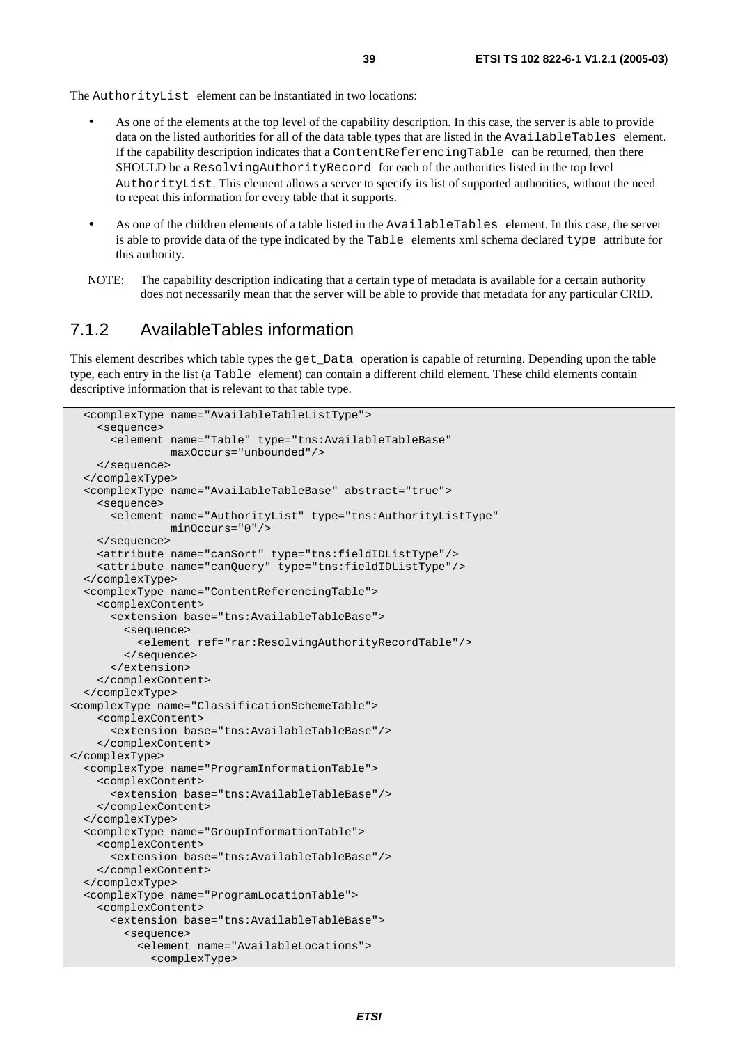The AuthorityList element can be instantiated in two locations:

- As one of the elements at the top level of the capability description. In this case, the server is able to provide data on the listed authorities for all of the data table types that are listed in the AvailableTables element. If the capability description indicates that a ContentReferencingTable can be returned, then there SHOULD be a ResolvingAuthorityRecord for each of the authorities listed in the top level AuthorityList. This element allows a server to specify its list of supported authorities, without the need to repeat this information for every table that it supports.
- As one of the children elements of a table listed in the AvailableTables element. In this case, the server is able to provide data of the type indicated by the Table elements xml schema declared type attribute for this authority.

NOTE: The capability description indicating that a certain type of metadata is available for a certain authority does not necessarily mean that the server will be able to provide that metadata for any particular CRID.

### 7.1.2 AvailableTables information

This element describes which table types the get_Data operation is capable of returning. Depending upon the table type, each entry in the list (a Table element) can contain a different child element. These child elements contain descriptive information that is relevant to that table type.

```
  <complexType name="AvailableTableListType">
    <sequence>
      <element name="Table" type="tns:AvailableTableBase"
               maxOccurs="unbounded"/>
    </sequence>
  </complexType>
  <complexType name="AvailableTableBase" abstract="true">
    <sequence>
      <element name="AuthorityList" type="tns:AuthorityListType"
               minOccurs="0"/>
    </sequence>
    <attribute name="canSort" type="tns:fieldIDListType"/>
    <attribute name="canQuery" type="tns:fieldIDListType"/>
  </complexType>
  <complexType name="ContentReferencingTable">
    <complexContent>
      <extension base="tns:AvailableTableBase">
        <sequence>
          <element ref="rar:ResolvingAuthorityRecordTable"/>
        </sequence>
      </extension>
    </complexContent>
  </complexType>
<complexType name="ClassificationSchemeTable">
    <complexContent>
      <extension base="tns:AvailableTableBase"/>
    </complexContent>
</complexType>
  <complexType name="ProgramInformationTable">
    <complexContent>
      <extension base="tns:AvailableTableBase"/>
    </complexContent>
  </complexType>
  <complexType name="GroupInformationTable">
    <complexContent>
      <extension base="tns:AvailableTableBase"/>
    </complexContent>
  </complexType>
  <complexType name="ProgramLocationTable">
    <complexContent>
      <extension base="tns:AvailableTableBase">
        <sequence>
          <element name="AvailableLocations">
            <complexType>
```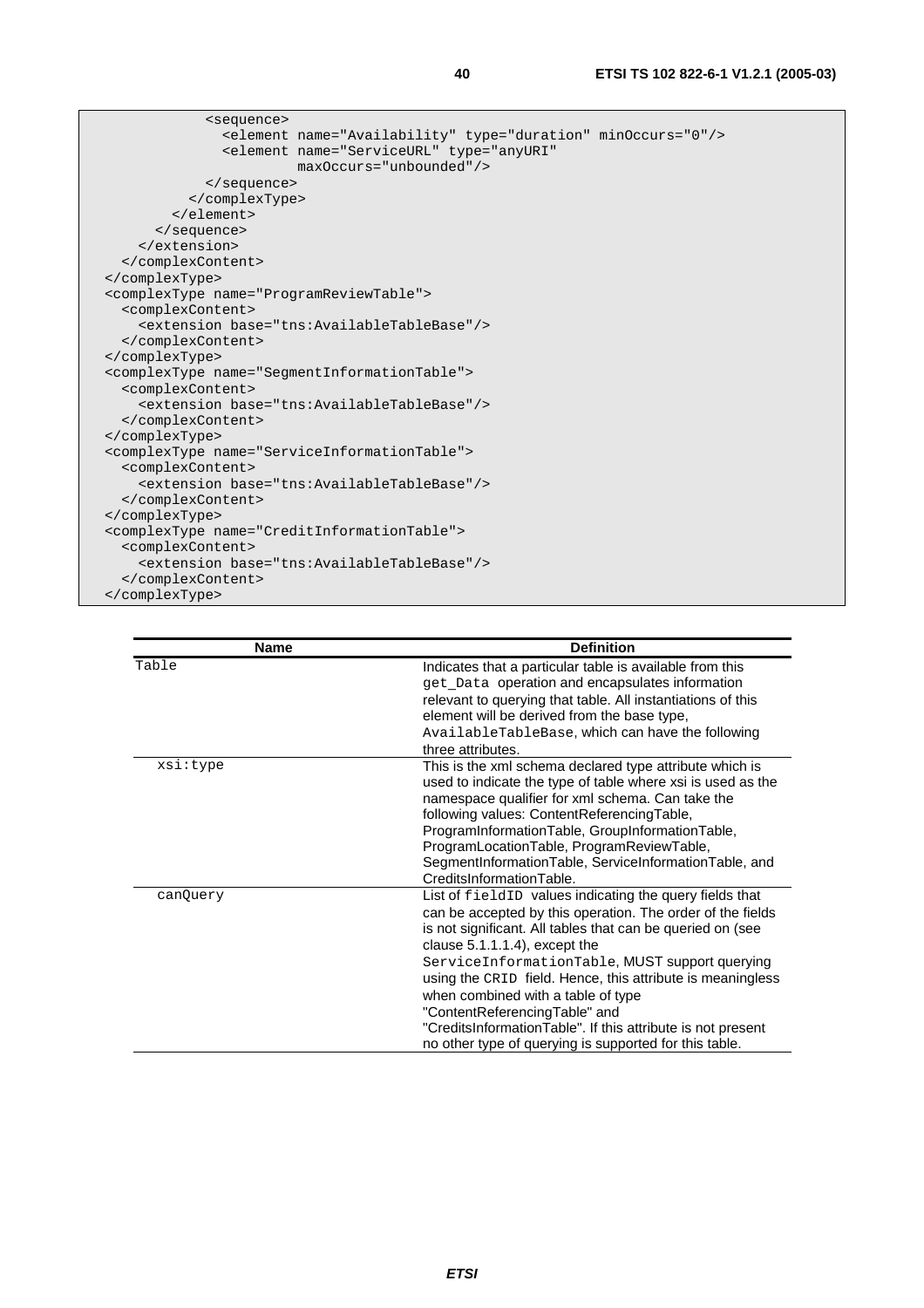```
            <sequence>
              <element name="Availability" type="duration" minOccurs="0"/>
              <element name="ServiceURL" type="anyURI"
                       maxOccurs="unbounded"/>
            </sequence>
          </complexType>
        </element>
      </sequence>
    </extension>
  </complexContent>
</complexType>
<complexType name="ProgramReviewTable">
  <complexContent>
    <extension base="tns:AvailableTableBase"/>
  </complexContent>
</complexType>
<complexType name="SegmentInformationTable">
  <complexContent>
    <extension base="tns:AvailableTableBase"/>
  </complexContent>
</complexType>
<complexType name="ServiceInformationTable">
  <complexContent>
    <extension base="tns:AvailableTableBase"/>
  </complexContent>
</complexType>
<complexType name="CreditInformationTable">
  <complexContent>
    <extension base="tns:AvailableTableBase"/>
  </complexContent>
</complexType>
```

| Name | Definition |
|---|---|
| Table | Indicates that a particular table is available from this get_Data operation and encapsulates information relevant to querying that table. All instantiations of this element will be derived from the base type, AvailableTableBase, which can have the following three attributes. |
| xsi:type | This is the xml schema declared type attribute which is used to indicate the type of table where xsi is used as the namespace qualifier for xml schema. Can take the following values: ContentReferencingTable, ProgramInformationTable, GroupInformationTable, ProgramLocationTable, ProgramReviewTable, SegmentInformationTable, ServiceInformationTable, and CreditsInformationTable. |
| canQuery | List of fieldID values indicating the query fields that can be accepted by this operation. The order of the fields is not significant. All tables that can be queried on (see clause 5.1.1.1.4), except the ServiceInformationTable, MUST support querying using the CRID field. Hence, this attribute is meaningless when combined with a table of type "ContentReferencingTable" and "CreditsInformationTable". If this attribute is not present no other type of querying is supported for this table. |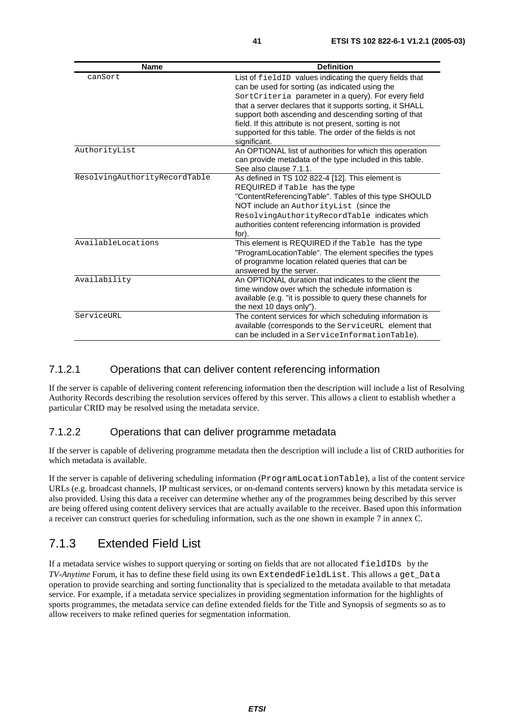| Name | Definition |
|---|---|
| canSort | List of fieldID values indicating the query fields that can be used for sorting (as indicated using the SortCriteria parameter in a query). For every field that a server declares that it supports sorting, it SHALL support both ascending and descending sorting of that field. If this attribute is not present, sorting is not supported for this table. The order of the fields is not significant. |
| AuthorityList | An OPTIONAL list of authorities for which this operation can provide metadata of the type included in this table. See also clause 7.1.1. |
| ResolvingAuthorityRecordTable | As defined in TS 102 822-4 [12]. This element is REQUIRED if Table has the type "ContentReferencingTable". Tables of this type SHOULD NOT include an AuthorityList (since the ResolvingAuthorityRecordTable indicates which authorities content referencing information is provided for). |
| AvailableLocations | This element is REQUIRED if the Table has the type "ProgramLocationTable". The element specifies the types of programme location related queries that can be answered by the server. |
| Availability | An OPTIONAL duration that indicates to the client the time window over which the schedule information is available (e.g. "it is possible to query these channels for the next 10 days only"). |
| ServiceURL | The content services for which scheduling information is available (corresponds to the ServiceURL element that can be included in a ServiceInformationTable). |

#### 7.1.2.1 Operations that can deliver content referencing information

If the server is capable of delivering content referencing information then the description will include a list of Resolving Authority Records describing the resolution services offered by this server. This allows a client to establish whether a particular CRID may be resolved using the metadata service.

#### 7.1.2.2 Operations that can deliver programme metadata

If the server is capable of delivering programme metadata then the description will include a list of CRID authorities for which metadata is available.

If the server is capable of delivering scheduling information (ProgramLocationTable), a list of the content service URLs (e.g. broadcast channels, IP multicast services, or on-demand contents servers) known by this metadata service is also provided. Using this data a receiver can determine whether any of the programmes being described by this server are being offered using content delivery services that are actually available to the receiver. Based upon this information a receiver can construct queries for scheduling information, such as the one shown in example 7 in annex C.

### 7.1.3 Extended Field List

If a metadata service wishes to support querying or sorting on fields that are not allocated fieldIDs by the *TV-Anytime* Forum, it has to define these field using its own ExtendedFieldList. This allows a get_Data operation to provide searching and sorting functionality that is specialized to the metadata available to that metadata service. For example, if a metadata service specializes in providing segmentation information for the highlights of sports programmes, the metadata service can define extended fields for the Title and Synopsis of segments so as to allow receivers to make refined queries for segmentation information.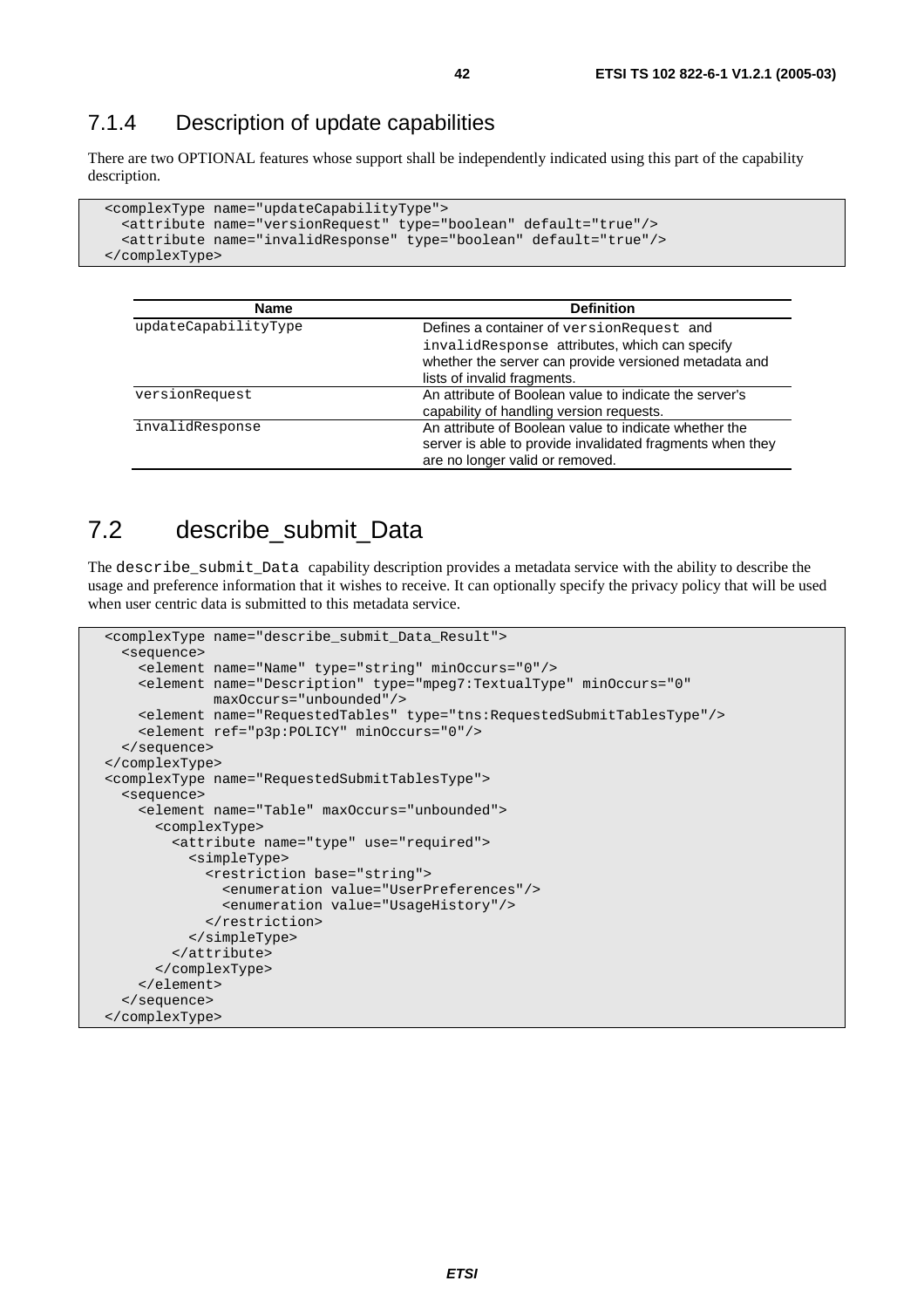### 7.1.4 Description of update capabilities

There are two OPTIONAL features whose support shall be independently indicated using this part of the capability description.

```
<complexType name="updateCapabilityType">
  <attribute name="versionRequest" type="boolean" default="true"/>
  <attribute name="invalidResponse" type="boolean" default="true"/>
</complexType>
```

| Name | Definition |
|---|---|
| `updateCapabilityType` | Defines a container of `versionRequest` and `invalidResponse` attributes, which can specify whether the server can provide versioned metadata and lists of invalid fragments. |
| `versionRequest` | An attribute of Boolean value to indicate the server's capability of handling version requests. |
| `invalidResponse` | An attribute of Boolean value to indicate whether the server is able to provide invalidated fragments when they are no longer valid or removed. |

## 7.2 describe_submit_Data

The `describe_submit_Data` capability description provides a metadata service with the ability to describe the usage and preference information that it wishes to receive. It can optionally specify the privacy policy that will be used when user centric data is submitted to this metadata service.

```
<complexType name="describe_submit_Data_Result">
  <sequence>
    <element name="Name" type="string" minOccurs="0"/>
    <element name="Description" type="mpeg7:TextualType" minOccurs="0"
           maxOccurs="unbounded"/>
    <element name="RequestedTables" type="tns:RequestedSubmitTablesType"/>
    <element ref="p3p:POLICY" minOccurs="0"/>
  </sequence>
</complexType>
<complexType name="RequestedSubmitTablesType">
  <sequence>
    <element name="Table" maxOccurs="unbounded">
      <complexType>
        <attribute name="type" use="required">
          <simpleType>
            <restriction base="string">
              <enumeration value="UserPreferences"/>
              <enumeration value="UsageHistory"/>
            </restriction>
          </simpleType>
        </attribute>
      </complexType>
    </element>
  </sequence>
</complexType>
```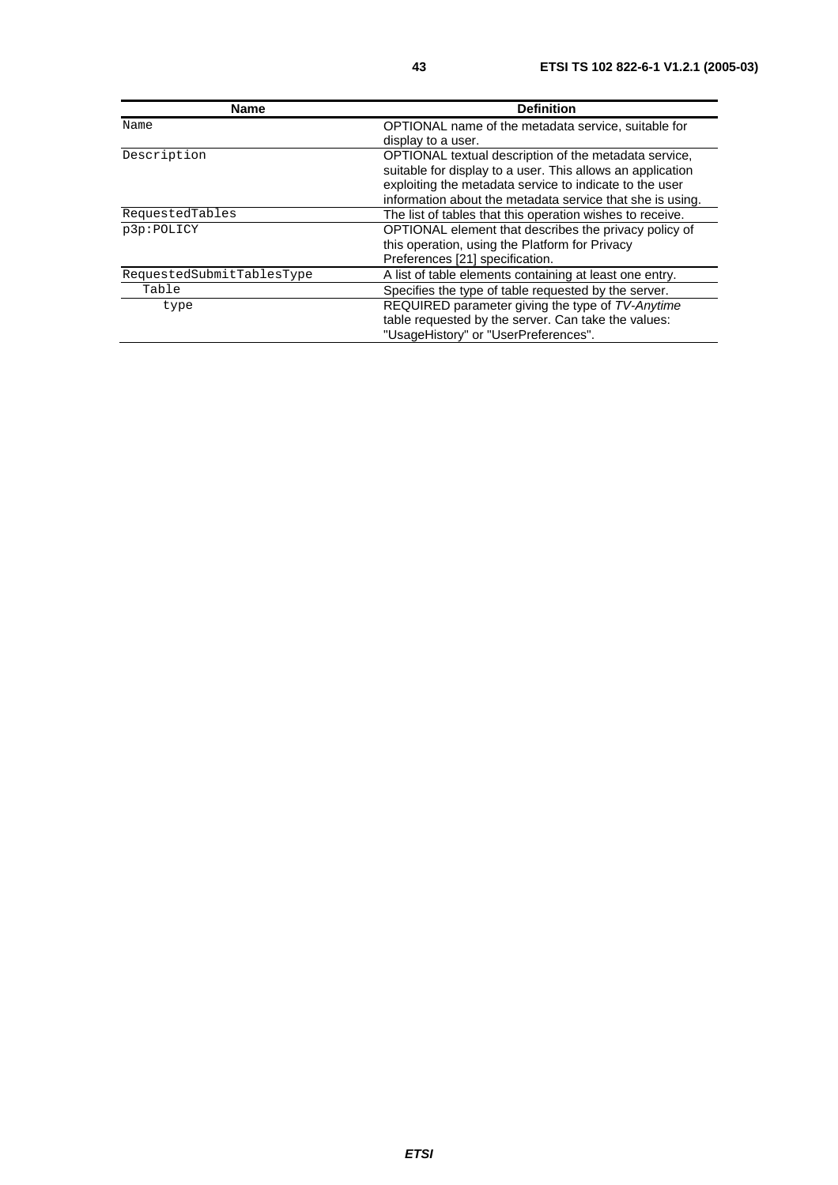| Name | Definition |
|---|---|
| Name | OPTIONAL name of the metadata service, suitable for display to a user. |
| Description | OPTIONAL textual description of the metadata service, suitable for display to a user. This allows an application exploiting the metadata service to indicate to the user information about the metadata service that she is using. |
| RequestedTables | The list of tables that this operation wishes to receive. |
| p3p:POLICY | OPTIONAL element that describes the privacy policy of this operation, using the Platform for Privacy Preferences [21] specification. |
| RequestedSubmitTablesType | A list of table elements containing at least one entry. |
| Table | Specifies the type of table requested by the server. |
| type | REQUIRED parameter giving the type of *TV-Anytime* table requested by the server. Can take the values: "UsageHistory" or "UserPreferences". |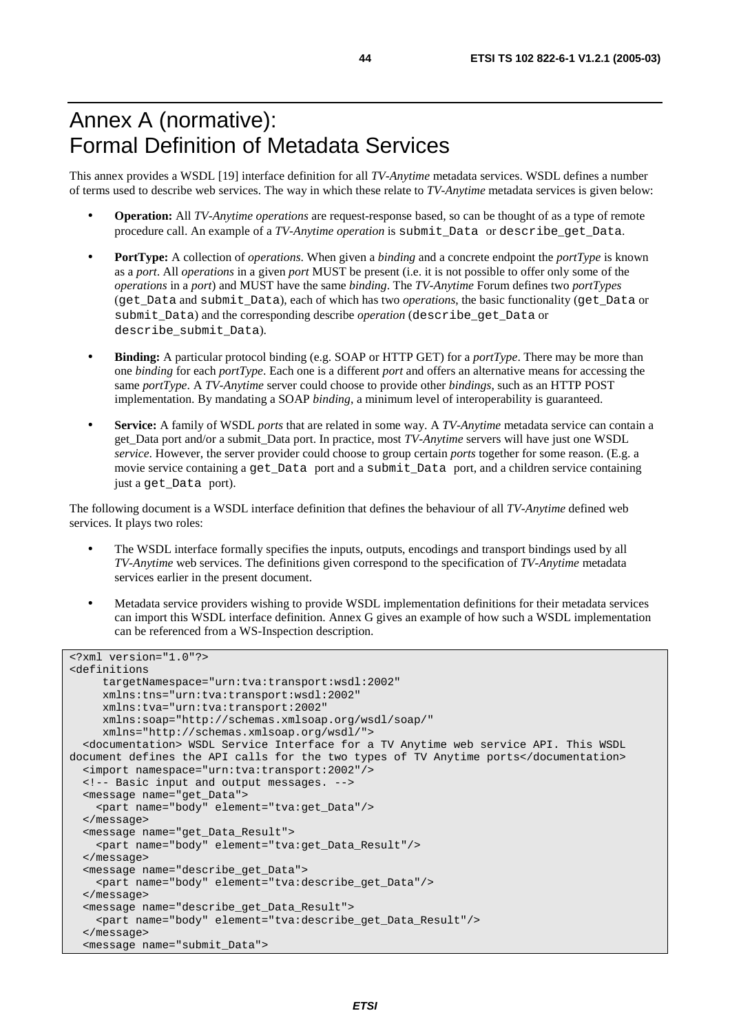# Annex A (normative): Formal Definition of Metadata Services

This annex provides a WSDL [19] interface definition for all *TV-Anytime* metadata services. WSDL defines a number of terms used to describe web services. The way in which these relate to *TV-Anytime* metadata services is given below:

- **Operation:** All *TV-Anytime operations* are request-response based, so can be thought of as a type of remote procedure call. An example of a *TV-Anytime operation* is `submit_Data` or `describe_get_Data`.
- **PortType:** A collection of *operations*. When given a *binding* and a concrete endpoint the *portType* is known as a *port*. All *operations* in a given *port* MUST be present (i.e. it is not possible to offer only some of the *operations* in a *port*) and MUST have the same *binding*. The *TV-Anytime* Forum defines two *portTypes* (`get_Data` and `submit_Data`), each of which has two *operations*, the basic functionality (`get_Data` or `submit_Data`) and the corresponding describe *operation* (`describe_get_Data` or `describe_submit_Data`).
- **Binding:** A particular protocol binding (e.g. SOAP or HTTP GET) for a *portType*. There may be more than one *binding* for each *portType*. Each one is a different *port* and offers an alternative means for accessing the same *portType*. A *TV-Anytime* server could choose to provide other *bindings*, such as an HTTP POST implementation. By mandating a SOAP *binding*, a minimum level of interoperability is guaranteed.
- **Service:** A family of WSDL *ports* that are related in some way. A *TV-Anytime* metadata service can contain a get_Data port and/or a submit_Data port. In practice, most *TV-Anytime* servers will have just one WSDL *service*. However, the server provider could choose to group certain *ports* together for some reason. (E.g. a movie service containing a `get_Data` port and a `submit_Data` port, and a children service containing just a `get_Data` port).

The following document is a WSDL interface definition that defines the behaviour of all *TV-Anytime* defined web services. It plays two roles:

- The WSDL interface formally specifies the inputs, outputs, encodings and transport bindings used by all *TV-Anytime* web services. The definitions given correspond to the specification of *TV-Anytime* metadata services earlier in the present document.
- Metadata service providers wishing to provide WSDL implementation definitions for their metadata services can import this WSDL interface definition. Annex G gives an example of how such a WSDL implementation can be referenced from a WS-Inspection description.

```
<?xml version="1.0"?>
<definitions
     targetNamespace="urn:tva:transport:wsdl:2002"
     xmlns:tns="urn:tva:transport:wsdl:2002"
     xmlns:tva="urn:tva:transport:2002"
     xmlns:soap="http://schemas.xmlsoap.org/wsdl/soap/"
     xmlns="http://schemas.xmlsoap.org/wsdl/">
  <documentation> WSDL Service Interface for a TV Anytime web service API. This WSDL
document defines the API calls for the two types of TV Anytime ports</documentation>
  <import namespace="urn:tva:transport:2002"/>
  <!-- Basic input and output messages. -->
  <message name="get_Data">
    <part name="body" element="tva:get_Data"/>
  </message>
  <message name="get_Data_Result">
    <part name="body" element="tva:get_Data_Result"/>
  </message>
  <message name="describe_get_Data">
    <part name="body" element="tva:describe_get_Data"/>
  </message>
  <message name="describe_get_Data_Result">
    <part name="body" element="tva:describe_get_Data_Result"/>
  </message>
  <message name="submit_Data">
```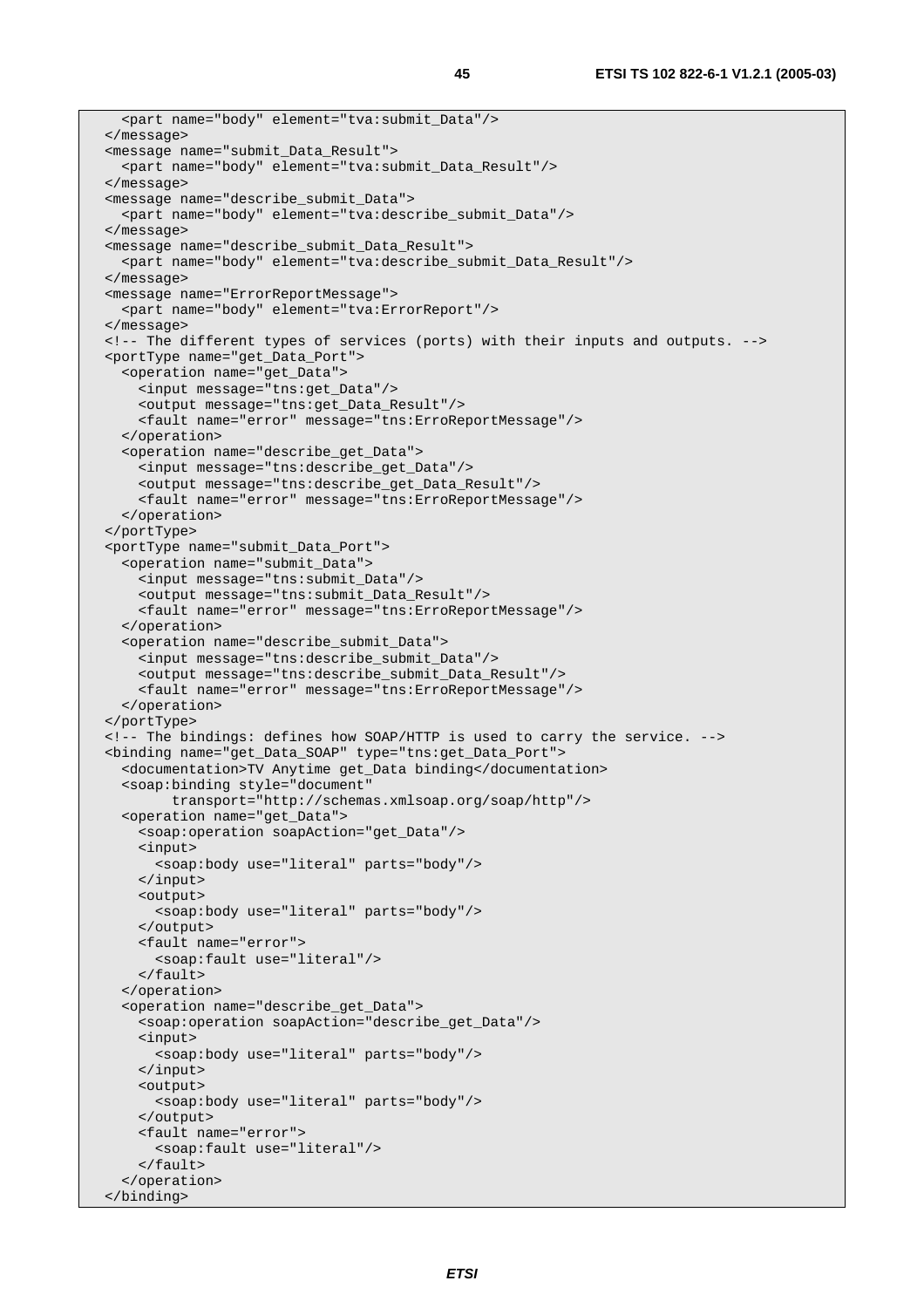```
    <part name="body" element="tva:submit_Data"/>
  </message>
  <message name="submit_Data_Result">
    <part name="body" element="tva:submit_Data_Result"/>
  </message>
  <message name="describe_submit_Data">
    <part name="body" element="tva:describe_submit_Data"/>
  </message>
  <message name="describe_submit_Data_Result">
    <part name="body" element="tva:describe_submit_Data_Result"/>
  </message>
  <message name="ErrorReportMessage">
    <part name="body" element="tva:ErrorReport"/>
  </message>
  <!-- The different types of services (ports) with their inputs and outputs. -->
  <portType name="get_Data_Port">
    <operation name="get_Data">
      <input message="tns:get_Data"/>
      <output message="tns:get_Data_Result"/>
      <fault name="error" message="tns:ErroReportMessage"/>
    </operation>
    <operation name="describe_get_Data">
      <input message="tns:describe_get_Data"/>
      <output message="tns:describe_get_Data_Result"/>
      <fault name="error" message="tns:ErroReportMessage"/>
    </operation>
  </portType>
  <portType name="submit_Data_Port">
    <operation name="submit_Data">
      <input message="tns:submit_Data"/>
      <output message="tns:submit_Data_Result"/>
      <fault name="error" message="tns:ErroReportMessage"/>
    </operation>
    <operation name="describe_submit_Data">
      <input message="tns:describe_submit_Data"/>
      <output message="tns:describe_submit_Data_Result"/>
      <fault name="error" message="tns:ErroReportMessage"/>
    </operation>
  </portType>
  <!-- The bindings: defines how SOAP/HTTP is used to carry the service. -->
  <binding name="get_Data_SOAP" type="tns:get_Data_Port">
    <documentation>TV Anytime get_Data binding</documentation>
    <soap:binding style="document"
          transport="http://schemas.xmlsoap.org/soap/http"/>
    <operation name="get_Data">
      <soap:operation soapAction="get_Data"/>
      <input>
        <soap:body use="literal" parts="body"/>
      </input>
      <output>
        <soap:body use="literal" parts="body"/>
      </output>
      <fault name="error">
        <soap:fault use="literal"/>
      </fault>
    </operation>
    <operation name="describe_get_Data">
      <soap:operation soapAction="describe_get_Data"/>
      <input>
        <soap:body use="literal" parts="body"/>
      </input>
      <output>
        <soap:body use="literal" parts="body"/>
      </output>
      <fault name="error">
        <soap:fault use="literal"/>
      </fault>
    </operation>
  </binding>
```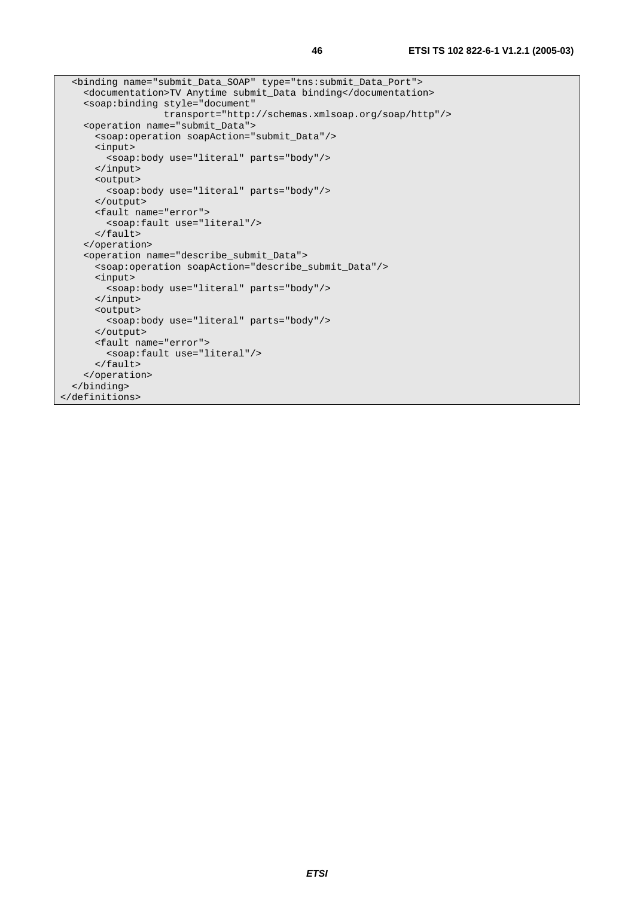```
  <binding name="submit_Data_SOAP" type="tns:submit_Data_Port">
    <documentation>TV Anytime submit_Data binding</documentation>
    <soap:binding style="document"
                  transport="http://schemas.xmlsoap.org/soap/http"/>
    <operation name="submit_Data">
      <soap:operation soapAction="submit_Data"/>
      <input>
        <soap:body use="literal" parts="body"/>
      </input>
      <output>
        <soap:body use="literal" parts="body"/>
      </output>
      <fault name="error">
        <soap:fault use="literal"/>
      </fault>
    </operation>
    <operation name="describe_submit_Data">
      <soap:operation soapAction="describe_submit_Data"/>
      <input>
        <soap:body use="literal" parts="body"/>
      </input>
      <output>
        <soap:body use="literal" parts="body"/>
      </output>
      <fault name="error">
        <soap:fault use="literal"/>
      </fault>
    </operation>
  </binding>
</definitions>
```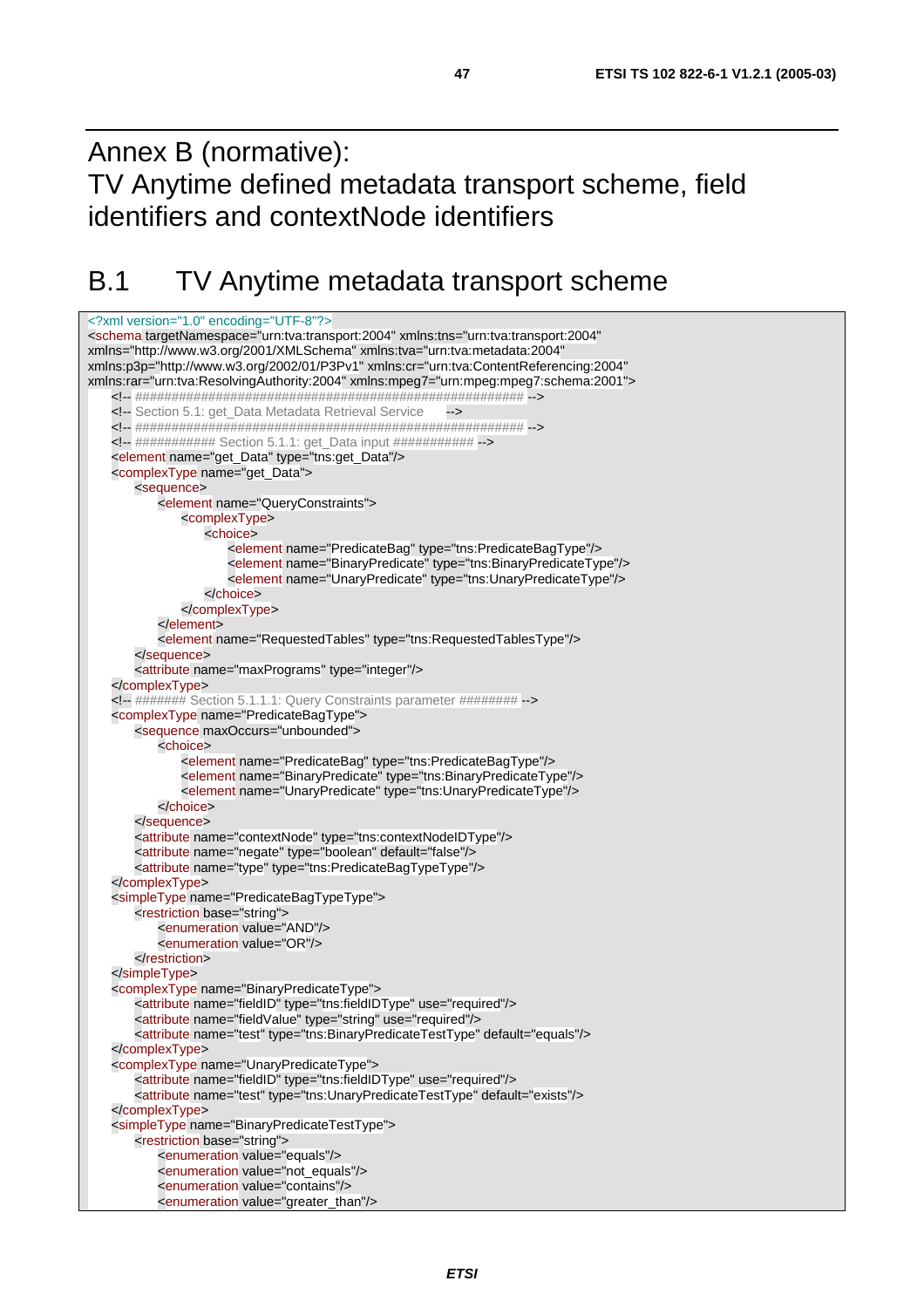# Annex B (normative): TV Anytime defined metadata transport scheme, field identifiers and contextNode identifiers

## B.1 TV Anytime metadata transport scheme

```
<?xml version="1.0" encoding="UTF-8"?>
<schema targetNamespace="urn:tva:transport:2004" xmlns:tns="urn:tva:transport:2004"
xmlns="http://www.w3.org/2001/XMLSchema" xmlns:tva="urn:tva:metadata:2004"
xmlns:p3p="http://www.w3.org/2002/01/P3Pv1" xmlns:cr="urn:tva:ContentReferencing:2004"
xmlns:rar="urn:tva:ResolvingAuthority:2004" xmlns:mpeg7="urn:mpeg:mpeg7:schema:2001">
    <!-- ###################################################### -->
    <!-- Section 5.1: get_Data Metadata Retrieval Service      -->
    <!-- ###################################################### -->
    <!-- ########### Section 5.1.1: get_Data input ########### -->
    <element name="get_Data" type="tns:get_Data"/>
    <complexType name="get_Data">
        <sequence>
            <element name="QueryConstraints">
                <complexType>
                    <choice>
                        <element name="PredicateBag" type="tns:PredicateBagType"/>
                        <element name="BinaryPredicate" type="tns:BinaryPredicateType"/>
                        <element name="UnaryPredicate" type="tns:UnaryPredicateType"/>
                    </choice>
                </complexType>
            </element>
            <element name="RequestedTables" type="tns:RequestedTablesType"/>
        </sequence>
        <attribute name="maxPrograms" type="integer"/>
    </complexType>
    <!-- ####### Section 5.1.1.1: Query Constraints parameter ######## -->
    <complexType name="PredicateBagType">
        <sequence maxOccurs="unbounded">
            <choice>
                <element name="PredicateBag" type="tns:PredicateBagType"/>
                <element name="BinaryPredicate" type="tns:BinaryPredicateType"/>
                <element name="UnaryPredicate" type="tns:UnaryPredicateType"/>
            </choice>
        </sequence>
        <attribute name="contextNode" type="tns:contextNodeIDType"/>
        <attribute name="negate" type="boolean" default="false"/>
        <attribute name="type" type="tns:PredicateBagTypeType"/>
    </complexType>
    <simpleType name="PredicateBagTypeType">
        <restriction base="string">
            <enumeration value="AND"/>
            <enumeration value="OR"/>
        </restriction>
    </simpleType>
    <complexType name="BinaryPredicateType">
        <attribute name="fieldID" type="tns:fieldIDType" use="required"/>
        <attribute name="fieldValue" type="string" use="required"/>
        <attribute name="test" type="tns:BinaryPredicateTestType" default="equals"/>
    </complexType>
    <complexType name="UnaryPredicateType">
        <attribute name="fieldID" type="tns:fieldIDType" use="required"/>
        <attribute name="test" type="tns:UnaryPredicateTestType" default="exists"/>
    </complexType>
    <simpleType name="BinaryPredicateTestType">
        <restriction base="string">
            <enumeration value="equals"/>
            <enumeration value="not_equals"/>
            <enumeration value="contains"/>
            <enumeration value="greater_than"/>
```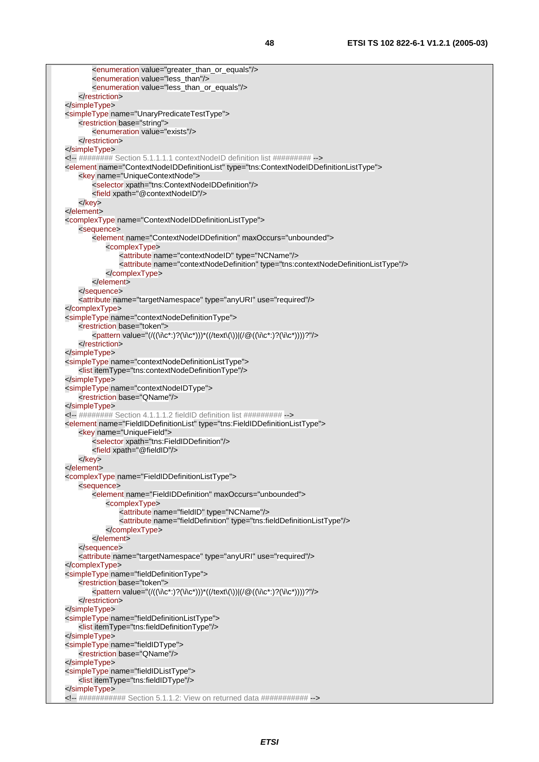```xml
            <enumeration value="greater_than_or_equals"/>
            <enumeration value="less_than"/>
            <enumeration value="less_than_or_equals"/>
        </restriction>
    </simpleType>
    <simpleType name="UnaryPredicateTestType">
        <restriction base="string">
            <enumeration value="exists"/>
        </restriction>
    </simpleType>
    <!-- ######## Section 5.1.1.1.1 contextNodeID definition list ######### -->
    <element name="ContextNodeIDDefinitionList" type="tns:ContextNodeIDDefinitionListType">
        <key name="UniqueContextNode">
            <selector xpath="tns:ContextNodeIDDefinition"/>
            <field xpath="@contextNodeID"/>
        </key>
    </element>
    <complexType name="ContextNodeIDDefinitionListType">
        <sequence>
            <element name="ContextNodeIDDefinition" maxOccurs="unbounded">
                <complexType>
                    <attribute name="contextNodeID" type="NCName"/>
                    <attribute name="contextNodeDefinition" type="tns:contextNodeDefinitionListType"/>
                </complexType>
            </element>
        </sequence>
        <attribute name="targetNamespace" type="anyURI" use="required"/>
    </complexType>
    <simpleType name="contextNodeDefinitionType">
        <restriction base="token">
            <pattern value="(/(((\i\c*:)?(\i\c*)))*((/text\(\))|(/@((\i\c*:)?(\i\c*))))?"/>
        </restriction>
    </simpleType>
    <simpleType name="contextNodeDefinitionListType">
        <list itemType="tns:contextNodeDefinitionType"/>
    </simpleType>
    <simpleType name="contextNodeIDType">
        <restriction base="QName"/>
    </simpleType>
    <!-- ######## Section 4.1.1.1.2 fieldID definition list ######### -->
    <element name="FieldIDDefinitionList" type="tns:FieldIDDefinitionListType">
        <key name="UniqueField">
            <selector xpath="tns:FieldIDDefinition"/>
            <field xpath="@fieldID"/>
        </key>
    </element>
    <complexType name="FieldIDDefinitionListType">
        <sequence>
            <element name="FieldIDDefinition" maxOccurs="unbounded">
                <complexType>
                    <attribute name="fieldID" type="NCName"/>
                    <attribute name="fieldDefinition" type="tns:fieldDefinitionListType"/>
                </complexType>
            </element>
        </sequence>
        <attribute name="targetNamespace" type="anyURI" use="required"/>
    </complexType>
    <simpleType name="fieldDefinitionType">
        <restriction base="token">
            <pattern value="(/(((\i\c*:)?(\i\c*)))*((/text\(\))|(/@((\i\c*:)?(\i\c*))))?"/>
        </restriction>
    </simpleType>
    <simpleType name="fieldDefinitionListType">
        <list itemType="tns:fieldDefinitionType"/>
    </simpleType>
    <simpleType name="fieldIDType">
        <restriction base="QName"/>
    </simpleType>
    <simpleType name="fieldIDListType">
        <list itemType="tns:fieldIDType"/>
    </simpleType>
    <!-- ########### Section 5.1.1.2: View on returned data ########### -->
```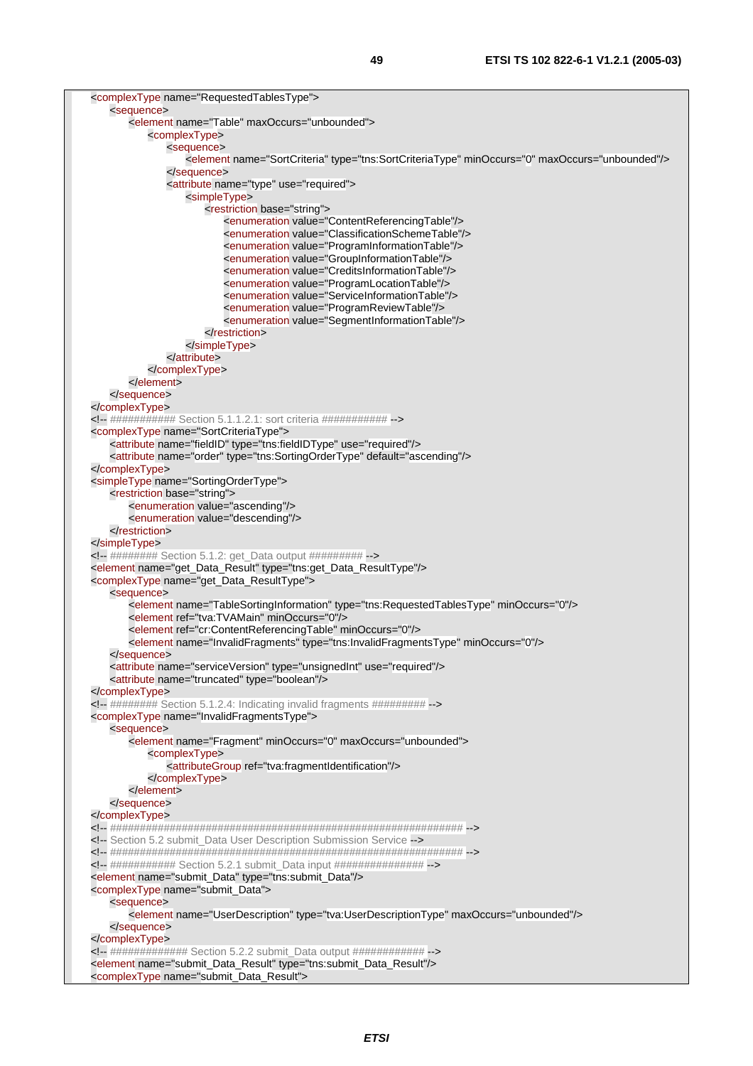```xml
<complexType name="RequestedTablesType">
	<sequence>
		<element name="Table" maxOccurs="unbounded">
			<complexType>
				<sequence>
					<element name="SortCriteria" type="tns:SortCriteriaType" minOccurs="0" maxOccurs="unbounded"/>
				</sequence>
				<attribute name="type" use="required">
					<simpleType>
						<restriction base="string">
							<enumeration value="ContentReferencingTable"/>
							<enumeration value="ClassificationSchemeTable"/>
							<enumeration value="ProgramInformationTable"/>
							<enumeration value="GroupInformationTable"/>
							<enumeration value="CreditsInformationTable"/>
							<enumeration value="ProgramLocationTable"/>
							<enumeration value="ServiceInformationTable"/>
							<enumeration value="ProgramReviewTable"/>
							<enumeration value="SegmentInformationTable"/>
						</restriction>
					</simpleType>
				</attribute>
			</complexType>
		</element>
	</sequence>
</complexType>
<!-- ########### Section 5.1.1.2.1: sort criteria ########### -->
<complexType name="SortCriteriaType">
	<attribute name="fieldID" type="tns:fieldIDType" use="required"/>
	<attribute name="order" type="tns:SortingOrderType" default="ascending"/>
</complexType>
<simpleType name="SortingOrderType">
	<restriction base="string">
		<enumeration value="ascending"/>
		<enumeration value="descending"/>
	</restriction>
</simpleType>
<!-- ######## Section 5.1.2: get_Data output ######### -->
<element name="get_Data_Result" type="tns:get_Data_ResultType"/>
<complexType name="get_Data_ResultType">
	<sequence>
		<element name="TableSortingInformation" type="tns:RequestedTablesType" minOccurs="0"/>
		<element ref="tva:TVAMain" minOccurs="0"/>
		<element ref="cr:ContentReferencingTable" minOccurs="0"/>
		<element name="InvalidFragments" type="tns:InvalidFragmentsType" minOccurs="0"/>
	</sequence>
	<attribute name="serviceVersion" type="unsignedInt" use="required"/>
	<attribute name="truncated" type="boolean"/>
</complexType>
<!-- ######## Section 5.1.2.4: Indicating invalid fragments ######### -->
<complexType name="InvalidFragmentsType">
	<sequence>
		<element name="Fragment" minOccurs="0" maxOccurs="unbounded">
			<complexType>
				<attributeGroup ref="tva:fragmentIdentification"/>
			</complexType>
		</element>
	</sequence>
</complexType>
<!-- ################################################################ -->
<!-- Section 5.2 submit_Data User Description Submission Service -->
<!-- ################################################################ -->
<!-- ########### Section 5.2.1 submit_Data input ############### -->
<element name="submit_Data" type="tns:submit_Data"/>
<complexType name="submit_Data">
	<sequence>
		<element name="UserDescription" type="tva:UserDescriptionType" maxOccurs="unbounded"/>
	</sequence>
</complexType>
<!-- ############# Section 5.2.2 submit_Data output ############ -->
<element name="submit_Data_Result" type="tns:submit_Data_Result"/>
<complexType name="submit_Data_Result">
```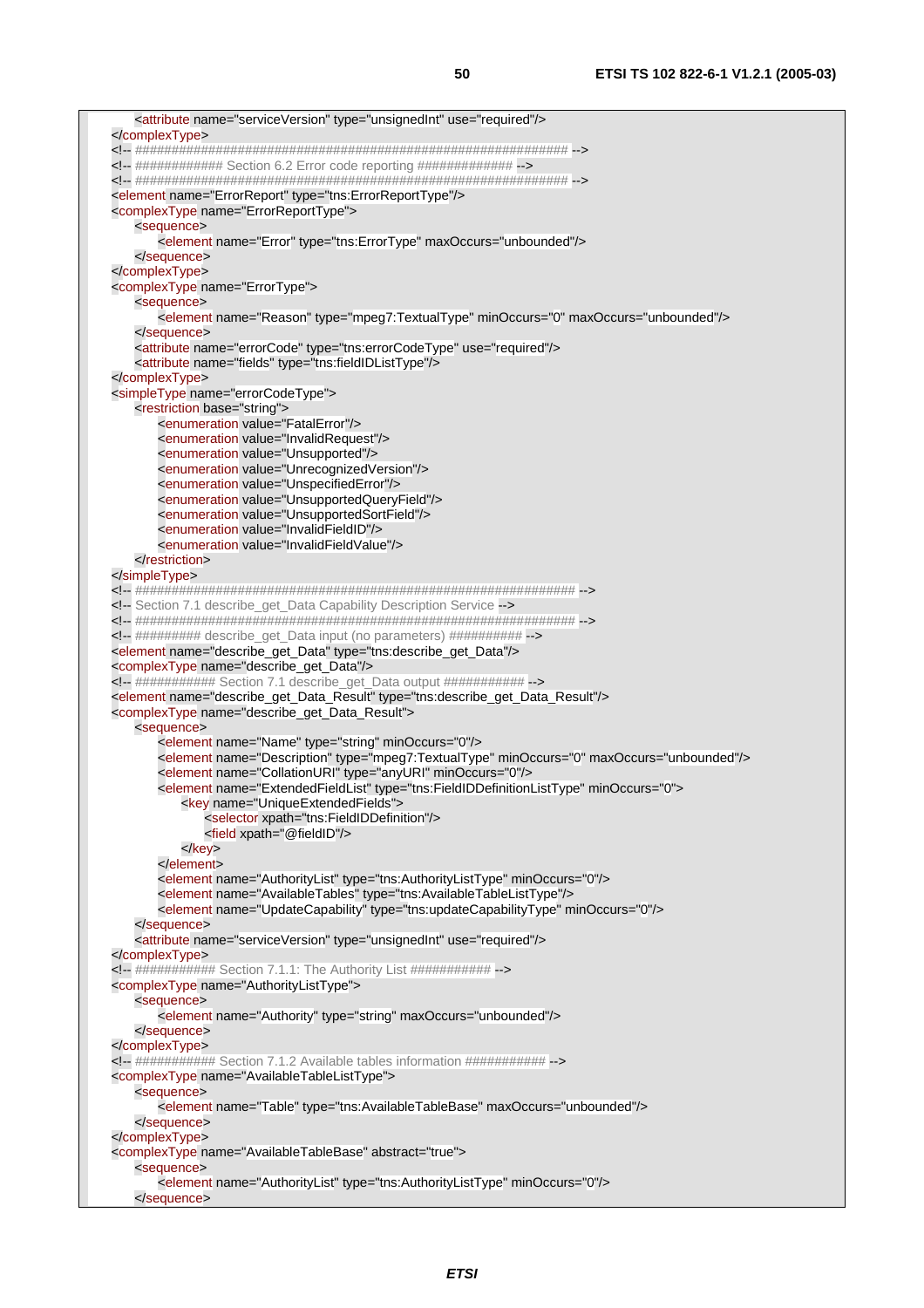```xml
		<attribute name="serviceVersion" type="unsignedInt" use="required"/>
	</complexType>
	<!-- ################################################################ -->
	<!-- ############ Section 6.2 Error code reporting ############# -->
	<!-- ################################################################ -->
	<element name="ErrorReport" type="tns:ErrorReportType"/>
	<complexType name="ErrorReportType">
		<sequence>
			<element name="Error" type="tns:ErrorType" maxOccurs="unbounded"/>
		</sequence>
	</complexType>
	<complexType name="ErrorType">
		<sequence>
			<element name="Reason" type="mpeg7:TextualType" minOccurs="0" maxOccurs="unbounded"/>
		</sequence>
		<attribute name="errorCode" type="tns:errorCodeType" use="required"/>
		<attribute name="fields" type="tns:fieldIDListType"/>
	</complexType>
	<simpleType name="errorCodeType">
		<restriction base="string">
			<enumeration value="FatalError"/>
			<enumeration value="InvalidRequest"/>
			<enumeration value="Unsupported"/>
			<enumeration value="UnrecognizedVersion"/>
			<enumeration value="UnspecifiedError"/>
			<enumeration value="UnsupportedQueryField"/>
			<enumeration value="UnsupportedSortField"/>
			<enumeration value="InvalidFieldID"/>
			<enumeration value="InvalidFieldValue"/>
		</restriction>
	</simpleType>
	<!-- ################################################################# -->
	<!-- Section 7.1 describe_get_Data Capability Description Service -->
	<!-- ################################################################# -->
	<!-- ######### describe_get_Data input (no parameters) ########## -->
	<element name="describe_get_Data" type="tns:describe_get_Data"/>
	<complexType name="describe_get_Data"/>
	<!-- ########### Section 7.1 describe_get_Data output ########### -->
	<element name="describe_get_Data_Result" type="tns:describe_get_Data_Result"/>
	<complexType name="describe_get_Data_Result">
		<sequence>
			<element name="Name" type="string" minOccurs="0"/>
			<element name="Description" type="mpeg7:TextualType" minOccurs="0" maxOccurs="unbounded"/>
			<element name="CollationURI" type="anyURI" minOccurs="0"/>
			<element name="ExtendedFieldList" type="tns:FieldIDDefinitionListType" minOccurs="0">
				<key name="UniqueExtendedFields">
					<selector xpath="tns:FieldIDDefinition"/>
					<field xpath="@fieldID"/>
				</key>
			</element>
			<element name="AuthorityList" type="tns:AuthorityListType" minOccurs="0"/>
			<element name="AvailableTables" type="tns:AvailableTableListType"/>
			<element name="UpdateCapability" type="tns:updateCapabilityType" minOccurs="0"/>
		</sequence>
		<attribute name="serviceVersion" type="unsignedInt" use="required"/>
	</complexType>
	<!-- ########### Section 7.1.1: The Authority List ########### -->
	<complexType name="AuthorityListType">
		<sequence>
			<element name="Authority" type="string" maxOccurs="unbounded"/>
		</sequence>
	</complexType>
	<!-- ########### Section 7.1.2 Available tables information ########### -->
	<complexType name="AvailableTableListType">
		<sequence>
			<element name="Table" type="tns:AvailableTableBase" maxOccurs="unbounded"/>
		</sequence>
	</complexType>
	<complexType name="AvailableTableBase" abstract="true">
		<sequence>
			<element name="AuthorityList" type="tns:AuthorityListType" minOccurs="0"/>
		</sequence>
```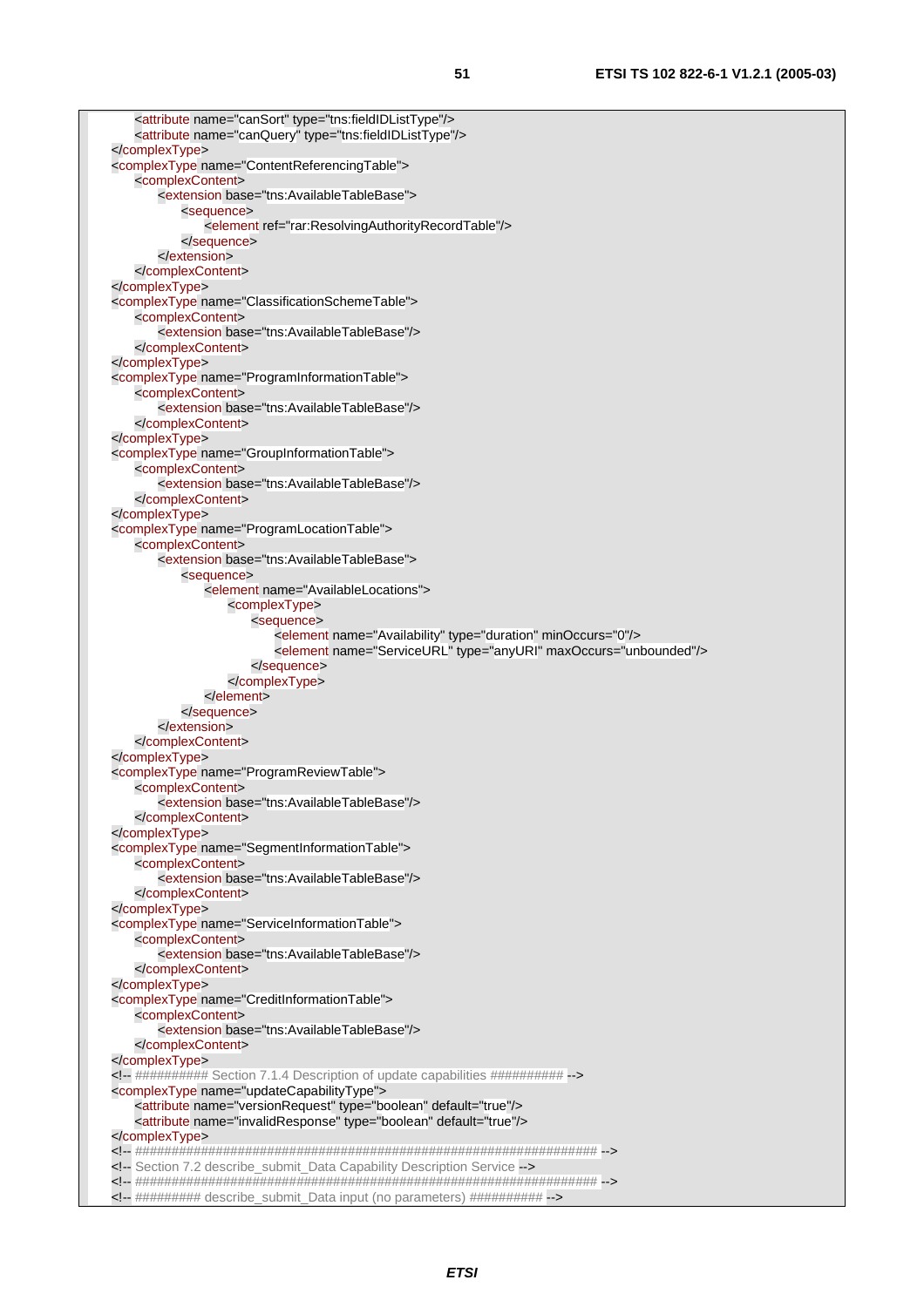```
		<attribute name="canSort" type="tns:fieldIDListType"/>
		<attribute name="canQuery" type="tns:fieldIDListType"/>
	</complexType>
	<complexType name="ContentReferencingTable">
		<complexContent>
			<extension base="tns:AvailableTableBase">
				<sequence>
					<element ref="rar:ResolvingAuthorityRecordTable"/>
				</sequence>
			</extension>
		</complexContent>
	</complexType>
	<complexType name="ClassificationSchemeTable">
		<complexContent>
			<extension base="tns:AvailableTableBase"/>
		</complexContent>
	</complexType>
	<complexType name="ProgramInformationTable">
		<complexContent>
			<extension base="tns:AvailableTableBase"/>
		</complexContent>
	</complexType>
	<complexType name="GroupInformationTable">
		<complexContent>
			<extension base="tns:AvailableTableBase"/>
		</complexContent>
	</complexType>
	<complexType name="ProgramLocationTable">
		<complexContent>
			<extension base="tns:AvailableTableBase">
				<sequence>
					<element name="AvailableLocations">
						<complexType>
							<sequence>
								<element name="Availability" type="duration" minOccurs="0"/>
								<element name="ServiceURL" type="anyURI" maxOccurs="unbounded"/>
							</sequence>
						</complexType>
					</element>
				</sequence>
			</extension>
		</complexContent>
	</complexType>
	<complexType name="ProgramReviewTable">
		<complexContent>
			<extension base="tns:AvailableTableBase"/>
		</complexContent>
	</complexType>
	<complexType name="SegmentInformationTable">
		<complexContent>
			<extension base="tns:AvailableTableBase"/>
		</complexContent>
	</complexType>
	<complexType name="ServiceInformationTable">
		<complexContent>
			<extension base="tns:AvailableTableBase"/>
		</complexContent>
	</complexType>
	<complexType name="CreditInformationTable">
		<complexContent>
			<extension base="tns:AvailableTableBase"/>
		</complexContent>
	</complexType>
	<!-- ########## Section 7.1.4 Description of update capabilities ########## -->
	<complexType name="updateCapabilityType">
		<attribute name="versionRequest" type="boolean" default="true"/>
		<attribute name="invalidResponse" type="boolean" default="true"/>
	</complexType>
	<!-- ################################################################## -->
	<!-- Section 7.2 describe_submit_Data Capability Description Service -->
	<!-- ################################################################## -->
	<!-- ######### describe_submit_Data input (no parameters) ########## -->
```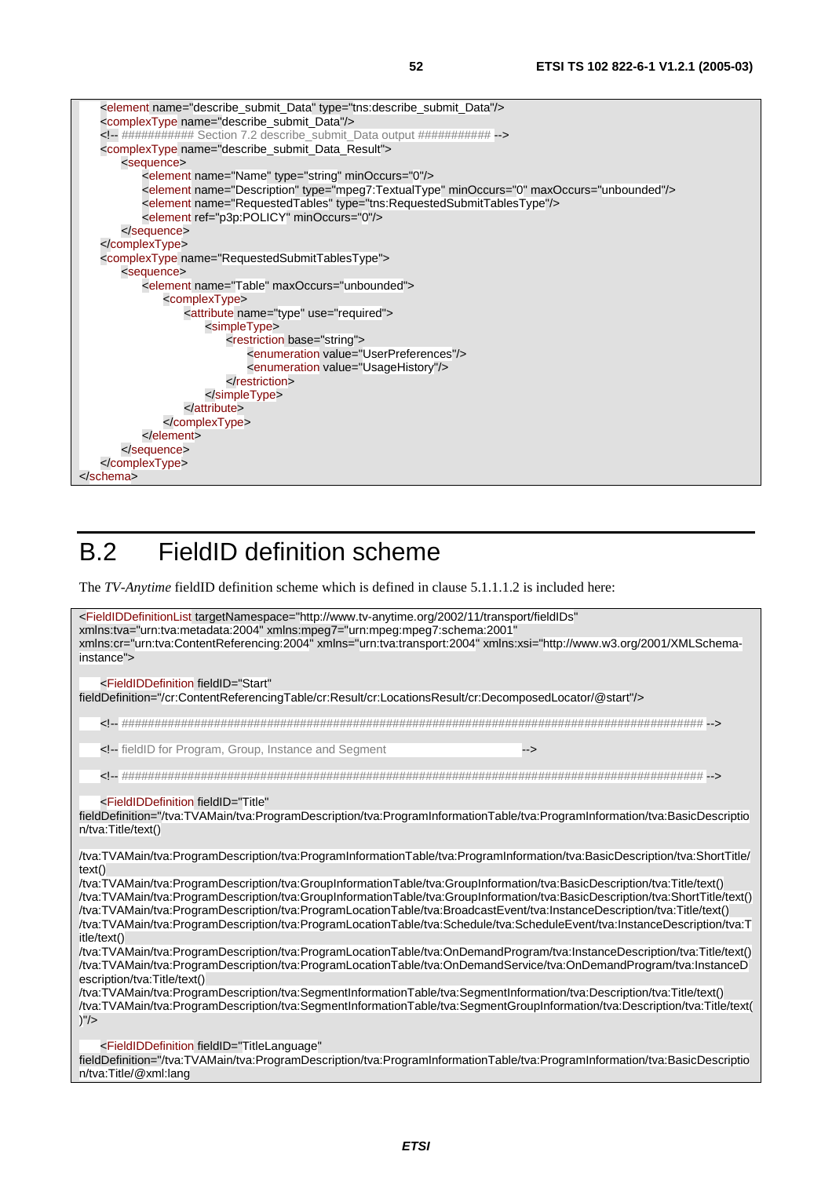```xml
    <element name="describe_submit_Data" type="tns:describe_submit_Data"/>
    <complexType name="describe_submit_Data"/>
    <!-- ########### Section 7.2 describe_submit_Data output ########### -->
    <complexType name="describe_submit_Data_Result">
        <sequence>
            <element name="Name" type="string" minOccurs="0"/>
            <element name="Description" type="mpeg7:TextualType" minOccurs="0" maxOccurs="unbounded"/>
            <element name="RequestedTables" type="tns:RequestedSubmitTablesType"/>
            <element ref="p3p:POLICY" minOccurs="0"/>
        </sequence>
    </complexType>
    <complexType name="RequestedSubmitTablesType">
        <sequence>
            <element name="Table" maxOccurs="unbounded">
                <complexType>
                    <attribute name="type" use="required">
                        <simpleType>
                            <restriction base="string">
                                <enumeration value="UserPreferences"/>
                                <enumeration value="UsageHistory"/>
                            </restriction>
                        </simpleType>
                    </attribute>
                </complexType>
            </element>
        </sequence>
    </complexType>
</schema>
```

# B.2 FieldID definition scheme

The *TV-Anytime* fieldID definition scheme which is defined in clause 5.1.1.1.2 is included here:

```xml
<FieldIDDefinitionList targetNamespace="http://www.tv-anytime.org/2002/11/transport/fieldIDs"
xmlns:tva="urn:tva:metadata:2004" xmlns:mpeg7="urn:mpeg:mpeg7:schema:2001"
xmlns:cr="urn:tva:ContentReferencing:2004" xmlns="urn:tva:transport:2004" xmlns:xsi="http://www.w3.org/2001/XMLSchema-instance">

    <FieldIDDefinition fieldID="Start"
fieldDefinition="/cr:ContentReferencingTable/cr:Result/cr:LocationsResult/cr:DecomposedLocator/@start"/>

    <!-- ########################################################################################## -->

    <!-- fieldID for Program, Group, Instance and Segment                                            -->

    <!-- ########################################################################################## -->

    <FieldIDDefinition fieldID="Title"
fieldDefinition="/tva:TVAMain/tva:ProgramDescription/tva:ProgramInformationTable/tva:ProgramInformation/tva:BasicDescription/tva:Title/text()

/tva:TVAMain/tva:ProgramDescription/tva:ProgramInformationTable/tva:ProgramInformation/tva:BasicDescription/tva:ShortTitle/text()
/tva:TVAMain/tva:ProgramDescription/tva:GroupInformationTable/tva:GroupInformation/tva:BasicDescription/tva:Title/text()
/tva:TVAMain/tva:ProgramDescription/tva:GroupInformationTable/tva:GroupInformation/tva:BasicDescription/tva:ShortTitle/text()
/tva:TVAMain/tva:ProgramDescription/tva:ProgramLocationTable/tva:BroadcastEvent/tva:InstanceDescription/tva:Title/text()
/tva:TVAMain/tva:ProgramDescription/tva:ProgramLocationTable/tva:Schedule/tva:ScheduleEvent/tva:InstanceDescription/tva:Title/text()
/tva:TVAMain/tva:ProgramDescription/tva:ProgramLocationTable/tva:OnDemandProgram/tva:InstanceDescription/tva:Title/text()
/tva:TVAMain/tva:ProgramDescription/tva:ProgramLocationTable/tva:OnDemandService/tva:OnDemandProgram/tva:InstanceDescription/tva:Title/text()
/tva:TVAMain/tva:ProgramDescription/tva:SegmentInformationTable/tva:SegmentInformation/tva:Description/tva:Title/text()
/tva:TVAMain/tva:ProgramDescription/tva:SegmentInformationTable/tva:SegmentGroupInformation/tva:Description/tva:Title/text()"/>

    <FieldIDDefinition fieldID="TitleLanguage"
fieldDefinition="/tva:TVAMain/tva:ProgramDescription/tva:ProgramInformationTable/tva:ProgramInformation/tva:BasicDescription/tva:Title/@xml:lang
```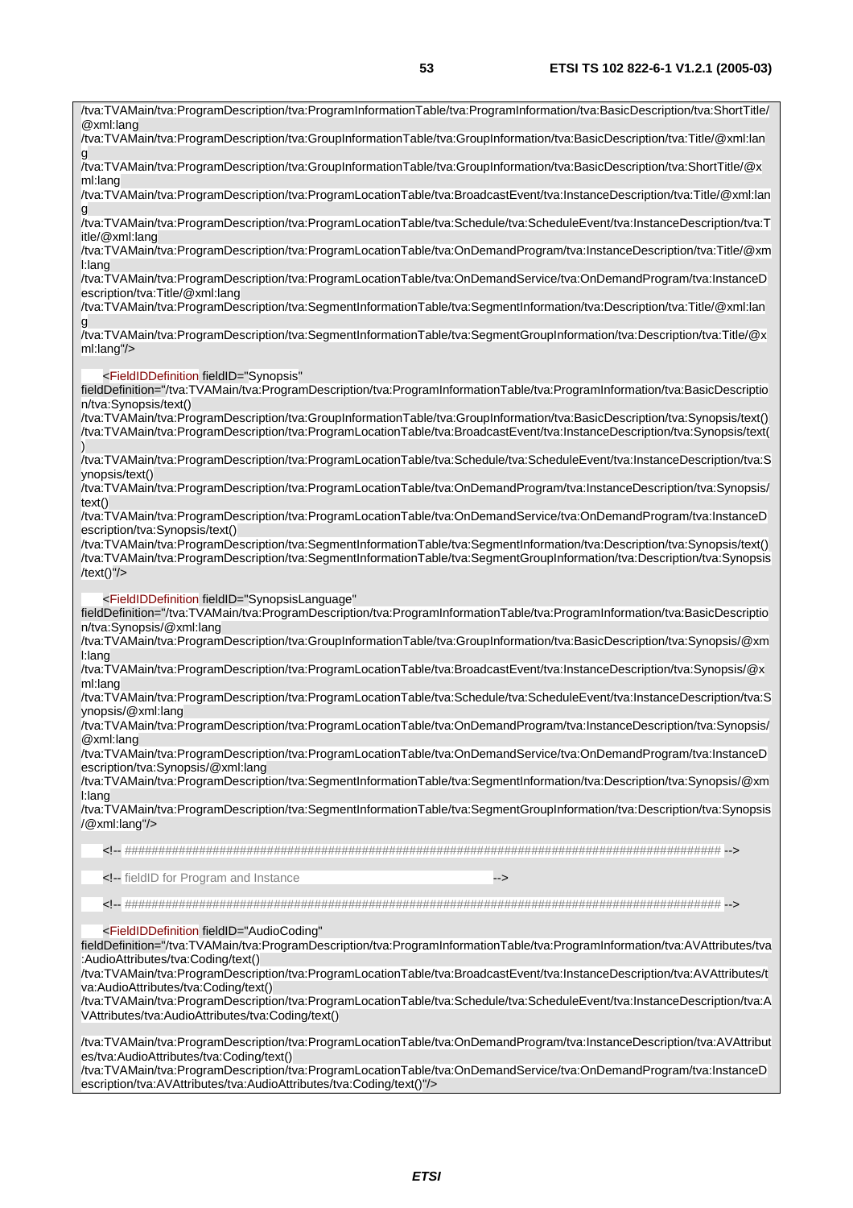```
/tva:TVAMain/tva:ProgramDescription/tva:ProgramInformationTable/tva:ProgramInformation/tva:BasicDescription/tva:ShortTitle/@xml:lang
/tva:TVAMain/tva:ProgramDescription/tva:GroupInformationTable/tva:GroupInformation/tva:BasicDescription/tva:Title/@xml:lang
/tva:TVAMain/tva:ProgramDescription/tva:GroupInformationTable/tva:GroupInformation/tva:BasicDescription/tva:ShortTitle/@xml:lang
/tva:TVAMain/tva:ProgramDescription/tva:ProgramLocationTable/tva:BroadcastEvent/tva:InstanceDescription/tva:Title/@xml:lang
/tva:TVAMain/tva:ProgramDescription/tva:ProgramLocationTable/tva:Schedule/tva:ScheduleEvent/tva:InstanceDescription/tva:Title/@xml:lang
/tva:TVAMain/tva:ProgramDescription/tva:ProgramLocationTable/tva:OnDemandProgram/tva:InstanceDescription/tva:Title/@xml:lang
/tva:TVAMain/tva:ProgramDescription/tva:ProgramLocationTable/tva:OnDemandService/tva:OnDemandProgram/tva:InstanceDescription/tva:Title/@xml:lang
/tva:TVAMain/tva:ProgramDescription/tva:SegmentInformationTable/tva:SegmentInformation/tva:Description/tva:Title/@xml:lang
/tva:TVAMain/tva:ProgramDescription/tva:SegmentInformationTable/tva:SegmentGroupInformation/tva:Description/tva:Title/@xml:lang"/>

    <FieldIDDefinition fieldID="Synopsis"
fieldDefinition="/tva:TVAMain/tva:ProgramDescription/tva:ProgramInformationTable/tva:ProgramInformation/tva:BasicDescription/tva:Synopsis/text()
/tva:TVAMain/tva:ProgramDescription/tva:GroupInformationTable/tva:GroupInformation/tva:BasicDescription/tva:Synopsis/text()
/tva:TVAMain/tva:ProgramDescription/tva:ProgramLocationTable/tva:BroadcastEvent/tva:InstanceDescription/tva:Synopsis/text()
/tva:TVAMain/tva:ProgramDescription/tva:ProgramLocationTable/tva:Schedule/tva:ScheduleEvent/tva:InstanceDescription/tva:Synopsis/text()
/tva:TVAMain/tva:ProgramDescription/tva:ProgramLocationTable/tva:OnDemandProgram/tva:InstanceDescription/tva:Synopsis/text()
/tva:TVAMain/tva:ProgramDescription/tva:ProgramLocationTable/tva:OnDemandService/tva:OnDemandProgram/tva:InstanceDescription/tva:Synopsis/text()
/tva:TVAMain/tva:ProgramDescription/tva:SegmentInformationTable/tva:SegmentInformation/tva:Description/tva:Synopsis/text()
/tva:TVAMain/tva:ProgramDescription/tva:SegmentInformationTable/tva:SegmentGroupInformation/tva:Description/tva:Synopsis/text()"/>

    <FieldIDDefinition fieldID="SynopsisLanguage"
fieldDefinition="/tva:TVAMain/tva:ProgramDescription/tva:ProgramInformationTable/tva:ProgramInformation/tva:BasicDescription/tva:Synopsis/@xml:lang
/tva:TVAMain/tva:ProgramDescription/tva:GroupInformationTable/tva:GroupInformation/tva:BasicDescription/tva:Synopsis/@xml:lang
/tva:TVAMain/tva:ProgramDescription/tva:ProgramLocationTable/tva:BroadcastEvent/tva:InstanceDescription/tva:Synopsis/@xml:lang
/tva:TVAMain/tva:ProgramDescription/tva:ProgramLocationTable/tva:Schedule/tva:ScheduleEvent/tva:InstanceDescription/tva:Synopsis/@xml:lang
/tva:TVAMain/tva:ProgramDescription/tva:ProgramLocationTable/tva:OnDemandProgram/tva:InstanceDescription/tva:Synopsis/@xml:lang
/tva:TVAMain/tva:ProgramDescription/tva:ProgramLocationTable/tva:OnDemandService/tva:OnDemandProgram/tva:InstanceDescription/tva:Synopsis/@xml:lang
/tva:TVAMain/tva:ProgramDescription/tva:SegmentInformationTable/tva:SegmentInformation/tva:Description/tva:Synopsis/@xml:lang
/tva:TVAMain/tva:ProgramDescription/tva:SegmentInformationTable/tva:SegmentGroupInformation/tva:Description/tva:Synopsis/@xml:lang"/>

    <!-- ########################################################################################### -->

    <!-- fieldID for Program and Instance                                                       -->

    <!-- ########################################################################################### -->

    <FieldIDDefinition fieldID="AudioCoding"
fieldDefinition="/tva:TVAMain/tva:ProgramDescription/tva:ProgramInformationTable/tva:ProgramInformation/tva:AVAttributes/tva:AudioAttributes/tva:Coding/text()
/tva:TVAMain/tva:ProgramDescription/tva:ProgramLocationTable/tva:BroadcastEvent/tva:InstanceDescription/tva:AVAttributes/tva:AudioAttributes/tva:Coding/text()
/tva:TVAMain/tva:ProgramDescription/tva:ProgramLocationTable/tva:Schedule/tva:ScheduleEvent/tva:InstanceDescription/tva:AVAttributes/tva:AudioAttributes/tva:Coding/text()

/tva:TVAMain/tva:ProgramDescription/tva:ProgramLocationTable/tva:OnDemandProgram/tva:InstanceDescription/tva:AVAttributes/tva:AudioAttributes/tva:Coding/text()
/tva:TVAMain/tva:ProgramDescription/tva:ProgramLocationTable/tva:OnDemandService/tva:OnDemandProgram/tva:InstanceDescription/tva:AVAttributes/tva:AudioAttributes/tva:Coding/text()"/>
```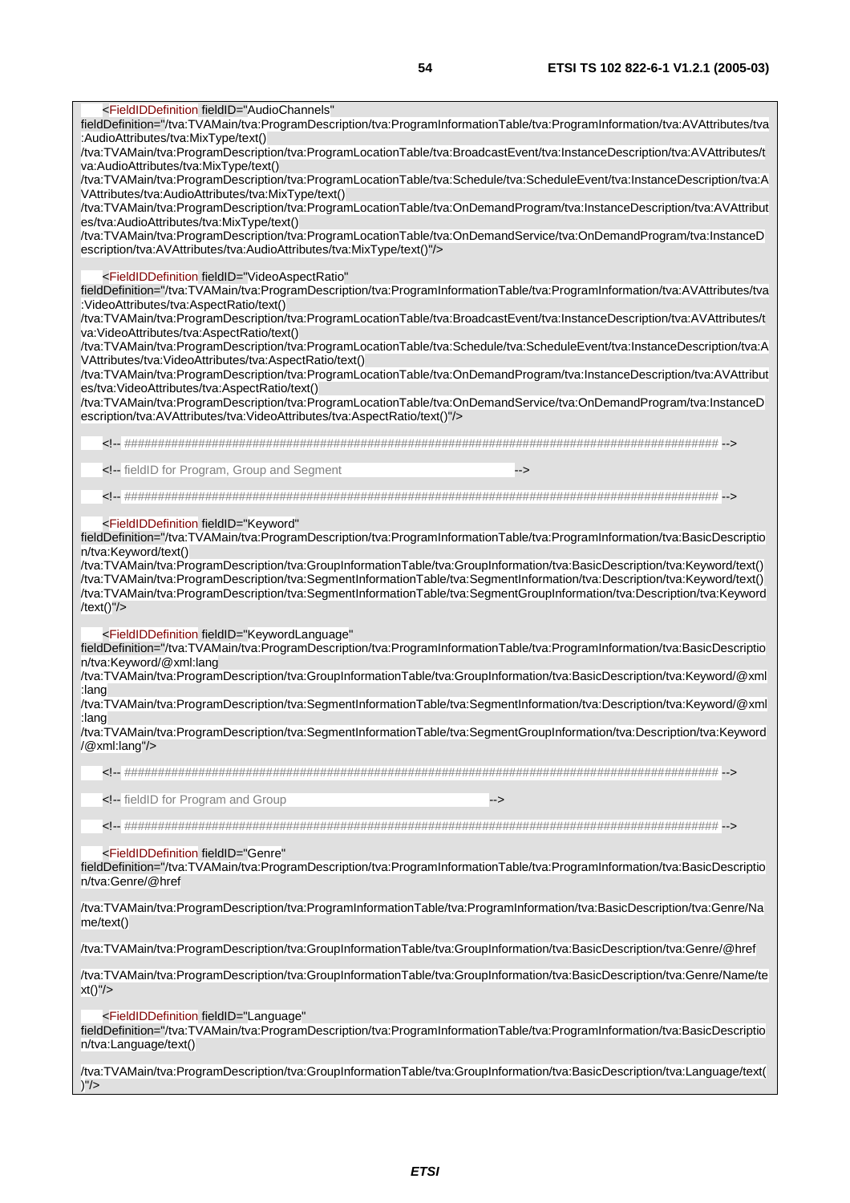```
    <FieldIDDefinition fieldID="AudioChannels"
fieldDefinition="/tva:TVAMain/tva:ProgramDescription/tva:ProgramInformationTable/tva:ProgramInformation/tva:AVAttributes/tva:AudioAttributes/tva:MixType/text()
/tva:TVAMain/tva:ProgramDescription/tva:ProgramLocationTable/tva:BroadcastEvent/tva:InstanceDescription/tva:AVAttributes/tva:AudioAttributes/tva:MixType/text()
/tva:TVAMain/tva:ProgramDescription/tva:ProgramLocationTable/tva:Schedule/tva:ScheduleEvent/tva:InstanceDescription/tva:AVAttributes/tva:AudioAttributes/tva:MixType/text()
/tva:TVAMain/tva:ProgramDescription/tva:ProgramLocationTable/tva:OnDemandProgram/tva:InstanceDescription/tva:AVAttributes/tva:AudioAttributes/tva:MixType/text()
/tva:TVAMain/tva:ProgramDescription/tva:ProgramLocationTable/tva:OnDemandService/tva:OnDemandProgram/tva:InstanceDescription/tva:AVAttributes/tva:AudioAttributes/tva:MixType/text()"/>

    <FieldIDDefinition fieldID="VideoAspectRatio"
fieldDefinition="/tva:TVAMain/tva:ProgramDescription/tva:ProgramInformationTable/tva:ProgramInformation/tva:AVAttributes/tva:VideoAttributes/tva:AspectRatio/text()
/tva:TVAMain/tva:ProgramDescription/tva:ProgramLocationTable/tva:BroadcastEvent/tva:InstanceDescription/tva:AVAttributes/tva:VideoAttributes/tva:AspectRatio/text()
/tva:TVAMain/tva:ProgramDescription/tva:ProgramLocationTable/tva:Schedule/tva:ScheduleEvent/tva:InstanceDescription/tva:AVAttributes/tva:VideoAttributes/tva:AspectRatio/text()
/tva:TVAMain/tva:ProgramDescription/tva:ProgramLocationTable/tva:OnDemandProgram/tva:InstanceDescription/tva:AVAttributes/tva:VideoAttributes/tva:AspectRatio/text()
/tva:TVAMain/tva:ProgramDescription/tva:ProgramLocationTable/tva:OnDemandService/tva:OnDemandProgram/tva:InstanceDescription/tva:AVAttributes/tva:VideoAttributes/tva:AspectRatio/text()"/>

    <!-- ############################################################################################### -->

    <!-- fieldID for Program, Group and Segment                                                        -->

    <!-- ############################################################################################### -->

    <FieldIDDefinition fieldID="Keyword"
fieldDefinition="/tva:TVAMain/tva:ProgramDescription/tva:ProgramInformationTable/tva:ProgramInformation/tva:BasicDescription/tva:Keyword/text()
/tva:TVAMain/tva:ProgramDescription/tva:GroupInformationTable/tva:GroupInformation/tva:BasicDescription/tva:Keyword/text()
/tva:TVAMain/tva:ProgramDescription/tva:SegmentInformationTable/tva:SegmentInformation/tva:Description/tva:Keyword/text()
/tva:TVAMain/tva:ProgramDescription/tva:SegmentInformationTable/tva:SegmentGroupInformation/tva:Description/tva:Keyword/text()"/>

    <FieldIDDefinition fieldID="KeywordLanguage"
fieldDefinition="/tva:TVAMain/tva:ProgramDescription/tva:ProgramInformationTable/tva:ProgramInformation/tva:BasicDescription/tva:Keyword/@xml:lang
/tva:TVAMain/tva:ProgramDescription/tva:GroupInformationTable/tva:GroupInformation/tva:BasicDescription/tva:Keyword/@xml:lang
/tva:TVAMain/tva:ProgramDescription/tva:SegmentInformationTable/tva:SegmentInformation/tva:Description/tva:Keyword/@xml:lang
/tva:TVAMain/tva:ProgramDescription/tva:SegmentInformationTable/tva:SegmentGroupInformation/tva:Description/tva:Keyword/@xml:lang"/>

    <!-- ############################################################################################### -->

    <!-- fieldID for Program and Group                                                                 -->

    <!-- ############################################################################################### -->

    <FieldIDDefinition fieldID="Genre"
fieldDefinition="/tva:TVAMain/tva:ProgramDescription/tva:ProgramInformationTable/tva:ProgramInformation/tva:BasicDescription/tva:Genre/@href

/tva:TVAMain/tva:ProgramDescription/tva:ProgramInformationTable/tva:ProgramInformation/tva:BasicDescription/tva:Genre/Name/text()

/tva:TVAMain/tva:ProgramDescription/tva:GroupInformationTable/tva:GroupInformation/tva:BasicDescription/tva:Genre/@href

/tva:TVAMain/tva:ProgramDescription/tva:GroupInformationTable/tva:GroupInformation/tva:BasicDescription/tva:Genre/Name/text()"/>

    <FieldIDDefinition fieldID="Language"
fieldDefinition="/tva:TVAMain/tva:ProgramDescription/tva:ProgramInformationTable/tva:ProgramInformation/tva:BasicDescription/tva:Language/text()

/tva:TVAMain/tva:ProgramDescription/tva:GroupInformationTable/tva:GroupInformation/tva:BasicDescription/tva:Language/text()"/>
```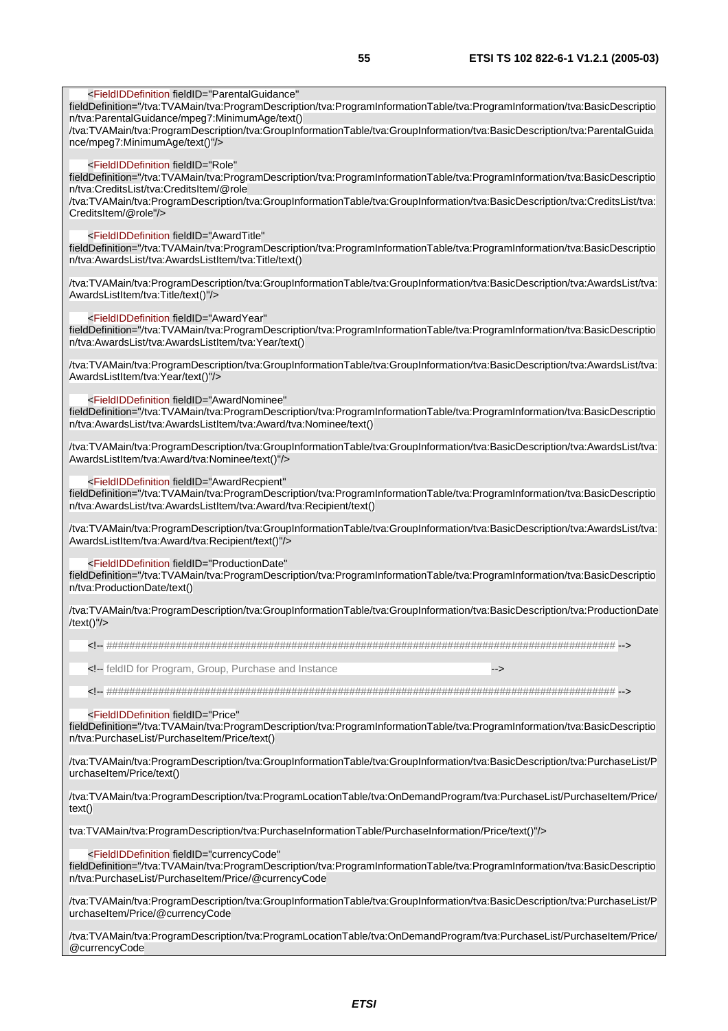```
    <FieldIDDefinition fieldID="ParentalGuidance"
fieldDefinition="/tva:TVAMain/tva:ProgramDescription/tva:ProgramInformationTable/tva:ProgramInformation/tva:BasicDescriptio
n/tva:ParentalGuidance/mpeg7:MinimumAge/text()
/tva:TVAMain/tva:ProgramDescription/tva:GroupInformationTable/tva:GroupInformation/tva:BasicDescription/tva:ParentalGuida
nce/mpeg7:MinimumAge/text()"/>

    <FieldIDDefinition fieldID="Role"
fieldDefinition="/tva:TVAMain/tva:ProgramDescription/tva:ProgramInformationTable/tva:ProgramInformation/tva:BasicDescriptio
n/tva:CreditsList/tva:CreditsItem/@role
/tva:TVAMain/tva:ProgramDescription/tva:GroupInformationTable/tva:GroupInformation/tva:BasicDescription/tva:CreditsList/tva:
CreditsItem/@role"/>

    <FieldIDDefinition fieldID="AwardTitle"
fieldDefinition="/tva:TVAMain/tva:ProgramDescription/tva:ProgramInformationTable/tva:ProgramInformation/tva:BasicDescriptio
n/tva:AwardsList/tva:AwardsListItem/tva:Title/text()

/tva:TVAMain/tva:ProgramDescription/tva:GroupInformationTable/tva:GroupInformation/tva:BasicDescription/tva:AwardsList/tva:
AwardsListItem/tva:Title/text()"/>

    <FieldIDDefinition fieldID="AwardYear"
fieldDefinition="/tva:TVAMain/tva:ProgramDescription/tva:ProgramInformationTable/tva:ProgramInformation/tva:BasicDescriptio
n/tva:AwardsList/tva:AwardsListItem/tva:Year/text()

/tva:TVAMain/tva:ProgramDescription/tva:GroupInformationTable/tva:GroupInformation/tva:BasicDescription/tva:AwardsList/tva:
AwardsListItem/tva:Year/text()"/>

    <FieldIDDefinition fieldID="AwardNominee"
fieldDefinition="/tva:TVAMain/tva:ProgramDescription/tva:ProgramInformationTable/tva:ProgramInformation/tva:BasicDescriptio
n/tva:AwardsList/tva:AwardsListItem/tva:Award/tva:Nominee/text()

/tva:TVAMain/tva:ProgramDescription/tva:GroupInformationTable/tva:GroupInformation/tva:BasicDescription/tva:AwardsList/tva:
AwardsListItem/tva:Award/tva:Nominee/text()"/>

    <FieldIDDefinition fieldID="AwardRecpient"
fieldDefinition="/tva:TVAMain/tva:ProgramDescription/tva:ProgramInformationTable/tva:ProgramInformation/tva:BasicDescriptio
n/tva:AwardsList/tva:AwardsListItem/tva:Award/tva:Recipient/text()

/tva:TVAMain/tva:ProgramDescription/tva:GroupInformationTable/tva:GroupInformation/tva:BasicDescription/tva:AwardsList/tva:
AwardsListItem/tva:Award/tva:Recipient/text()"/>

    <FieldIDDefinition fieldID="ProductionDate"
fieldDefinition="/tva:TVAMain/tva:ProgramDescription/tva:ProgramInformationTable/tva:ProgramInformation/tva:BasicDescriptio
n/tva:ProductionDate/text()

/tva:TVAMain/tva:ProgramDescription/tva:GroupInformationTable/tva:GroupInformation/tva:BasicDescription/tva:ProductionDate
/text()"/>

    <!-- ############################################################################################## -->

    <!-- feldID for Program, Group, Purchase and Instance                                              -->

    <!-- ############################################################################################## -->

    <FieldIDDefinition fieldID="Price"
fieldDefinition="/tva:TVAMain/tva:ProgramDescription/tva:ProgramInformationTable/tva:ProgramInformation/tva:BasicDescriptio
n/tva:PurchaseList/PurchaseItem/Price/text()

/tva:TVAMain/tva:ProgramDescription/tva:GroupInformationTable/tva:GroupInformation/tva:BasicDescription/tva:PurchaseList/P
urchaseItem/Price/text()

/tva:TVAMain/tva:ProgramDescription/tva:ProgramLocationTable/tva:OnDemandProgram/tva:PurchaseList/PurchaseItem/Price/
text()

tva:TVAMain/tva:ProgramDescription/tva:PurchaseInformationTable/PurchaseInformation/Price/text()"/>

    <FieldIDDefinition fieldID="currencyCode"
fieldDefinition="/tva:TVAMain/tva:ProgramDescription/tva:ProgramInformationTable/tva:ProgramInformation/tva:BasicDescriptio
n/tva:PurchaseList/PurchaseItem/Price/@currencyCode

/tva:TVAMain/tva:ProgramDescription/tva:GroupInformationTable/tva:GroupInformation/tva:BasicDescription/tva:PurchaseList/P
urchaseItem/Price/@currencyCode

/tva:TVAMain/tva:ProgramDescription/tva:ProgramLocationTable/tva:OnDemandProgram/tva:PurchaseList/PurchaseItem/Price/
@currencyCode
```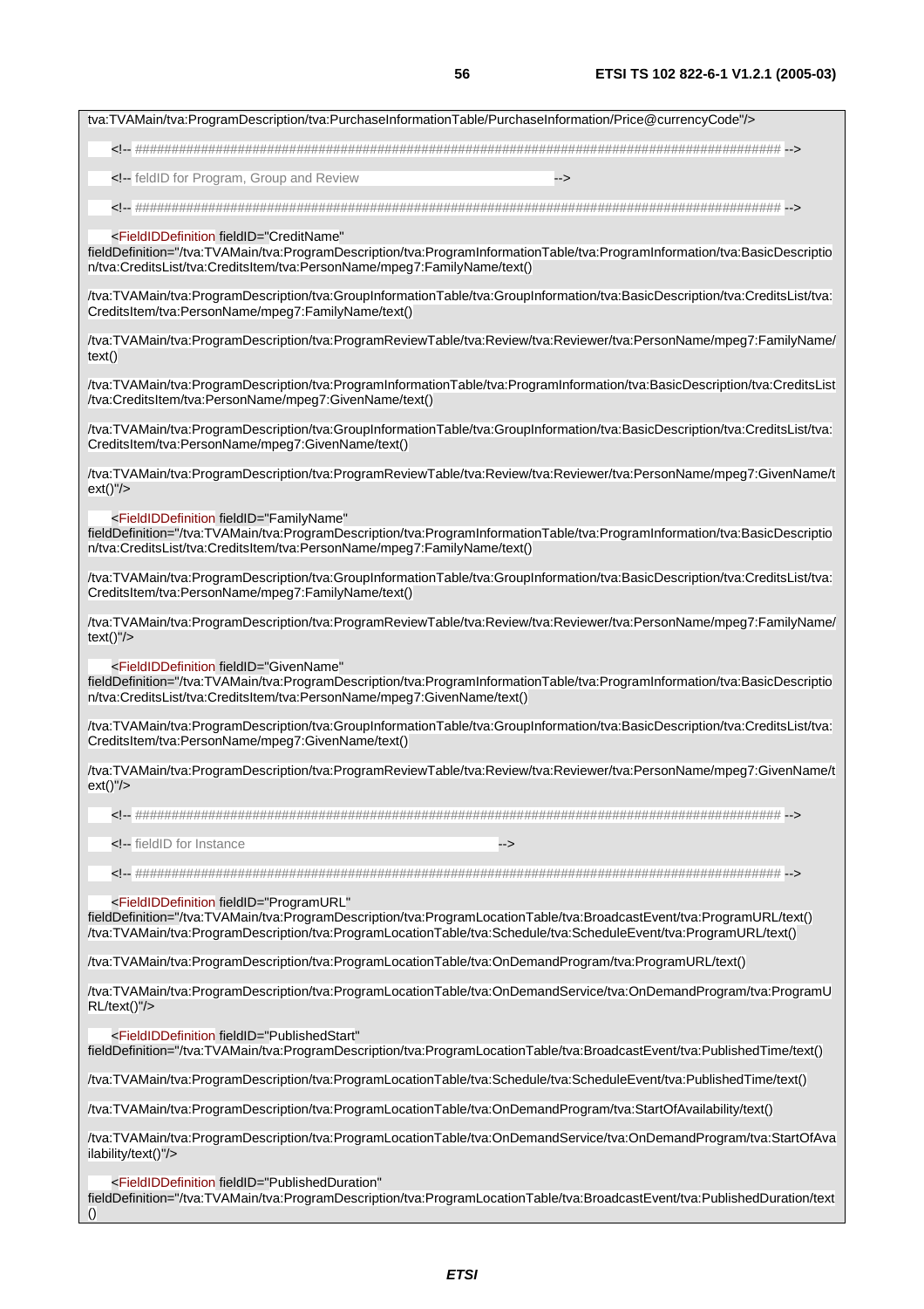```
tva:TVAMain/tva:ProgramDescription/tva:PurchaseInformationTable/PurchaseInformation/Price@currencyCode"/>

    <!-- ############################################################################################ -->

    <!-- feldID for Program, Group and Review                                          -->

    <!-- ############################################################################################ -->

    <FieldIDDefinition fieldID="CreditName"
fieldDefinition="/tva:TVAMain/tva:ProgramDescription/tva:ProgramInformationTable/tva:ProgramInformation/tva:BasicDescription/tva:CreditsList/tva:CreditsItem/tva:PersonName/mpeg7:FamilyName/text()

/tva:TVAMain/tva:ProgramDescription/tva:GroupInformationTable/tva:GroupInformation/tva:BasicDescription/tva:CreditsList/tva:CreditsItem/tva:PersonName/mpeg7:FamilyName/text()

/tva:TVAMain/tva:ProgramDescription/tva:ProgramReviewTable/tva:Review/tva:Reviewer/tva:PersonName/mpeg7:FamilyName/text()

/tva:TVAMain/tva:ProgramDescription/tva:ProgramInformationTable/tva:ProgramInformation/tva:BasicDescription/tva:CreditsList/tva:CreditsItem/tva:PersonName/mpeg7:GivenName/text()

/tva:TVAMain/tva:ProgramDescription/tva:GroupInformationTable/tva:GroupInformation/tva:BasicDescription/tva:CreditsList/tva:CreditsItem/tva:PersonName/mpeg7:GivenName/text()

/tva:TVAMain/tva:ProgramDescription/tva:ProgramReviewTable/tva:Review/tva:Reviewer/tva:PersonName/mpeg7:GivenName/text()"/>

    <FieldIDDefinition fieldID="FamilyName"
fieldDefinition="/tva:TVAMain/tva:ProgramDescription/tva:ProgramInformationTable/tva:ProgramInformation/tva:BasicDescription/tva:CreditsList/tva:CreditsItem/tva:PersonName/mpeg7:FamilyName/text()

/tva:TVAMain/tva:ProgramDescription/tva:GroupInformationTable/tva:GroupInformation/tva:BasicDescription/tva:CreditsList/tva:CreditsItem/tva:PersonName/mpeg7:FamilyName/text()

/tva:TVAMain/tva:ProgramDescription/tva:ProgramReviewTable/tva:Review/tva:Reviewer/tva:PersonName/mpeg7:FamilyName/text()"/>

    <FieldIDDefinition fieldID="GivenName"
fieldDefinition="/tva:TVAMain/tva:ProgramDescription/tva:ProgramInformationTable/tva:ProgramInformation/tva:BasicDescription/tva:CreditsList/tva:CreditsItem/tva:PersonName/mpeg7:GivenName/text()

/tva:TVAMain/tva:ProgramDescription/tva:GroupInformationTable/tva:GroupInformation/tva:BasicDescription/tva:CreditsList/tva:CreditsItem/tva:PersonName/mpeg7:GivenName/text()

/tva:TVAMain/tva:ProgramDescription/tva:ProgramReviewTable/tva:Review/tva:Reviewer/tva:PersonName/mpeg7:GivenName/text()"/>

    <!-- ############################################################################################ -->

    <!-- fieldID for Instance                                          -->

    <!-- ############################################################################################ -->

    <FieldIDDefinition fieldID="ProgramURL"
fieldDefinition="/tva:TVAMain/tva:ProgramDescription/tva:ProgramLocationTable/tva:BroadcastEvent/tva:ProgramURL/text()
/tva:TVAMain/tva:ProgramDescription/tva:ProgramLocationTable/tva:Schedule/tva:ScheduleEvent/tva:ProgramURL/text()

/tva:TVAMain/tva:ProgramDescription/tva:ProgramLocationTable/tva:OnDemandProgram/tva:ProgramURL/text()

/tva:TVAMain/tva:ProgramDescription/tva:ProgramLocationTable/tva:OnDemandService/tva:OnDemandProgram/tva:ProgramURL/text()"/>

    <FieldIDDefinition fieldID="PublishedStart"
fieldDefinition="/tva:TVAMain/tva:ProgramDescription/tva:ProgramLocationTable/tva:BroadcastEvent/tva:PublishedTime/text()

/tva:TVAMain/tva:ProgramDescription/tva:ProgramLocationTable/tva:Schedule/tva:ScheduleEvent/tva:PublishedTime/text()

/tva:TVAMain/tva:ProgramDescription/tva:ProgramLocationTable/tva:OnDemandProgram/tva:StartOfAvailability/text()

/tva:TVAMain/tva:ProgramDescription/tva:ProgramLocationTable/tva:OnDemandService/tva:OnDemandProgram/tva:StartOfAvailability/text()"/>

    <FieldIDDefinition fieldID="PublishedDuration"
fieldDefinition="/tva:TVAMain/tva:ProgramDescription/tva:ProgramLocationTable/tva:BroadcastEvent/tva:PublishedDuration/text()
```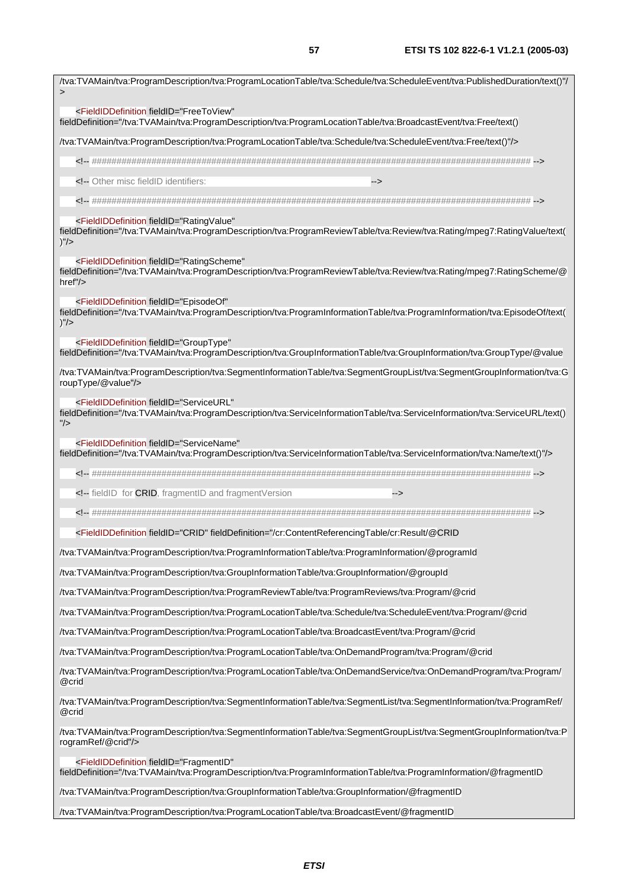```
/tva:TVAMain/tva:ProgramDescription/tva:ProgramLocationTable/tva:Schedule/tva:ScheduleEvent/tva:PublishedDuration/text()"/>

    <FieldIDDefinition fieldID="FreeToView"
fieldDefinition="/tva:TVAMain/tva:ProgramDescription/tva:ProgramLocationTable/tva:BroadcastEvent/tva:Free/text()

/tva:TVAMain/tva:ProgramDescription/tva:ProgramLocationTable/tva:Schedule/tva:ScheduleEvent/tva:Free/text()"/>

    <!-- ############################################################################################### -->

    <!-- Other misc fieldID identifiers:                                                                  -->

    <!-- ############################################################################################### -->

    <FieldIDDefinition fieldID="RatingValue"
fieldDefinition="/tva:TVAMain/tva:ProgramDescription/tva:ProgramReviewTable/tva:Review/tva:Rating/mpeg7:RatingValue/text()"/>

    <FieldIDDefinition fieldID="RatingScheme"
fieldDefinition="/tva:TVAMain/tva:ProgramDescription/tva:ProgramReviewTable/tva:Review/tva:Rating/mpeg7:RatingScheme/@href"/>

    <FieldIDDefinition fieldID="EpisodeOf"
fieldDefinition="/tva:TVAMain/tva:ProgramDescription/tva:ProgramInformationTable/tva:ProgramInformation/tva:EpisodeOf/text()"/>

    <FieldIDDefinition fieldID="GroupType"
fieldDefinition="/tva:TVAMain/tva:ProgramDescription/tva:GroupInformationTable/tva:GroupInformation/tva:GroupType/@value

/tva:TVAMain/tva:ProgramDescription/tva:SegmentInformationTable/tva:SegmentGroupList/tva:SegmentGroupInformation/tva:GroupType/@value"/>

    <FieldIDDefinition fieldID="ServiceURL"
fieldDefinition="/tva:TVAMain/tva:ProgramDescription/tva:ServiceInformationTable/tva:ServiceInformation/tva:ServiceURL/text()"/>

    <FieldIDDefinition fieldID="ServiceName"
fieldDefinition="/tva:TVAMain/tva:ProgramDescription/tva:ServiceInformationTable/tva:ServiceInformation/tva:Name/text()"/>

    <!-- ############################################################################################### -->

    <!-- fieldID  for CRID, fragmentID and fragmentVersion                                               -->

    <!-- ############################################################################################### -->

    <FieldIDDefinition fieldID="CRID" fieldDefinition="/cr:ContentReferencingTable/cr:Result/@CRID

/tva:TVAMain/tva:ProgramDescription/tva:ProgramInformationTable/tva:ProgramInformation/@programId

/tva:TVAMain/tva:ProgramDescription/tva:GroupInformationTable/tva:GroupInformation/@groupId

/tva:TVAMain/tva:ProgramDescription/tva:ProgramReviewTable/tva:ProgramReviews/tva:Program/@crid

/tva:TVAMain/tva:ProgramDescription/tva:ProgramLocationTable/tva:Schedule/tva:ScheduleEvent/tva:Program/@crid

/tva:TVAMain/tva:ProgramDescription/tva:ProgramLocationTable/tva:BroadcastEvent/tva:Program/@crid

/tva:TVAMain/tva:ProgramDescription/tva:ProgramLocationTable/tva:OnDemandProgram/tva:Program/@crid

/tva:TVAMain/tva:ProgramDescription/tva:ProgramLocationTable/tva:OnDemandService/tva:OnDemandProgram/tva:Program/@crid

/tva:TVAMain/tva:ProgramDescription/tva:SegmentInformationTable/tva:SegmentList/tva:SegmentInformation/tva:ProgramRef/@crid

/tva:TVAMain/tva:ProgramDescription/tva:SegmentInformationTable/tva:SegmentGroupList/tva:SegmentGroupInformation/tva:ProgramRef/@crid"/>

    <FieldIDDefinition fieldID="FragmentID"
fieldDefinition="/tva:TVAMain/tva:ProgramDescription/tva:ProgramInformationTable/tva:ProgramInformation/@fragmentID

/tva:TVAMain/tva:ProgramDescription/tva:GroupInformationTable/tva:GroupInformation/@fragmentID

/tva:TVAMain/tva:ProgramDescription/tva:ProgramLocationTable/tva:BroadcastEvent/@fragmentID
```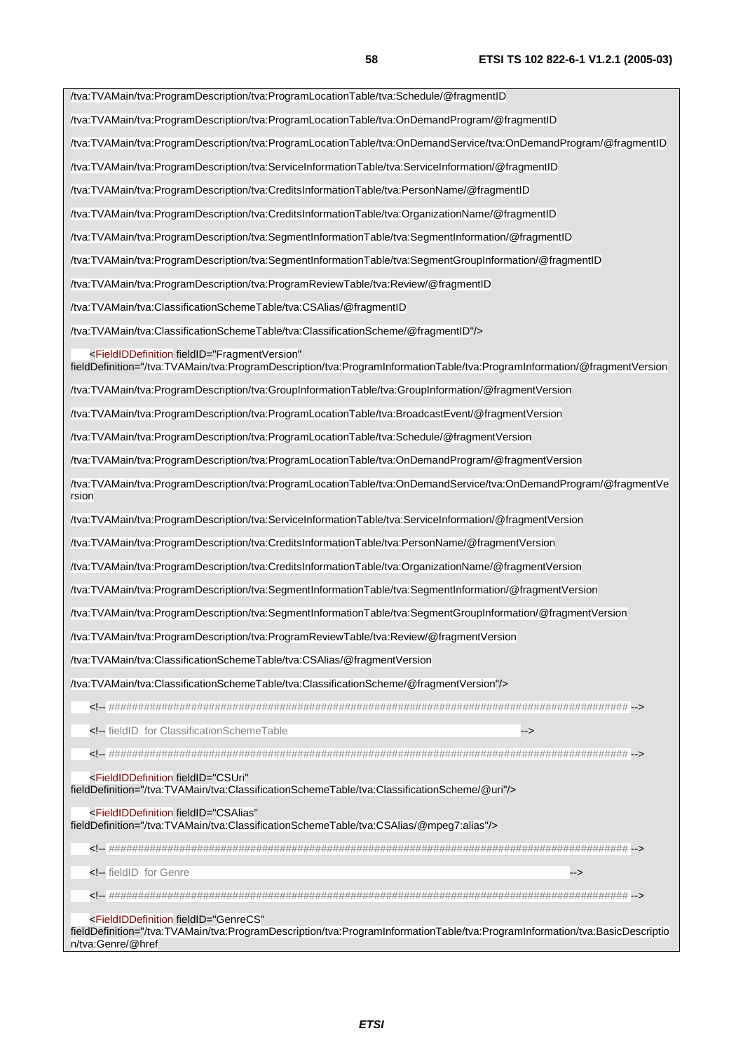```
/tva:TVAMain/tva:ProgramDescription/tva:ProgramLocationTable/tva:Schedule/@fragmentID

/tva:TVAMain/tva:ProgramDescription/tva:ProgramLocationTable/tva:OnDemandProgram/@fragmentID

/tva:TVAMain/tva:ProgramDescription/tva:ProgramLocationTable/tva:OnDemandService/tva:OnDemandProgram/@fragmentID

/tva:TVAMain/tva:ProgramDescription/tva:ServiceInformationTable/tva:ServiceInformation/@fragmentID

/tva:TVAMain/tva:ProgramDescription/tva:CreditsInformationTable/tva:PersonName/@fragmentID

/tva:TVAMain/tva:ProgramDescription/tva:CreditsInformationTable/tva:OrganizationName/@fragmentID

/tva:TVAMain/tva:ProgramDescription/tva:SegmentInformationTable/tva:SegmentInformation/@fragmentID

/tva:TVAMain/tva:ProgramDescription/tva:SegmentInformationTable/tva:SegmentGroupInformation/@fragmentID

/tva:TVAMain/tva:ProgramDescription/tva:ProgramReviewTable/tva:Review/@fragmentID

/tva:TVAMain/tva:ClassificationSchemeTable/tva:CSAlias/@fragmentID

/tva:TVAMain/tva:ClassificationSchemeTable/tva:ClassificationScheme/@fragmentID"/>

    <FieldIDDefinition fieldID="FragmentVersion"
fieldDefinition="/tva:TVAMain/tva:ProgramDescription/tva:ProgramInformationTable/tva:ProgramInformation/@fragmentVersion

/tva:TVAMain/tva:ProgramDescription/tva:GroupInformationTable/tva:GroupInformation/@fragmentVersion

/tva:TVAMain/tva:ProgramDescription/tva:ProgramLocationTable/tva:BroadcastEvent/@fragmentVersion

/tva:TVAMain/tva:ProgramDescription/tva:ProgramLocationTable/tva:Schedule/@fragmentVersion

/tva:TVAMain/tva:ProgramDescription/tva:ProgramLocationTable/tva:OnDemandProgram/@fragmentVersion

/tva:TVAMain/tva:ProgramDescription/tva:ProgramLocationTable/tva:OnDemandService/tva:OnDemandProgram/@fragmentVersion

/tva:TVAMain/tva:ProgramDescription/tva:ServiceInformationTable/tva:ServiceInformation/@fragmentVersion

/tva:TVAMain/tva:ProgramDescription/tva:CreditsInformationTable/tva:PersonName/@fragmentVersion

/tva:TVAMain/tva:ProgramDescription/tva:CreditsInformationTable/tva:OrganizationName/@fragmentVersion

/tva:TVAMain/tva:ProgramDescription/tva:SegmentInformationTable/tva:SegmentInformation/@fragmentVersion

/tva:TVAMain/tva:ProgramDescription/tva:SegmentInformationTable/tva:SegmentGroupInformation/@fragmentVersion

/tva:TVAMain/tva:ProgramDescription/tva:ProgramReviewTable/tva:Review/@fragmentVersion

/tva:TVAMain/tva:ClassificationSchemeTable/tva:CSAlias/@fragmentVersion

/tva:TVAMain/tva:ClassificationSchemeTable/tva:ClassificationScheme/@fragmentVersion"/>

    <!-- ################################################################################################ -->

    <!-- fieldID  for ClassificationSchemeTable                                                            -->

    <!-- ################################################################################################ -->

    <FieldIDDefinition fieldID="CSUri"
fieldDefinition="/tva:TVAMain/tva:ClassificationSchemeTable/tva:ClassificationScheme/@uri"/>

    <FieldIDDefinition fieldID="CSAlias"
fieldDefinition="/tva:TVAMain/tva:ClassificationSchemeTable/tva:CSAlias/@mpeg7:alias"/>

    <!-- ################################################################################################ -->

    <!-- fieldID  for Genre                                                                                 -->

    <!-- ################################################################################################ -->

    <FieldIDDefinition fieldID="GenreCS"
fieldDefinition="/tva:TVAMain/tva:ProgramDescription/tva:ProgramInformationTable/tva:ProgramInformation/tva:BasicDescription/tva:Genre/@href
```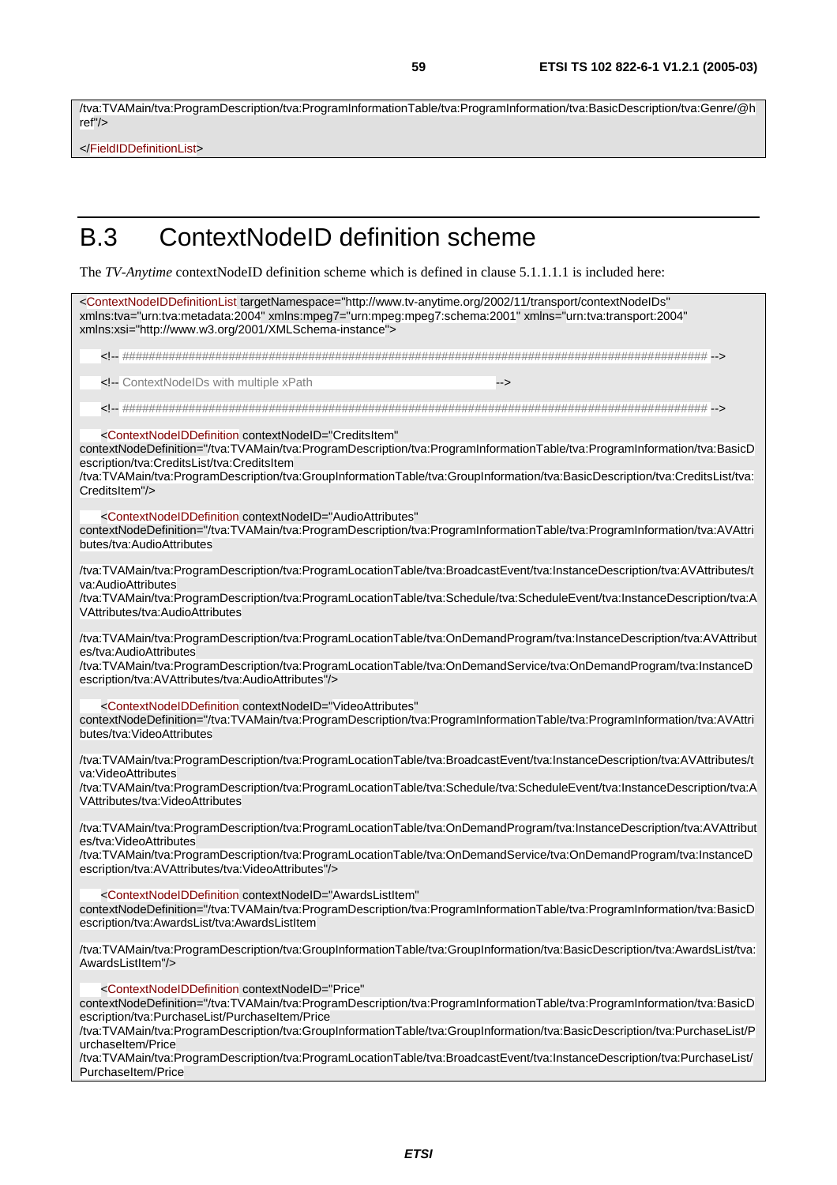```
/tva:TVAMain/tva:ProgramDescription/tva:ProgramInformationTable/tva:ProgramInformation/tva:BasicDescription/tva:Genre/@href"/>

</FieldIDDefinitionList>
```

# B.3 ContextNodeID definition scheme

The *TV-Anytime* contextNodeID definition scheme which is defined in clause 5.1.1.1.1 is included here:

```
<ContextNodeIDDefinitionList targetNamespace="http://www.tv-anytime.org/2002/11/transport/contextNodeIDs"
xmlns:tva="urn:tva:metadata:2004" xmlns:mpeg7="urn:mpeg:mpeg7:schema:2001" xmlns="urn:tva:transport:2004"
xmlns:xsi="http://www.w3.org/2001/XMLSchema-instance">

    <!-- ############################################################################################## -->

    <!-- ContextNodeIDs with multiple xPath                                                            -->

    <!-- ############################################################################################## -->

    <ContextNodeIDDefinition contextNodeID="CreditsItem"
contextNodeDefinition="/tva:TVAMain/tva:ProgramDescription/tva:ProgramInformationTable/tva:ProgramInformation/tva:BasicDescription/tva:CreditsList/tva:CreditsItem
/tva:TVAMain/tva:ProgramDescription/tva:GroupInformationTable/tva:GroupInformation/tva:BasicDescription/tva:CreditsList/tva:CreditsItem"/>

    <ContextNodeIDDefinition contextNodeID="AudioAttributes"
contextNodeDefinition="/tva:TVAMain/tva:ProgramDescription/tva:ProgramInformationTable/tva:ProgramInformation/tva:AVAttributes/tva:AudioAttributes

/tva:TVAMain/tva:ProgramDescription/tva:ProgramLocationTable/tva:BroadcastEvent/tva:InstanceDescription/tva:AVAttributes/tva:AudioAttributes
/tva:TVAMain/tva:ProgramDescription/tva:ProgramLocationTable/tva:Schedule/tva:ScheduleEvent/tva:InstanceDescription/tva:AVAttributes/tva:AudioAttributes

/tva:TVAMain/tva:ProgramDescription/tva:ProgramLocationTable/tva:OnDemandProgram/tva:InstanceDescription/tva:AVAttributes/tva:AudioAttributes
/tva:TVAMain/tva:ProgramDescription/tva:ProgramLocationTable/tva:OnDemandService/tva:OnDemandProgram/tva:InstanceDescription/tva:AVAttributes/tva:AudioAttributes"/>

    <ContextNodeIDDefinition contextNodeID="VideoAttributes"
contextNodeDefinition="/tva:TVAMain/tva:ProgramDescription/tva:ProgramInformationTable/tva:ProgramInformation/tva:AVAttributes/tva:VideoAttributes

/tva:TVAMain/tva:ProgramDescription/tva:ProgramLocationTable/tva:BroadcastEvent/tva:InstanceDescription/tva:AVAttributes/tva:VideoAttributes
/tva:TVAMain/tva:ProgramDescription/tva:ProgramLocationTable/tva:Schedule/tva:ScheduleEvent/tva:InstanceDescription/tva:AVAttributes/tva:VideoAttributes

/tva:TVAMain/tva:ProgramDescription/tva:ProgramLocationTable/tva:OnDemandProgram/tva:InstanceDescription/tva:AVAttributes/tva:VideoAttributes
/tva:TVAMain/tva:ProgramDescription/tva:ProgramLocationTable/tva:OnDemandService/tva:OnDemandProgram/tva:InstanceDescription/tva:AVAttributes/tva:VideoAttributes"/>

    <ContextNodeIDDefinition contextNodeID="AwardsListItem"
contextNodeDefinition="/tva:TVAMain/tva:ProgramDescription/tva:ProgramInformationTable/tva:ProgramInformation/tva:BasicDescription/tva:AwardsList/tva:AwardsListItem

/tva:TVAMain/tva:ProgramDescription/tva:GroupInformationTable/tva:GroupInformation/tva:BasicDescription/tva:AwardsList/tva:AwardsListItem"/>

    <ContextNodeIDDefinition contextNodeID="Price"
contextNodeDefinition="/tva:TVAMain/tva:ProgramDescription/tva:ProgramInformationTable/tva:ProgramInformation/tva:BasicDescription/tva:PurchaseList/PurchaseItem/Price
/tva:TVAMain/tva:ProgramDescription/tva:GroupInformationTable/tva:GroupInformation/tva:BasicDescription/tva:PurchaseList/PurchaseItem/Price
/tva:TVAMain/tva:ProgramDescription/tva:ProgramLocationTable/tva:BroadcastEvent/tva:InstanceDescription/tva:PurchaseList/PurchaseItem/Price
```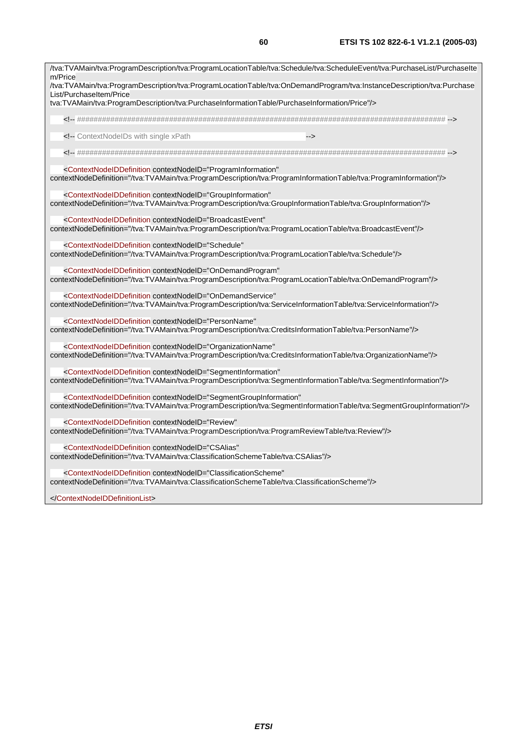```
/tva:TVAMain/tva:ProgramDescription/tva:ProgramLocationTable/tva:Schedule/tva:ScheduleEvent/tva:PurchaseList/PurchaseItem/Price
/tva:TVAMain/tva:ProgramDescription/tva:ProgramLocationTable/tva:OnDemandProgram/tva:InstanceDescription/tva:PurchaseList/PurchaseItem/Price
tva:TVAMain/tva:ProgramDescription/tva:PurchaseInformationTable/PurchaseInformation/Price"/>

    <!-- ############################################################################################### -->
    <!-- ContextNodeIDs with single xPath                                                              -->
    <!-- ############################################################################################### -->

    <ContextNodeIDDefinition contextNodeID="ProgramInformation"
contextNodeDefinition="/tva:TVAMain/tva:ProgramDescription/tva:ProgramInformationTable/tva:ProgramInformation"/>

    <ContextNodeIDDefinition contextNodeID="GroupInformation"
contextNodeDefinition="/tva:TVAMain/tva:ProgramDescription/tva:GroupInformationTable/tva:GroupInformation"/>

    <ContextNodeIDDefinition contextNodeID="BroadcastEvent"
contextNodeDefinition="/tva:TVAMain/tva:ProgramDescription/tva:ProgramLocationTable/tva:BroadcastEvent"/>

    <ContextNodeIDDefinition contextNodeID="Schedule"
contextNodeDefinition="/tva:TVAMain/tva:ProgramDescription/tva:ProgramLocationTable/tva:Schedule"/>

    <ContextNodeIDDefinition contextNodeID="OnDemandProgram"
contextNodeDefinition="/tva:TVAMain/tva:ProgramDescription/tva:ProgramLocationTable/tva:OnDemandProgram"/>

    <ContextNodeIDDefinition contextNodeID="OnDemandService"
contextNodeDefinition="/tva:TVAMain/tva:ProgramDescription/tva:ServiceInformationTable/tva:ServiceInformation"/>

    <ContextNodeIDDefinition contextNodeID="PersonName"
contextNodeDefinition="/tva:TVAMain/tva:ProgramDescription/tva:CreditsInformationTable/tva:PersonName"/>

    <ContextNodeIDDefinition contextNodeID="OrganizationName"
contextNodeDefinition="/tva:TVAMain/tva:ProgramDescription/tva:CreditsInformationTable/tva:OrganizationName"/>

    <ContextNodeIDDefinition contextNodeID="SegmentInformation"
contextNodeDefinition="/tva:TVAMain/tva:ProgramDescription/tva:SegmentInformationTable/tva:SegmentInformation"/>

    <ContextNodeIDDefinition contextNodeID="SegmentGroupInformation"
contextNodeDefinition="/tva:TVAMain/tva:ProgramDescription/tva:SegmentInformationTable/tva:SegmentGroupInformation"/>

    <ContextNodeIDDefinition contextNodeID="Review"
contextNodeDefinition="/tva:TVAMain/tva:ProgramDescription/tva:ProgramReviewTable/tva:Review"/>

    <ContextNodeIDDefinition contextNodeID="CSAlias"
contextNodeDefinition="/tva:TVAMain/tva:ClassificationSchemeTable/tva:CSAlias"/>

    <ContextNodeIDDefinition contextNodeID="ClassificationScheme"
contextNodeDefinition="/tva:TVAMain/tva:ClassificationSchemeTable/tva:ClassificationScheme"/>

</ContextNodeIDDefinitionList>
```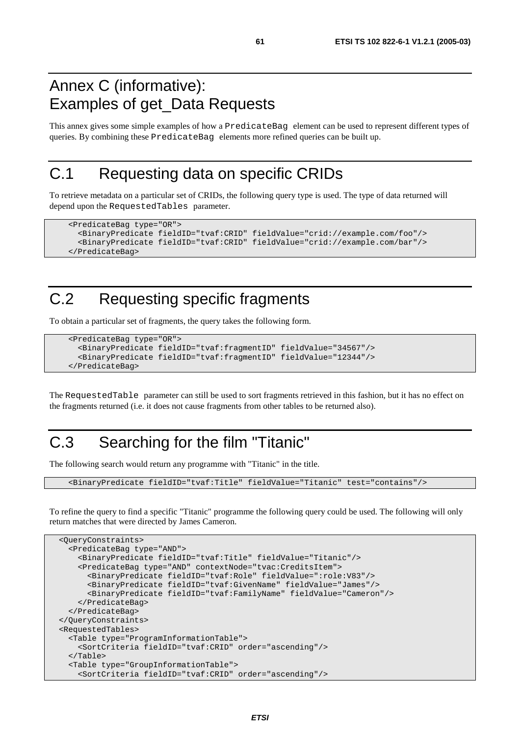# Annex C (informative): Examples of get_Data Requests

This annex gives some simple examples of how a `PredicateBag` element can be used to represent different types of queries. By combining these `PredicateBag` elements more refined queries can be built up.

# C.1 Requesting data on specific CRIDs

To retrieve metadata on a particular set of CRIDs, the following query type is used. The type of data returned will depend upon the `RequestedTables` parameter.

```
<PredicateBag type="OR">
  <BinaryPredicate fieldID="tvaf:CRID" fieldValue="crid://example.com/foo"/>
  <BinaryPredicate fieldID="tvaf:CRID" fieldValue="crid://example.com/bar"/>
</PredicateBag>
```

# C.2 Requesting specific fragments

To obtain a particular set of fragments, the query takes the following form.

```
<PredicateBag type="OR">
  <BinaryPredicate fieldID="tvaf:fragmentID" fieldValue="34567"/>
  <BinaryPredicate fieldID="tvaf:fragmentID" fieldValue="12344"/>
</PredicateBag>
```

The `RequestedTable` parameter can still be used to sort fragments retrieved in this fashion, but it has no effect on the fragments returned (i.e. it does not cause fragments from other tables to be returned also).

# C.3 Searching for the film "Titanic"

The following search would return any programme with "Titanic" in the title.

```
<BinaryPredicate fieldID="tvaf:Title" fieldValue="Titanic" test="contains"/>
```

To refine the query to find a specific "Titanic" programme the following query could be used. The following will only return matches that were directed by James Cameron.

```
<QueryConstraints>
  <PredicateBag type="AND">
    <BinaryPredicate fieldID="tvaf:Title" fieldValue="Titanic"/>
    <PredicateBag type="AND" contextNode="tvac:CreditsItem">
      <BinaryPredicate fieldID="tvaf:Role" fieldValue=":role:V83"/>
      <BinaryPredicate fieldID="tvaf:GivenName" fieldValue="James"/>
      <BinaryPredicate fieldID="tvaf:FamilyName" fieldValue="Cameron"/>
    </PredicateBag>
  </PredicateBag>
</QueryConstraints>
<RequestedTables>
  <Table type="ProgramInformationTable">
    <SortCriteria fieldID="tvaf:CRID" order="ascending"/>
  </Table>
  <Table type="GroupInformationTable">
    <SortCriteria fieldID="tvaf:CRID" order="ascending"/>
```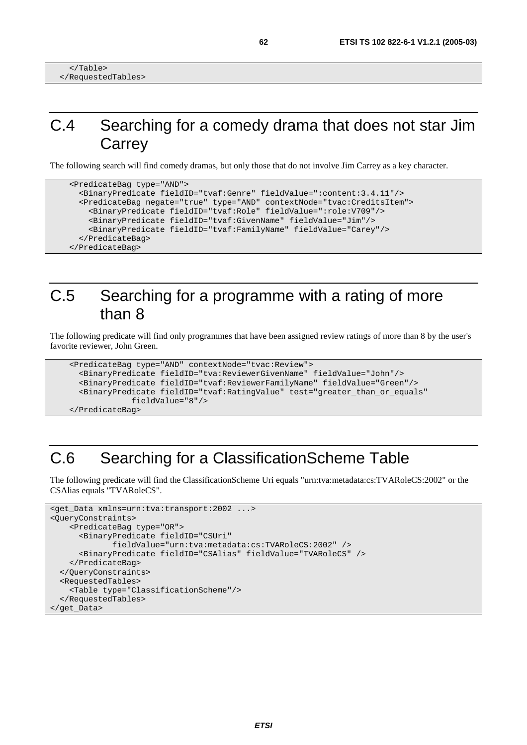```
    </Table>
  </RequestedTables>
```

# C.4 Searching for a comedy drama that does not star Jim Carrey

The following search will find comedy dramas, but only those that do not involve Jim Carrey as a key character.

```
    <PredicateBag type="AND">
      <BinaryPredicate fieldID="tvaf:Genre" fieldValue=":content:3.4.11"/>
      <PredicateBag negate="true" type="AND" contextNode="tvac:CreditsItem">
        <BinaryPredicate fieldID="tvaf:Role" fieldValue=":role:V709"/>
        <BinaryPredicate fieldID="tvaf:GivenName" fieldValue="Jim"/>
        <BinaryPredicate fieldID="tvaf:FamilyName" fieldValue="Carey"/>
      </PredicateBag>
    </PredicateBag>
```

# C.5 Searching for a programme with a rating of more than 8

The following predicate will find only programmes that have been assigned review ratings of more than 8 by the user's favorite reviewer, John Green.

```
    <PredicateBag type="AND" contextNode="tvac:Review">
      <BinaryPredicate fieldID="tva:ReviewerGivenName" fieldValue="John"/>
      <BinaryPredicate fieldID="tvaf:ReviewerFamilyName" fieldValue="Green"/>
      <BinaryPredicate fieldID="tvaf:RatingValue" test="greater_than_or_equals"
               fieldValue="8"/>
    </PredicateBag>
```

# C.6 Searching for a ClassificationScheme Table

The following predicate will find the ClassificationScheme Uri equals "urn:tva:metadata:cs:TVARoleCS:2002" or the CSAlias equals "TVARoleCS".

```
<get_Data xmlns=urn:tva:transport:2002 ...>
<QueryConstraints>
    <PredicateBag type="OR">
      <BinaryPredicate fieldID="CSUri"
             fieldValue="urn:tva:metadata:cs:TVARoleCS:2002" />
      <BinaryPredicate fieldID="CSAlias" fieldValue="TVARoleCS" />
    </PredicateBag>
  </QueryConstraints>
  <RequestedTables>
    <Table type="ClassificationScheme"/>
  </RequestedTables>
</get_Data>
```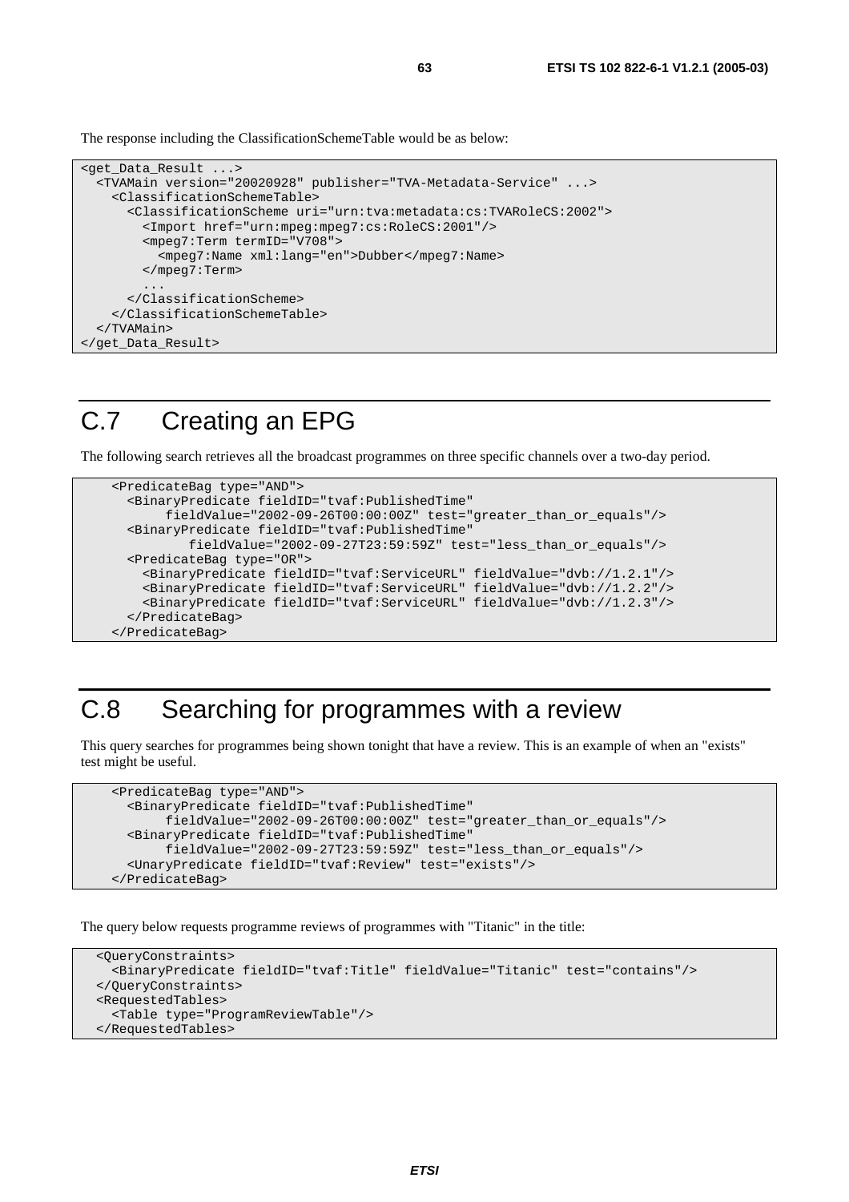The response including the ClassificationSchemeTable would be as below:

```
<get_Data_Result ...>
  <TVAMain version="20020928" publisher="TVA-Metadata-Service" ...>
    <ClassificationSchemeTable>
      <ClassificationScheme uri="urn:tva:metadata:cs:TVARoleCS:2002">
        <Import href="urn:mpeg:mpeg7:cs:RoleCS:2001"/>
        <mpeg7:Term termID="V708">
          <mpeg7:Name xml:lang="en">Dubber</mpeg7:Name>
        </mpeg7:Term>
        ...
      </ClassificationScheme>
    </ClassificationSchemeTable>
  </TVAMain>
</get_Data_Result>
```

# C.7 Creating an EPG

The following search retrieves all the broadcast programmes on three specific channels over a two-day period.

```
    <PredicateBag type="AND">
      <BinaryPredicate fieldID="tvaf:PublishedTime"
           fieldValue="2002-09-26T00:00:00Z" test="greater_than_or_equals"/>
      <BinaryPredicate fieldID="tvaf:PublishedTime"
              fieldValue="2002-09-27T23:59:59Z" test="less_than_or_equals"/>
      <PredicateBag type="OR">
        <BinaryPredicate fieldID="tvaf:ServiceURL" fieldValue="dvb://1.2.1"/>
        <BinaryPredicate fieldID="tvaf:ServiceURL" fieldValue="dvb://1.2.2"/>
        <BinaryPredicate fieldID="tvaf:ServiceURL" fieldValue="dvb://1.2.3"/>
      </PredicateBag>
    </PredicateBag>
```

# C.8 Searching for programmes with a review

This query searches for programmes being shown tonight that have a review. This is an example of when an "exists" test might be useful.

```
    <PredicateBag type="AND">
      <BinaryPredicate fieldID="tvaf:PublishedTime"
           fieldValue="2002-09-26T00:00:00Z" test="greater_than_or_equals"/>
      <BinaryPredicate fieldID="tvaf:PublishedTime"
           fieldValue="2002-09-27T23:59:59Z" test="less_than_or_equals"/>
      <UnaryPredicate fieldID="tvaf:Review" test="exists"/>
    </PredicateBag>
```

The query below requests programme reviews of programmes with "Titanic" in the title:

```
  <QueryConstraints>
    <BinaryPredicate fieldID="tvaf:Title" fieldValue="Titanic" test="contains"/>
  </QueryConstraints>
  <RequestedTables>
    <Table type="ProgramReviewTable"/>
  </RequestedTables>
```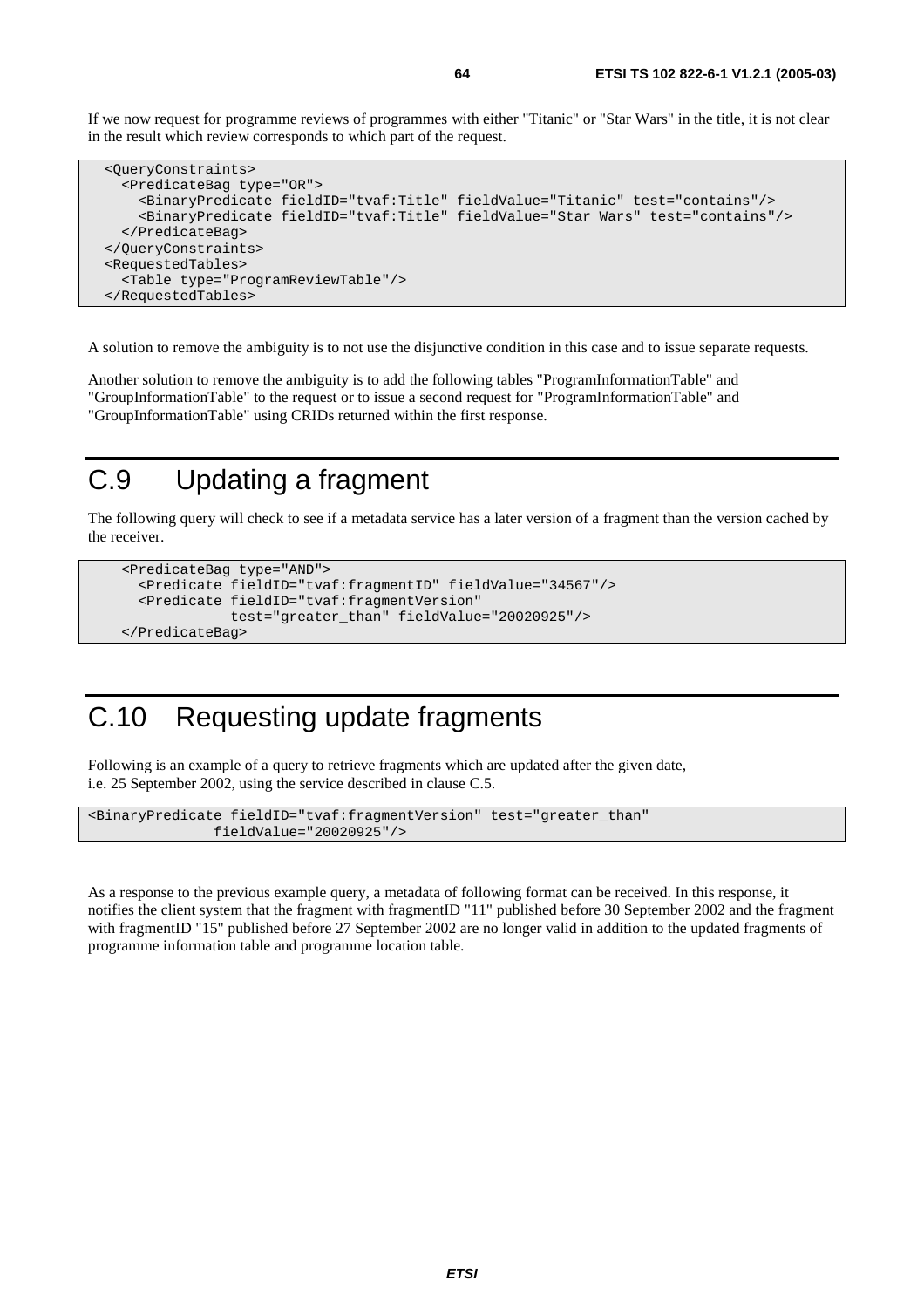If we now request for programme reviews of programmes with either "Titanic" or "Star Wars" in the title, it is not clear in the result which review corresponds to which part of the request.

```
<QueryConstraints>
  <PredicateBag type="OR">
    <BinaryPredicate fieldID="tvaf:Title" fieldValue="Titanic" test="contains"/>
    <BinaryPredicate fieldID="tvaf:Title" fieldValue="Star Wars" test="contains"/>
  </PredicateBag>
</QueryConstraints>
<RequestedTables>
  <Table type="ProgramReviewTable"/>
</RequestedTables>
```

A solution to remove the ambiguity is to not use the disjunctive condition in this case and to issue separate requests.

Another solution to remove the ambiguity is to add the following tables "ProgramInformationTable" and "GroupInformationTable" to the request or to issue a second request for "ProgramInformationTable" and "GroupInformationTable" using CRIDs returned within the first response.

# C.9 Updating a fragment

The following query will check to see if a metadata service has a later version of a fragment than the version cached by the receiver.

```
<PredicateBag type="AND">
  <Predicate fieldID="tvaf:fragmentID" fieldValue="34567"/>
  <Predicate fieldID="tvaf:fragmentVersion"
             test="greater_than" fieldValue="20020925"/>
</PredicateBag>
```

# C.10 Requesting update fragments

Following is an example of a query to retrieve fragments which are updated after the given date, i.e. 25 September 2002, using the service described in clause C.5.

```
<BinaryPredicate fieldID="tvaf:fragmentVersion" test="greater_than"
               fieldValue="20020925"/>
```

As a response to the previous example query, a metadata of following format can be received. In this response, it notifies the client system that the fragment with fragmentID "11" published before 30 September 2002 and the fragment with fragmentID "15" published before 27 September 2002 are no longer valid in addition to the updated fragments of programme information table and programme location table.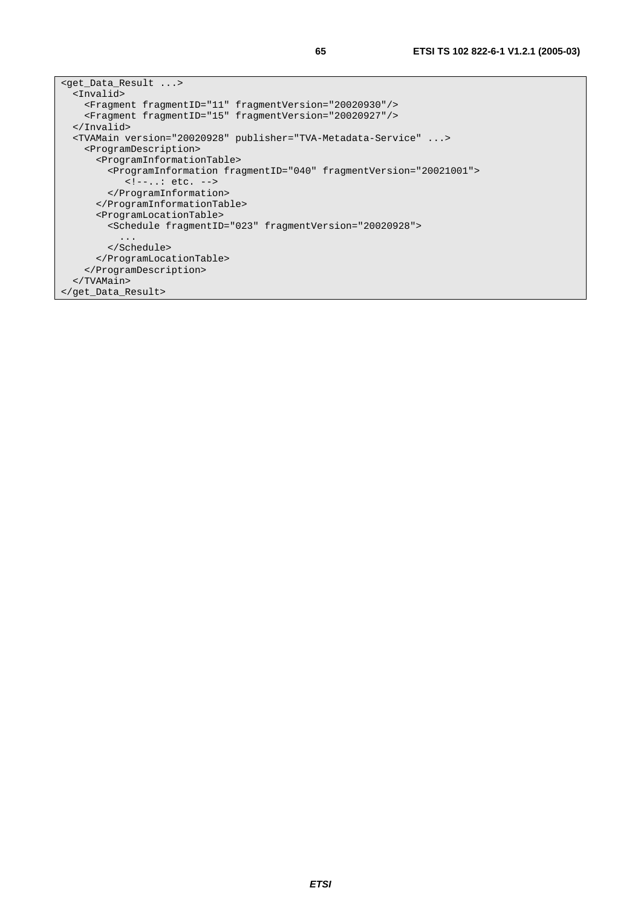```
<get_Data_Result ...>
  <Invalid>
    <Fragment fragmentID="11" fragmentVersion="20020930"/>
    <Fragment fragmentID="15" fragmentVersion="20020927"/>
  </Invalid>
  <TVAMain version="20020928" publisher="TVA-Metadata-Service" ...>
    <ProgramDescription>
      <ProgramInformationTable>
        <ProgramInformation fragmentID="040" fragmentVersion="20021001">
           <!--..: etc. -->
        </ProgramInformation>
      </ProgramInformationTable>
      <ProgramLocationTable>
        <Schedule fragmentID="023" fragmentVersion="20020928">
          ...
        </Schedule>
      </ProgramLocationTable>
    </ProgramDescription>
  </TVAMain>
</get_Data_Result>
```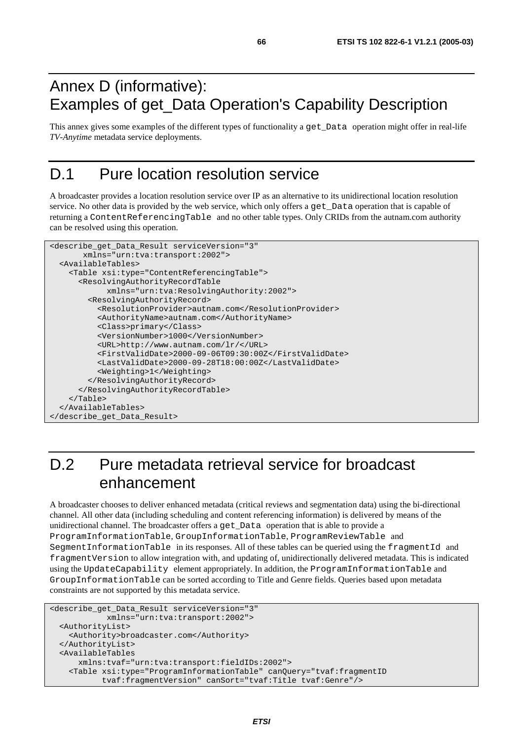# Annex D (informative): Examples of get_Data Operation's Capability Description

This annex gives some examples of the different types of functionality a `get_Data` operation might offer in real-life *TV-Anytime* metadata service deployments.

# D.1 Pure location resolution service

A broadcaster provides a location resolution service over IP as an alternative to its unidirectional location resolution service. No other data is provided by the web service, which only offers a `get_Data` operation that is capable of returning a `ContentReferencingTable` and no other table types. Only CRIDs from the autnam.com authority can be resolved using this operation.

```
<describe_get_Data_Result serviceVersion="3"
       xmlns="urn:tva:transport:2002">
  <AvailableTables>
    <Table xsi:type="ContentReferencingTable">
      <ResolvingAuthorityRecordTable
            xmlns="urn:tva:ResolvingAuthority:2002">
        <ResolvingAuthorityRecord>
          <ResolutionProvider>autnam.com</ResolutionProvider>
          <AuthorityName>autnam.com</AuthorityName>
          <Class>primary</Class>
          <VersionNumber>1000</VersionNumber>
          <URL>http://www.autnam.com/lr/</URL>
          <FirstValidDate>2000-09-06T09:30:00Z</FirstValidDate>
          <LastValidDate>2000-09-28T18:00:00Z</LastValidDate>
          <Weighting>1</Weighting>
        </ResolvingAuthorityRecord>
      </ResolvingAuthorityRecordTable>
    </Table>
  </AvailableTables>
</describe_get_Data_Result>
```

# D.2 Pure metadata retrieval service for broadcast enhancement

A broadcaster chooses to deliver enhanced metadata (critical reviews and segmentation data) using the bi-directional channel. All other data (including scheduling and content referencing information) is delivered by means of the unidirectional channel. The broadcaster offers a `get_Data` operation that is able to provide a `ProgramInformationTable`, `GroupInformationTable`, `ProgramReviewTable` and `SegmentInformationTable` in its responses. All of these tables can be queried using the `fragmentId` and `fragmentVersion` to allow integration with, and updating of, unidirectionally delivered metadata. This is indicated using the `UpdateCapability` element appropriately. In addition, the `ProgramInformationTable` and `GroupInformationTable` can be sorted according to Title and Genre fields. Queries based upon metadata constraints are not supported by this metadata service.

```
<describe_get_Data_Result serviceVersion="3"
            xmlns="urn:tva:transport:2002">
  <AuthorityList>
    <Authority>broadcaster.com</Authority>
  </AuthorityList>
  <AvailableTables
      xmlns:tvaf="urn:tva:transport:fieldIDs:2002">
    <Table xsi:type="ProgramInformationTable" canQuery="tvaf:fragmentID
           tvaf:fragmentVersion" canSort="tvaf:Title tvaf:Genre"/>
```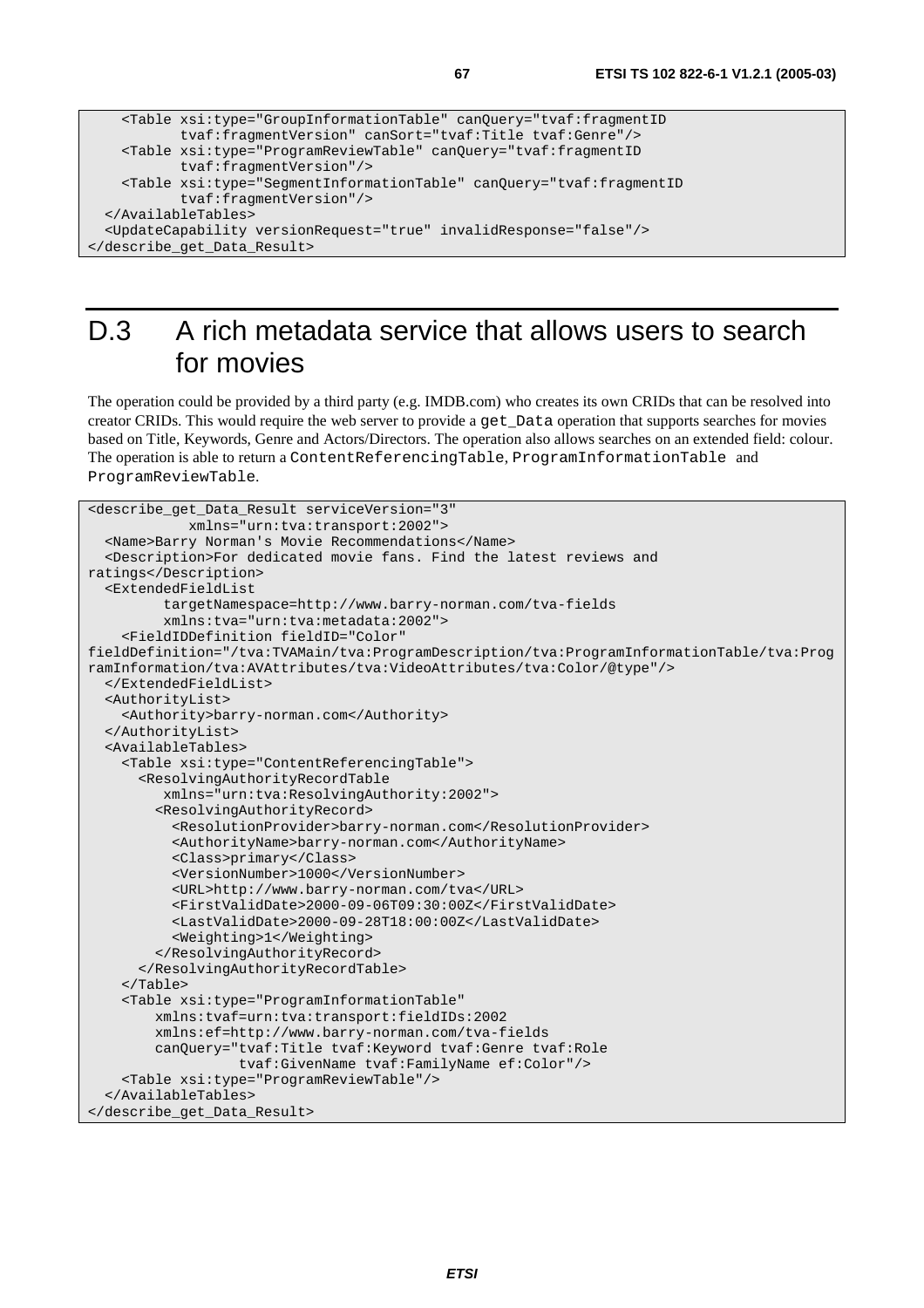```
    <Table xsi:type="GroupInformationTable" canQuery="tvaf:fragmentID
           tvaf:fragmentVersion" canSort="tvaf:Title tvaf:Genre"/>
    <Table xsi:type="ProgramReviewTable" canQuery="tvaf:fragmentID
           tvaf:fragmentVersion"/>
    <Table xsi:type="SegmentInformationTable" canQuery="tvaf:fragmentID
           tvaf:fragmentVersion"/>
  </AvailableTables>
  <UpdateCapability versionRequest="true" invalidResponse="false"/>
</describe_get_Data_Result>
```

# D.3 A rich metadata service that allows users to search for movies

The operation could be provided by a third party (e.g. IMDB.com) who creates its own CRIDs that can be resolved into creator CRIDs. This would require the web server to provide a `get_Data` operation that supports searches for movies based on Title, Keywords, Genre and Actors/Directors. The operation also allows searches on an extended field: colour. The operation is able to return a `ContentReferencingTable`, `ProgramInformationTable` and `ProgramReviewTable`.

```
<describe_get_Data_Result serviceVersion="3"
           xmlns="urn:tva:transport:2002">
  <Name>Barry Norman's Movie Recommendations</Name>
  <Description>For dedicated movie fans. Find the latest reviews and
ratings</Description>
  <ExtendedFieldList
         targetNamespace=http://www.barry-norman.com/tva-fields
         xmlns:tva="urn:tva:metadata:2002">
    <FieldIDDefinition fieldID="Color"
fieldDefinition="/tva:TVAMain/tva:ProgramDescription/tva:ProgramInformationTable/tva:Prog
ramInformation/tva:AVAttributes/tva:VideoAttributes/tva:Color/@type"/>
  </ExtendedFieldList>
  <AuthorityList>
    <Authority>barry-norman.com</Authority>
  </AuthorityList>
  <AvailableTables>
    <Table xsi:type="ContentReferencingTable">
      <ResolvingAuthorityRecordTable
         xmlns="urn:tva:ResolvingAuthority:2002">
        <ResolvingAuthorityRecord>
          <ResolutionProvider>barry-norman.com</ResolutionProvider>
          <AuthorityName>barry-norman.com</AuthorityName>
          <Class>primary</Class>
          <VersionNumber>1000</VersionNumber>
          <URL>http://www.barry-norman.com/tva</URL>
          <FirstValidDate>2000-09-06T09:30:00Z</FirstValidDate>
          <LastValidDate>2000-09-28T18:00:00Z</LastValidDate>
          <Weighting>1</Weighting>
        </ResolvingAuthorityRecord>
      </ResolvingAuthorityRecordTable>
    </Table>
    <Table xsi:type="ProgramInformationTable"
        xmlns:tvaf=urn:tva:transport:fieldIDs:2002
        xmlns:ef=http://www.barry-norman.com/tva-fields
        canQuery="tvaf:Title tvaf:Keyword tvaf:Genre tvaf:Role
                  tvaf:GivenName tvaf:FamilyName ef:Color"/>
    <Table xsi:type="ProgramReviewTable"/>
  </AvailableTables>
</describe_get_Data_Result>
```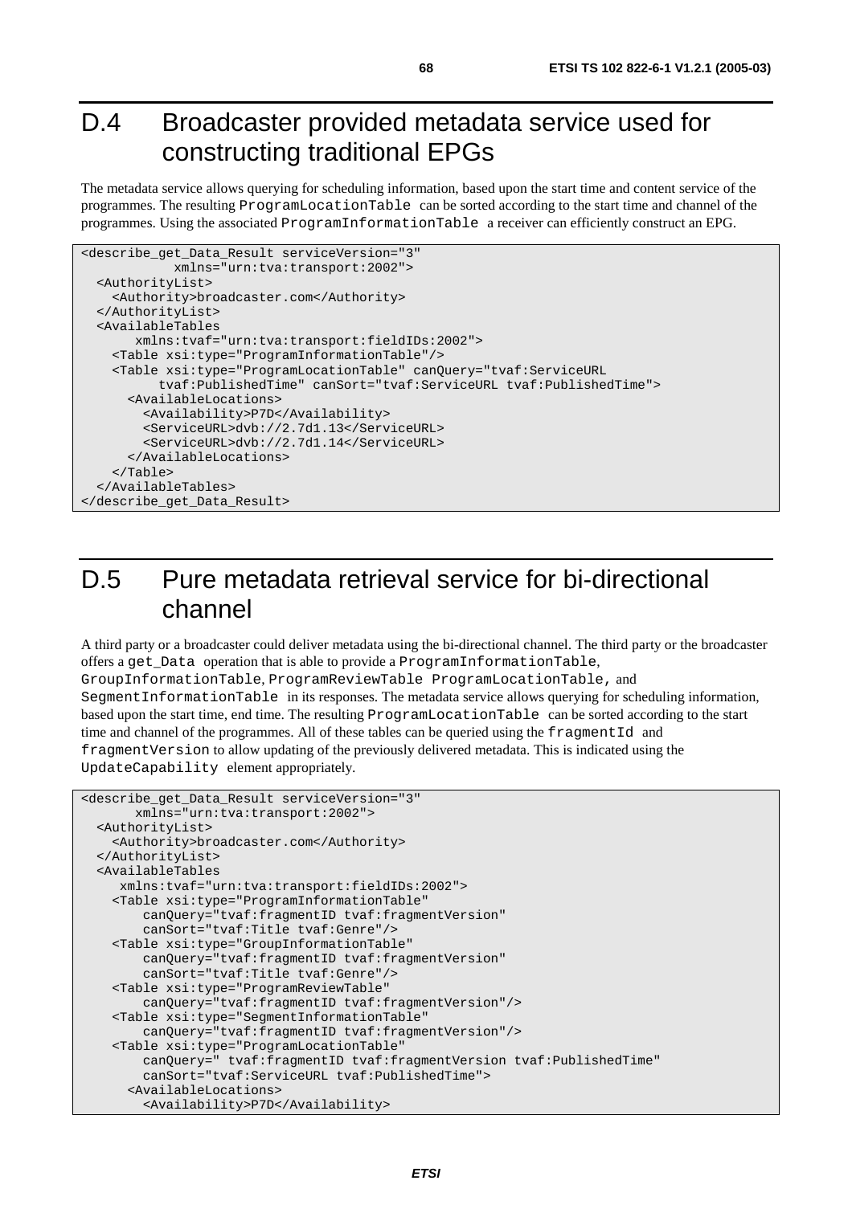# D.4 Broadcaster provided metadata service used for constructing traditional EPGs

The metadata service allows querying for scheduling information, based upon the start time and content service of the programmes. The resulting `ProgramLocationTable` can be sorted according to the start time and channel of the programmes. Using the associated `ProgramInformationTable` a receiver can efficiently construct an EPG.

```
<describe_get_Data_Result serviceVersion="3"
            xmlns="urn:tva:transport:2002">
  <AuthorityList>
    <Authority>broadcaster.com</Authority>
  </AuthorityList>
  <AvailableTables
       xmlns:tvaf="urn:tva:transport:fieldIDs:2002">
    <Table xsi:type="ProgramInformationTable"/>
    <Table xsi:type="ProgramLocationTable" canQuery="tvaf:ServiceURL
         tvaf:PublishedTime" canSort="tvaf:ServiceURL tvaf:PublishedTime">
      <AvailableLocations>
        <Availability>P7D</Availability>
        <ServiceURL>dvb://2.7d1.13</ServiceURL>
        <ServiceURL>dvb://2.7d1.14</ServiceURL>
      </AvailableLocations>
    </Table>
  </AvailableTables>
</describe_get_Data_Result>
```

# D.5 Pure metadata retrieval service for bi-directional channel

A third party or a broadcaster could deliver metadata using the bi-directional channel. The third party or the broadcaster offers a `get_Data` operation that is able to provide a `ProgramInformationTable`, `GroupInformationTable`, `ProgramReviewTable ProgramLocationTable`, and `SegmentInformationTable` in its responses. The metadata service allows querying for scheduling information, based upon the start time, end time. The resulting `ProgramLocationTable` can be sorted according to the start time and channel of the programmes. All of these tables can be queried using the `fragmentId` and `fragmentVersion` to allow updating of the previously delivered metadata. This is indicated using the `UpdateCapability` element appropriately.

```
<describe_get_Data_Result serviceVersion="3"
       xmlns="urn:tva:transport:2002">
  <AuthorityList>
    <Authority>broadcaster.com</Authority>
  </AuthorityList>
  <AvailableTables
     xmlns:tvaf="urn:tva:transport:fieldIDs:2002">
    <Table xsi:type="ProgramInformationTable"
        canQuery="tvaf:fragmentID tvaf:fragmentVersion"
        canSort="tvaf:Title tvaf:Genre"/>
    <Table xsi:type="GroupInformationTable"
        canQuery="tvaf:fragmentID tvaf:fragmentVersion"
        canSort="tvaf:Title tvaf:Genre"/>
    <Table xsi:type="ProgramReviewTable"
        canQuery="tvaf:fragmentID tvaf:fragmentVersion"/>
    <Table xsi:type="SegmentInformationTable"
        canQuery="tvaf:fragmentID tvaf:fragmentVersion"/>
    <Table xsi:type="ProgramLocationTable"
        canQuery=" tvaf:fragmentID tvaf:fragmentVersion tvaf:PublishedTime"
        canSort="tvaf:ServiceURL tvaf:PublishedTime">
      <AvailableLocations>
        <Availability>P7D</Availability>
```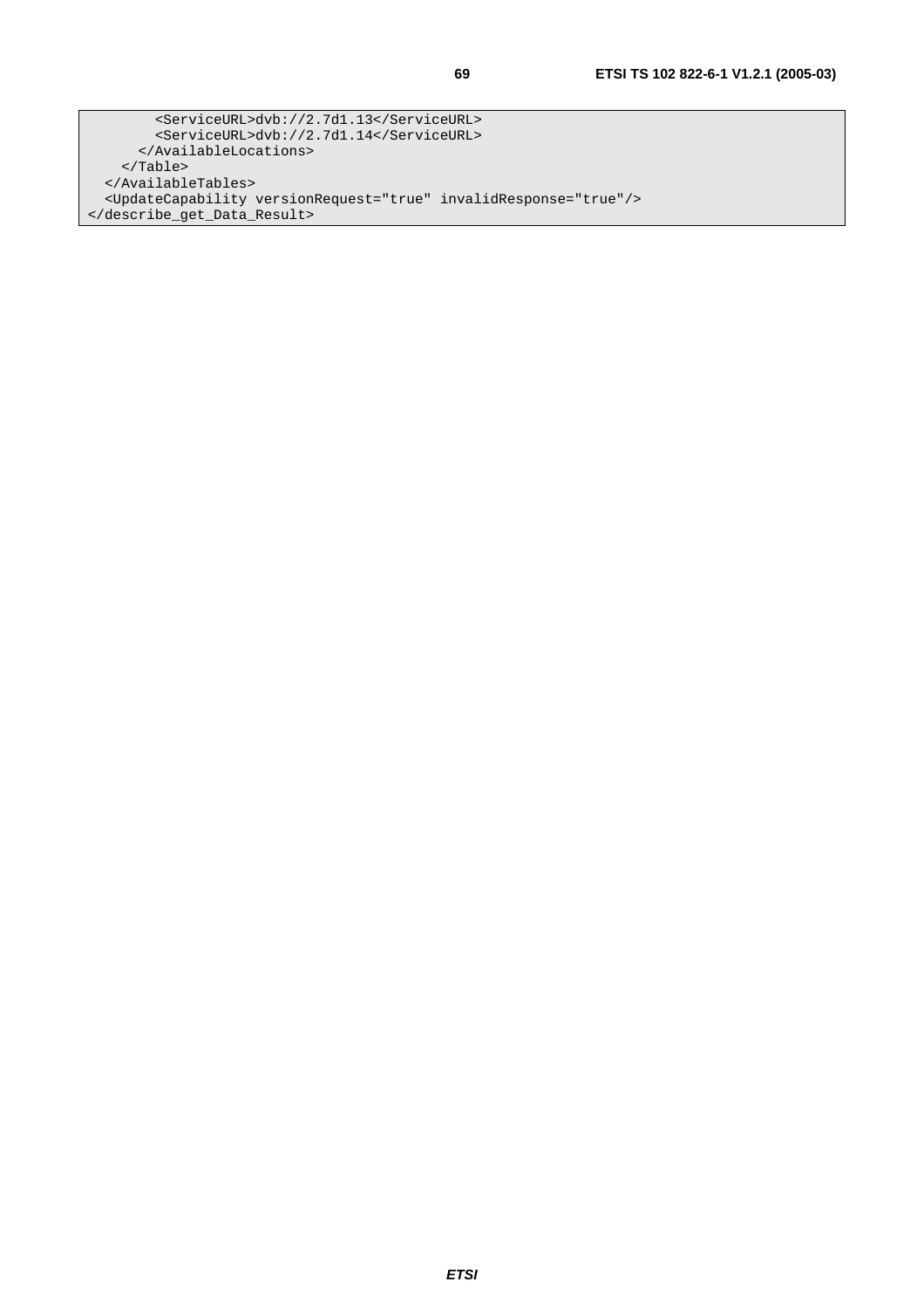```
        <ServiceURL>dvb://2.7d1.13</ServiceURL>
        <ServiceURL>dvb://2.7d1.14</ServiceURL>
      </AvailableLocations>
    </Table>
  </AvailableTables>
  <UpdateCapability versionRequest="true" invalidResponse="true"/>
</describe_get_Data_Result>
```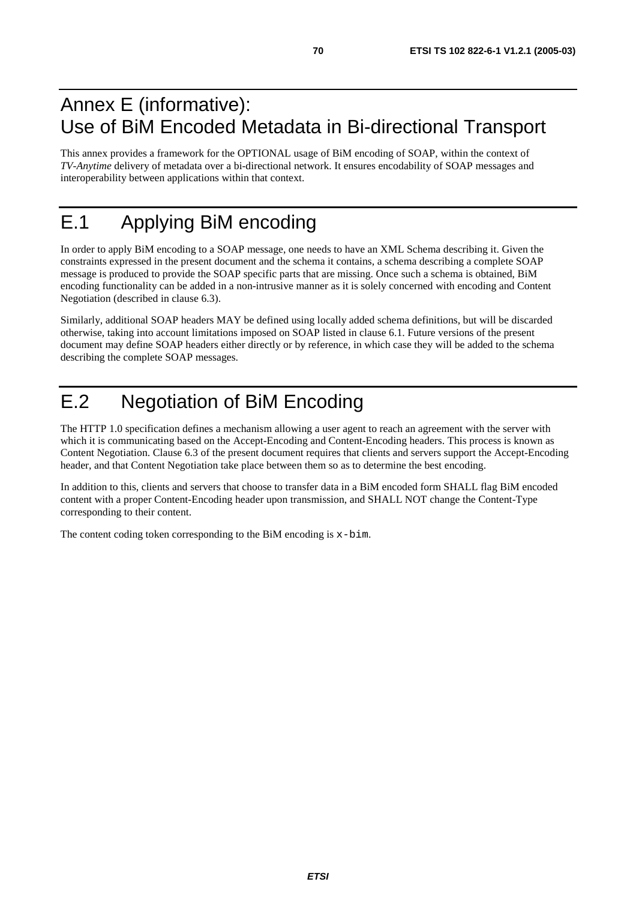# Annex E (informative): Use of BiM Encoded Metadata in Bi-directional Transport

This annex provides a framework for the OPTIONAL usage of BiM encoding of SOAP, within the context of *TV-Anytime* delivery of metadata over a bi-directional network. It ensures encodability of SOAP messages and interoperability between applications within that context.

# E.1 Applying BiM encoding

In order to apply BiM encoding to a SOAP message, one needs to have an XML Schema describing it. Given the constraints expressed in the present document and the schema it contains, a schema describing a complete SOAP message is produced to provide the SOAP specific parts that are missing. Once such a schema is obtained, BiM encoding functionality can be added in a non-intrusive manner as it is solely concerned with encoding and Content Negotiation (described in clause 6.3).

Similarly, additional SOAP headers MAY be defined using locally added schema definitions, but will be discarded otherwise, taking into account limitations imposed on SOAP listed in clause 6.1. Future versions of the present document may define SOAP headers either directly or by reference, in which case they will be added to the schema describing the complete SOAP messages.

# E.2 Negotiation of BiM Encoding

The HTTP 1.0 specification defines a mechanism allowing a user agent to reach an agreement with the server with which it is communicating based on the Accept-Encoding and Content-Encoding headers. This process is known as Content Negotiation. Clause 6.3 of the present document requires that clients and servers support the Accept-Encoding header, and that Content Negotiation take place between them so as to determine the best encoding.

In addition to this, clients and servers that choose to transfer data in a BiM encoded form SHALL flag BiM encoded content with a proper Content-Encoding header upon transmission, and SHALL NOT change the Content-Type corresponding to their content.

The content coding token corresponding to the BiM encoding is `x-bim`.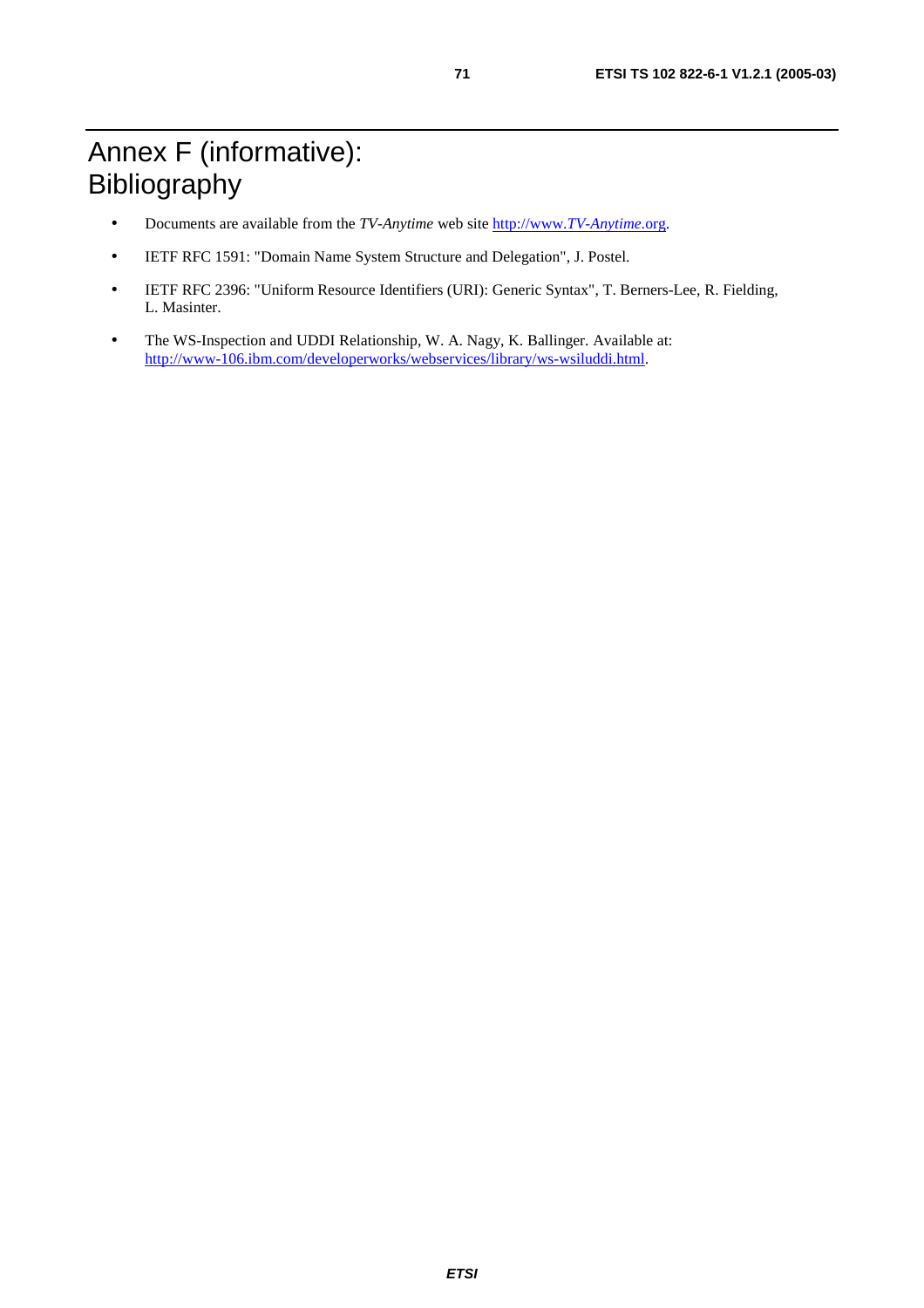# Annex F (informative): Bibliography

- Documents are available from the *TV-Anytime* web site http://www.*TV-Anytime*.org.
- IETF RFC 1591: "Domain Name System Structure and Delegation", J. Postel.
- IETF RFC 2396: "Uniform Resource Identifiers (URI): Generic Syntax", T. Berners-Lee, R. Fielding, L. Masinter.
- The WS-Inspection and UDDI Relationship, W. A. Nagy, K. Ballinger. Available at: http://www-106.ibm.com/developerworks/webservices/library/ws-wsiluddi.html.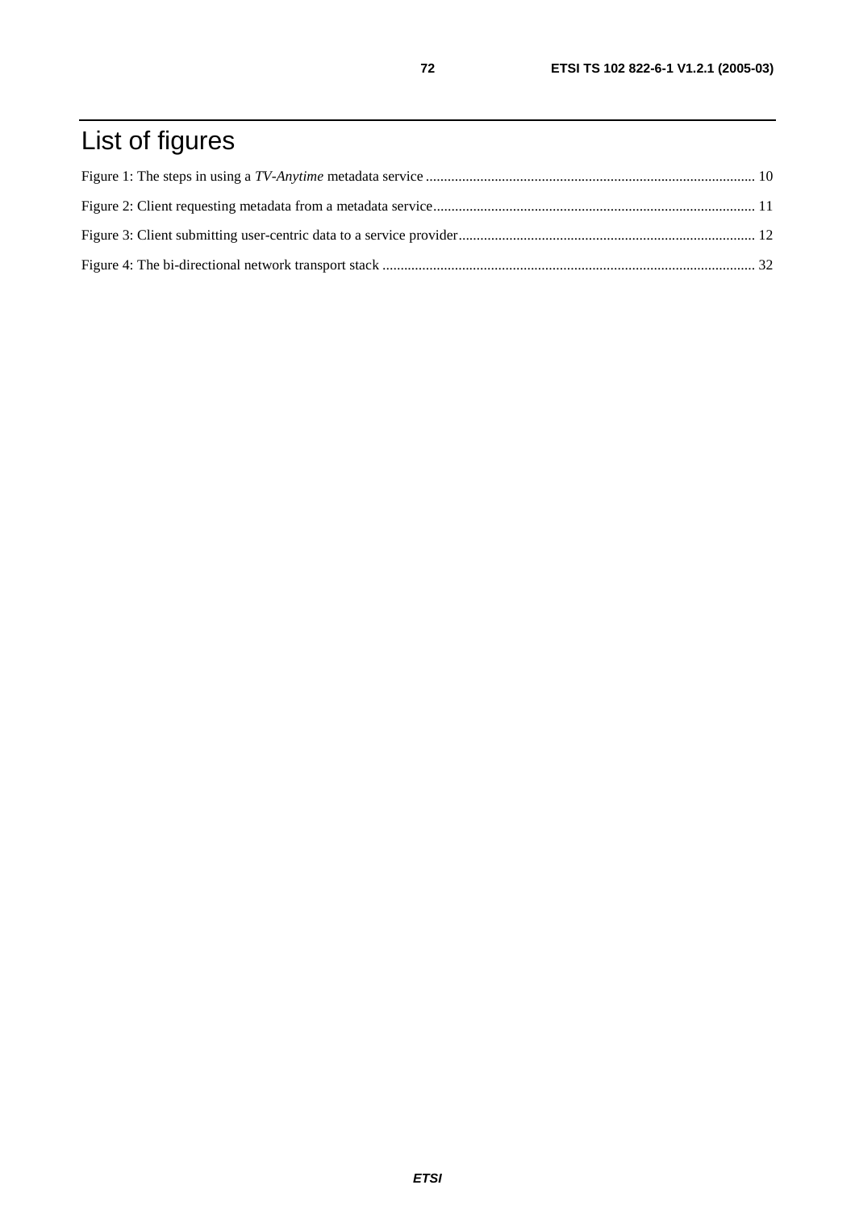# List of figures

Figure 1: The steps in using a *TV-Anytime* metadata service .......................................................................................... 10

Figure 2: Client requesting metadata from a metadata service........................................................................................ 11

Figure 3: Client submitting user-centric data to a service provider................................................................................. 12

Figure 4: The bi-directional network transport stack ...................................................................................................... 32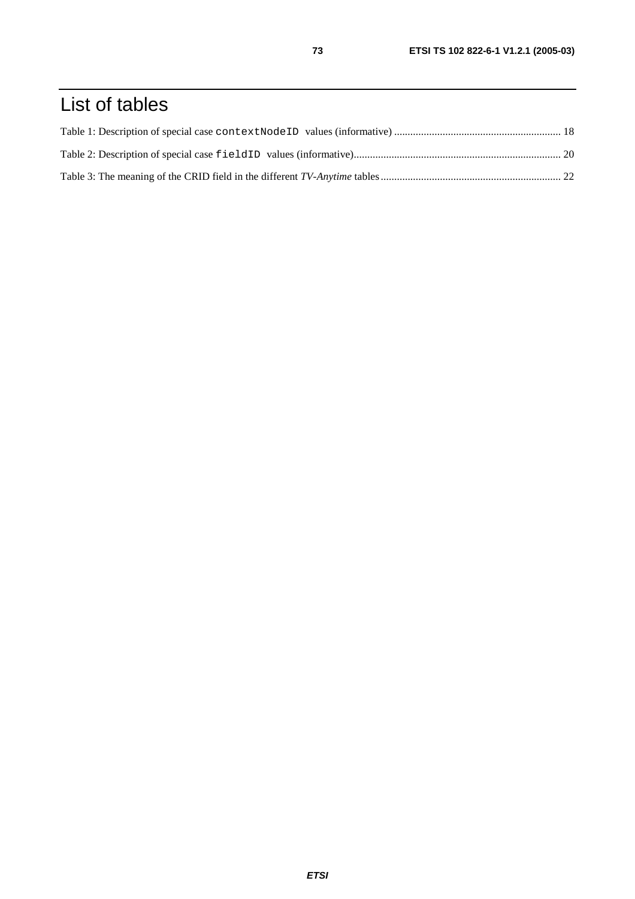# List of tables

Table 1: Description of special case `contextNodeID` values (informative) ............................................................. 18

Table 2: Description of special case `fieldID` values (informative)........................................................................... 20

Table 3: The meaning of the CRID field in the different *TV-Anytime* tables.................................................................. 22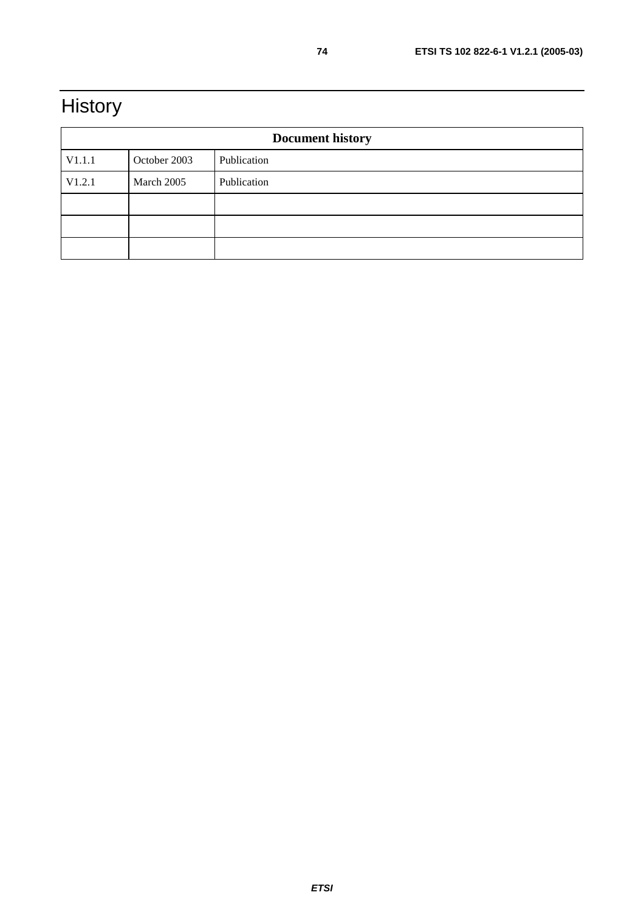# History

| Document history | | |
|---|---|---|
| V1.1.1 | October 2003 | Publication |
| V1.2.1 | March 2005 | Publication |
| | | |
| | | |
| | | |